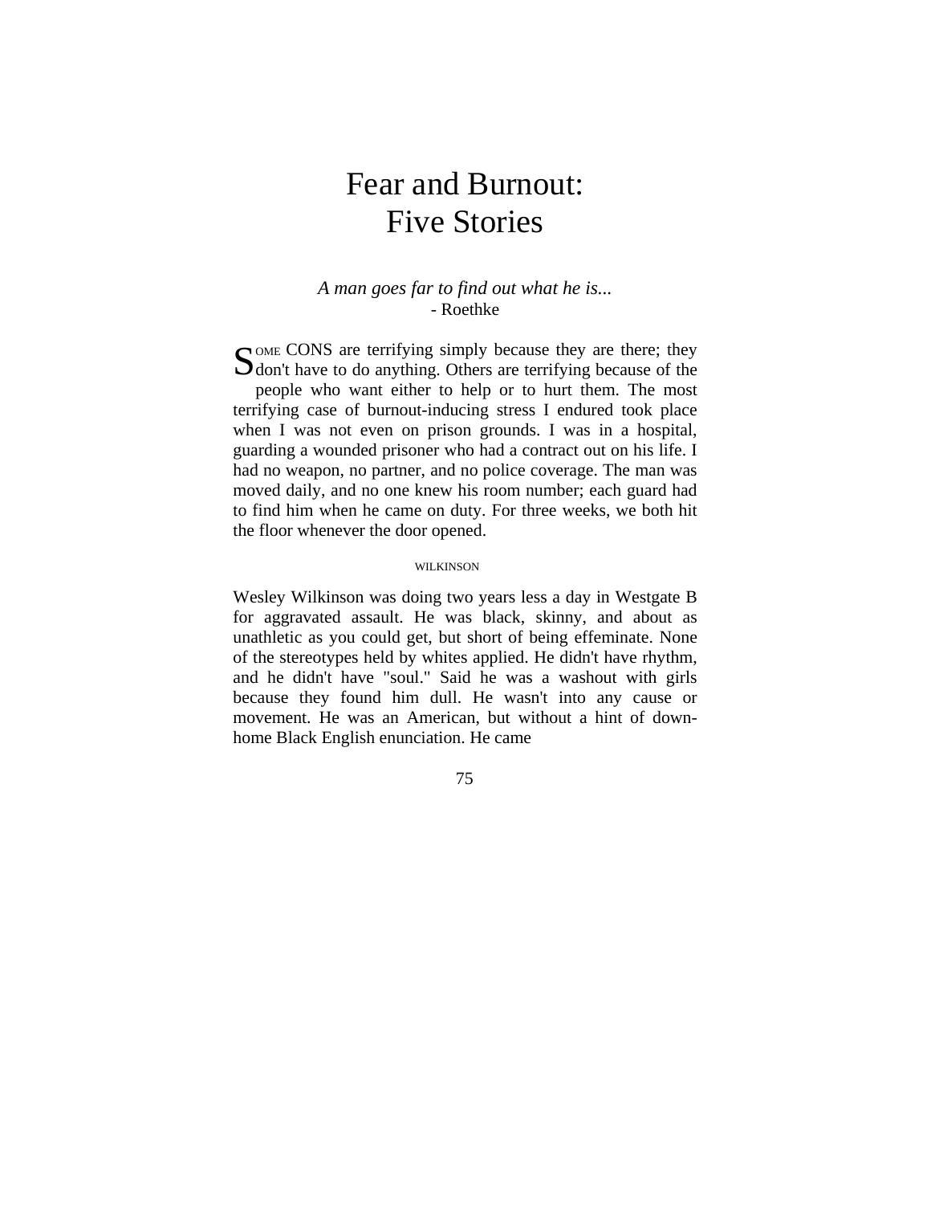# Fear and Burnout: Five Stories

*A man goes far to find out what he is...*
- Roethke

SOME CONS are terrifying simply because they are there; they don't have to do anything. Others are terrifying because of the people who want either to help or to hurt them. The most terrifying case of burnout-inducing stress I endured took place when I was not even on prison grounds. I was in a hospital, guarding a wounded prisoner who had a contract out on his life. I had no weapon, no partner, and no police coverage. The man was moved daily, and no one knew his room number; each guard had to find him when he came on duty. For three weeks, we both hit the floor whenever the door opened.

## WILKINSON

Wesley Wilkinson was doing two years less a day in Westgate B for aggravated assault. He was black, skinny, and about as unathletic as you could get, but short of being effeminate. None of the stereotypes held by whites applied. He didn't have rhythm, and he didn't have "soul." Said he was a washout with girls because they found him dull. He wasn't into any cause or movement. He was an American, but without a hint of down-home Black English enunciation. He came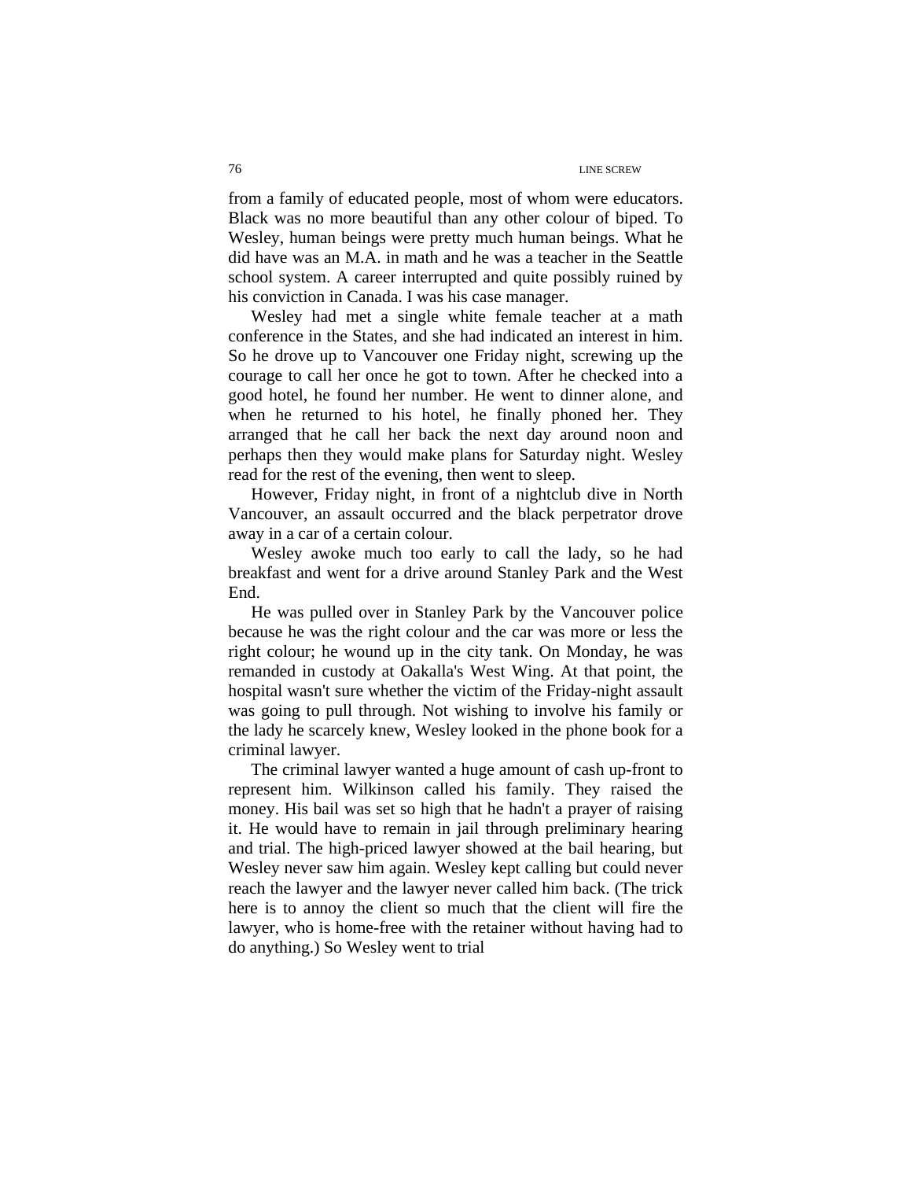from a family of educated people, most of whom were educators. Black was no more beautiful than any other colour of biped. To Wesley, human beings were pretty much human beings. What he did have was an M.A. in math and he was a teacher in the Seattle school system. A career interrupted and quite possibly ruined by his conviction in Canada. I was his case manager.

Wesley had met a single white female teacher at a math conference in the States, and she had indicated an interest in him. So he drove up to Vancouver one Friday night, screwing up the courage to call her once he got to town. After he checked into a good hotel, he found her number. He went to dinner alone, and when he returned to his hotel, he finally phoned her. They arranged that he call her back the next day around noon and perhaps then they would make plans for Saturday night. Wesley read for the rest of the evening, then went to sleep.

However, Friday night, in front of a nightclub dive in North Vancouver, an assault occurred and the black perpetrator drove away in a car of a certain colour.

Wesley awoke much too early to call the lady, so he had breakfast and went for a drive around Stanley Park and the West End.

He was pulled over in Stanley Park by the Vancouver police because he was the right colour and the car was more or less the right colour; he wound up in the city tank. On Monday, he was remanded in custody at Oakalla's West Wing. At that point, the hospital wasn't sure whether the victim of the Friday-night assault was going to pull through. Not wishing to involve his family or the lady he scarcely knew, Wesley looked in the phone book for a criminal lawyer.

The criminal lawyer wanted a huge amount of cash up-front to represent him. Wilkinson called his family. They raised the money. His bail was set so high that he hadn't a prayer of raising it. He would have to remain in jail through preliminary hearing and trial. The high-priced lawyer showed at the bail hearing, but Wesley never saw him again. Wesley kept calling but could never reach the lawyer and the lawyer never called him back. (The trick here is to annoy the client so much that the client will fire the lawyer, who is home-free with the retainer without having had to do anything.) So Wesley went to trial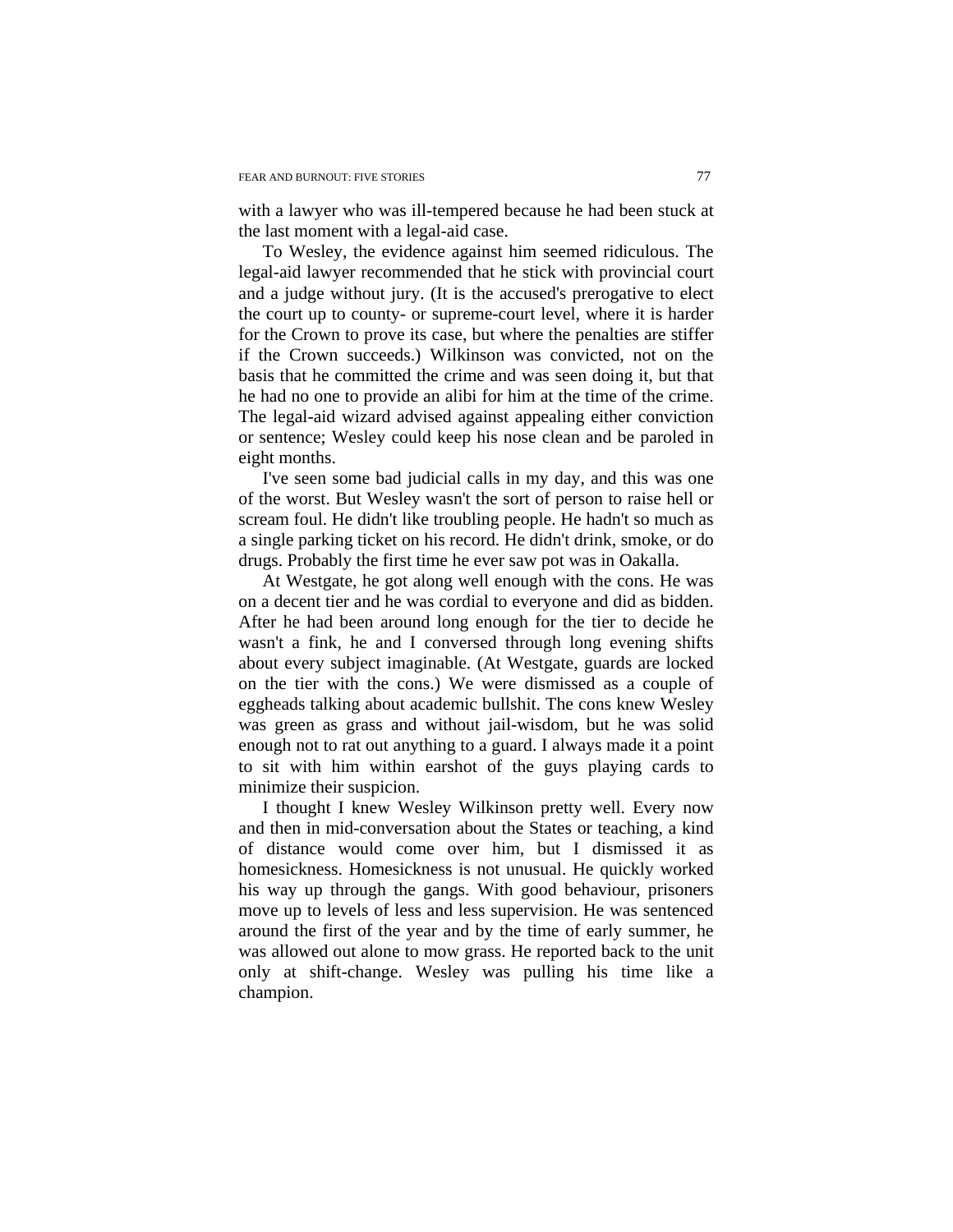with a lawyer who was ill-tempered because he had been stuck at the last moment with a legal-aid case.

To Wesley, the evidence against him seemed ridiculous. The legal-aid lawyer recommended that he stick with provincial court and a judge without jury. (It is the accused's prerogative to elect the court up to county- or supreme-court level, where it is harder for the Crown to prove its case, but where the penalties are stiffer if the Crown succeeds.) Wilkinson was convicted, not on the basis that he committed the crime and was seen doing it, but that he had no one to provide an alibi for him at the time of the crime. The legal-aid wizard advised against appealing either conviction or sentence; Wesley could keep his nose clean and be paroled in eight months.

I've seen some bad judicial calls in my day, and this was one of the worst. But Wesley wasn't the sort of person to raise hell or scream foul. He didn't like troubling people. He hadn't so much as a single parking ticket on his record. He didn't drink, smoke, or do drugs. Probably the first time he ever saw pot was in Oakalla.

At Westgate, he got along well enough with the cons. He was on a decent tier and he was cordial to everyone and did as bidden. After he had been around long enough for the tier to decide he wasn't a fink, he and I conversed through long evening shifts about every subject imaginable. (At Westgate, guards are locked on the tier with the cons.) We were dismissed as a couple of eggheads talking about academic bullshit. The cons knew Wesley was green as grass and without jail-wisdom, but he was solid enough not to rat out anything to a guard. I always made it a point to sit with him within earshot of the guys playing cards to minimize their suspicion.

I thought I knew Wesley Wilkinson pretty well. Every now and then in mid-conversation about the States or teaching, a kind of distance would come over him, but I dismissed it as homesickness. Homesickness is not unusual. He quickly worked his way up through the gangs. With good behaviour, prisoners move up to levels of less and less supervision. He was sentenced around the first of the year and by the time of early summer, he was allowed out alone to mow grass. He reported back to the unit only at shift-change. Wesley was pulling his time like a champion.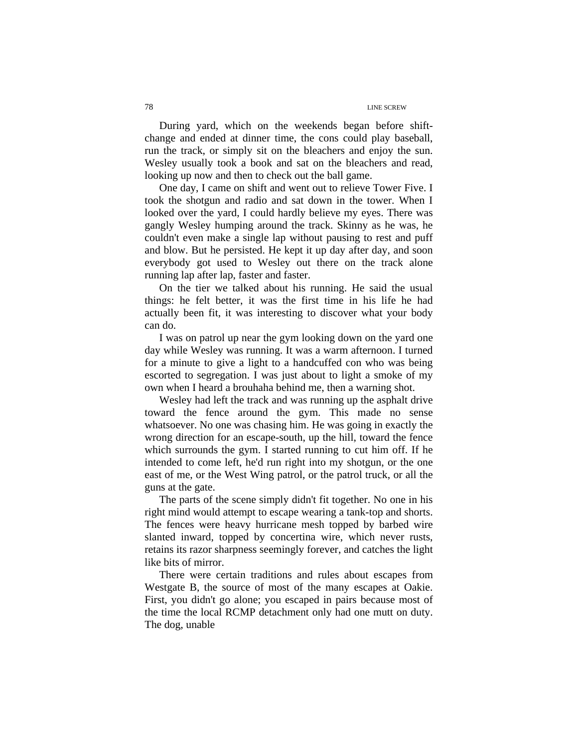During yard, which on the weekends began before shift-change and ended at dinner time, the cons could play baseball, run the track, or simply sit on the bleachers and enjoy the sun. Wesley usually took a book and sat on the bleachers and read, looking up now and then to check out the ball game.

One day, I came on shift and went out to relieve Tower Five. I took the shotgun and radio and sat down in the tower. When I looked over the yard, I could hardly believe my eyes. There was gangly Wesley humping around the track. Skinny as he was, he couldn't even make a single lap without pausing to rest and puff and blow. But he persisted. He kept it up day after day, and soon everybody got used to Wesley out there on the track alone running lap after lap, faster and faster.

On the tier we talked about his running. He said the usual things: he felt better, it was the first time in his life he had actually been fit, it was interesting to discover what your body can do.

I was on patrol up near the gym looking down on the yard one day while Wesley was running. It was a warm afternoon. I turned for a minute to give a light to a handcuffed con who was being escorted to segregation. I was just about to light a smoke of my own when I heard a brouhaha behind me, then a warning shot.

Wesley had left the track and was running up the asphalt drive toward the fence around the gym. This made no sense whatsoever. No one was chasing him. He was going in exactly the wrong direction for an escape-south, up the hill, toward the fence which surrounds the gym. I started running to cut him off. If he intended to come left, he'd run right into my shotgun, or the one east of me, or the West Wing patrol, or the patrol truck, or all the guns at the gate.

The parts of the scene simply didn't fit together. No one in his right mind would attempt to escape wearing a tank-top and shorts. The fences were heavy hurricane mesh topped by barbed wire slanted inward, topped by concertina wire, which never rusts, retains its razor sharpness seemingly forever, and catches the light like bits of mirror.

There were certain traditions and rules about escapes from Westgate B, the source of most of the many escapes at Oakie. First, you didn't go alone; you escaped in pairs because most of the time the local RCMP detachment only had one mutt on duty. The dog, unable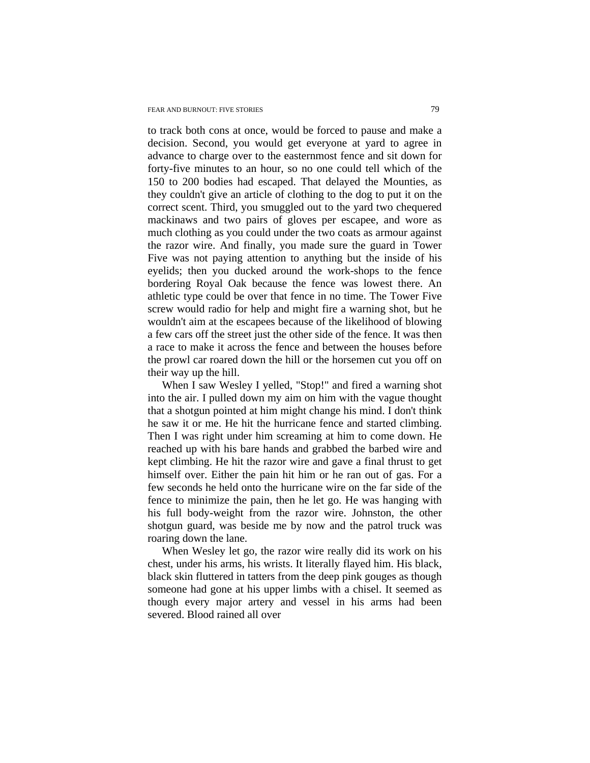to track both cons at once, would be forced to pause and make a decision. Second, you would get everyone at yard to agree in advance to charge over to the easternmost fence and sit down for forty-five minutes to an hour, so no one could tell which of the 150 to 200 bodies had escaped. That delayed the Mounties, as they couldn't give an article of clothing to the dog to put it on the correct scent. Third, you smuggled out to the yard two chequered mackinaws and two pairs of gloves per escapee, and wore as much clothing as you could under the two coats as armour against the razor wire. And finally, you made sure the guard in Tower Five was not paying attention to anything but the inside of his eyelids; then you ducked around the work-shops to the fence bordering Royal Oak because the fence was lowest there. An athletic type could be over that fence in no time. The Tower Five screw would radio for help and might fire a warning shot, but he wouldn't aim at the escapees because of the likelihood of blowing a few cars off the street just the other side of the fence. It was then a race to make it across the fence and between the houses before the prowl car roared down the hill or the horsemen cut you off on their way up the hill.

When I saw Wesley I yelled, "Stop!" and fired a warning shot into the air. I pulled down my aim on him with the vague thought that a shotgun pointed at him might change his mind. I don't think he saw it or me. He hit the hurricane fence and started climbing. Then I was right under him screaming at him to come down. He reached up with his bare hands and grabbed the barbed wire and kept climbing. He hit the razor wire and gave a final thrust to get himself over. Either the pain hit him or he ran out of gas. For a few seconds he held onto the hurricane wire on the far side of the fence to minimize the pain, then he let go. He was hanging with his full body-weight from the razor wire. Johnston, the other shotgun guard, was beside me by now and the patrol truck was roaring down the lane.

When Wesley let go, the razor wire really did its work on his chest, under his arms, his wrists. It literally flayed him. His black, black skin fluttered in tatters from the deep pink gouges as though someone had gone at his upper limbs with a chisel. It seemed as though every major artery and vessel in his arms had been severed. Blood rained all over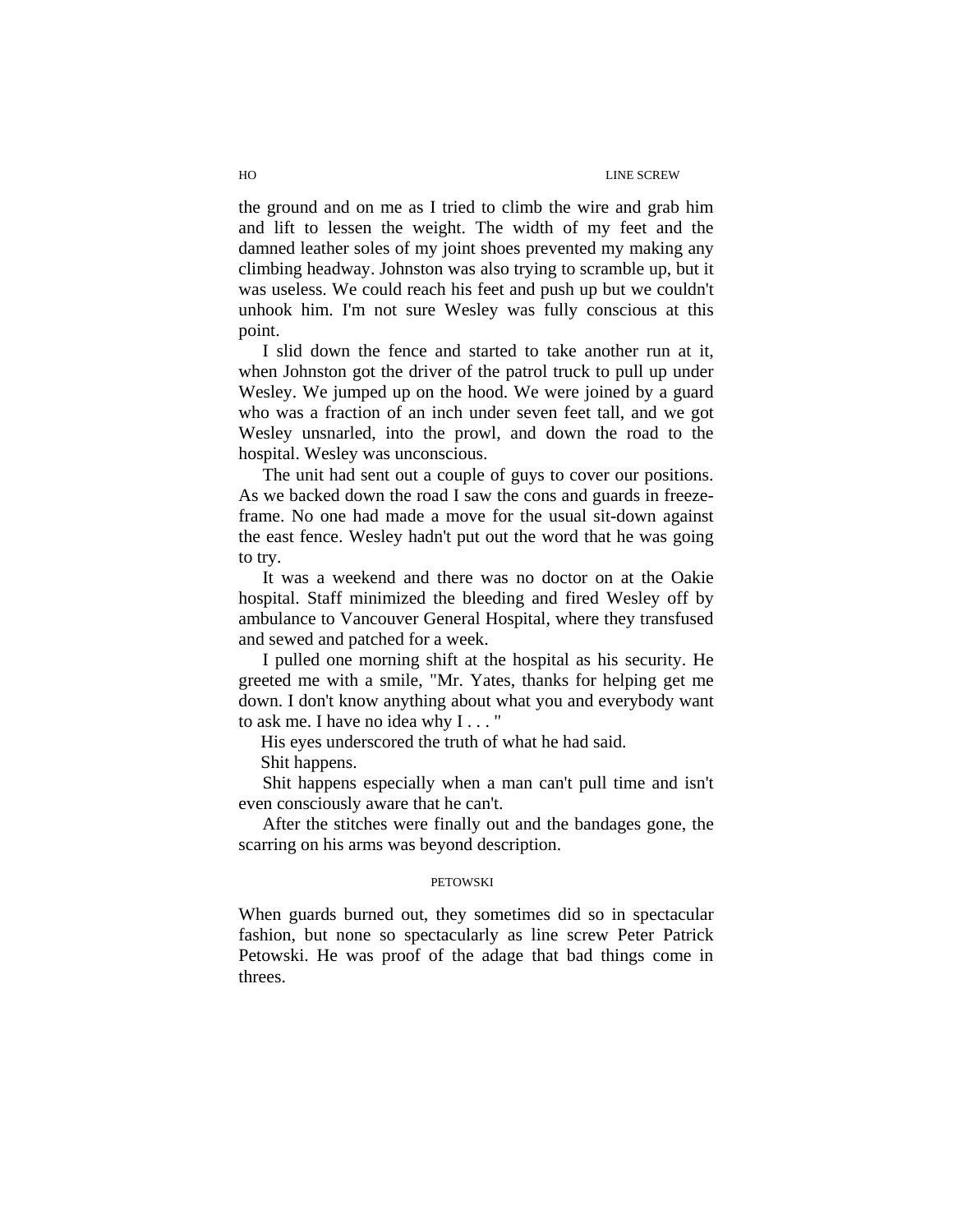the ground and on me as I tried to climb the wire and grab him and lift to lessen the weight. The width of my feet and the damned leather soles of my joint shoes prevented my making any climbing headway. Johnston was also trying to scramble up, but it was useless. We could reach his feet and push up but we couldn't unhook him. I'm not sure Wesley was fully conscious at this point.

I slid down the fence and started to take another run at it, when Johnston got the driver of the patrol truck to pull up under Wesley. We jumped up on the hood. We were joined by a guard who was a fraction of an inch under seven feet tall, and we got Wesley unsnarled, into the prowl, and down the road to the hospital. Wesley was unconscious.

The unit had sent out a couple of guys to cover our positions. As we backed down the road I saw the cons and guards in freeze-frame. No one had made a move for the usual sit-down against the east fence. Wesley hadn't put out the word that he was going to try.

It was a weekend and there was no doctor on at the Oakie hospital. Staff minimized the bleeding and fired Wesley off by ambulance to Vancouver General Hospital, where they transfused and sewed and patched for a week.

I pulled one morning shift at the hospital as his security. He greeted me with a smile, "Mr. Yates, thanks for helping get me down. I don't know anything about what you and everybody want to ask me. I have no idea why I . . . "

His eyes underscored the truth of what he had said.

Shit happens.

Shit happens especially when a man can't pull time and isn't even consciously aware that he can't.

After the stitches were finally out and the bandages gone, the scarring on his arms was beyond description.

## PETOWSKI

When guards burned out, they sometimes did so in spectacular fashion, but none so spectacularly as line screw Peter Patrick Petowski. He was proof of the adage that bad things come in threes.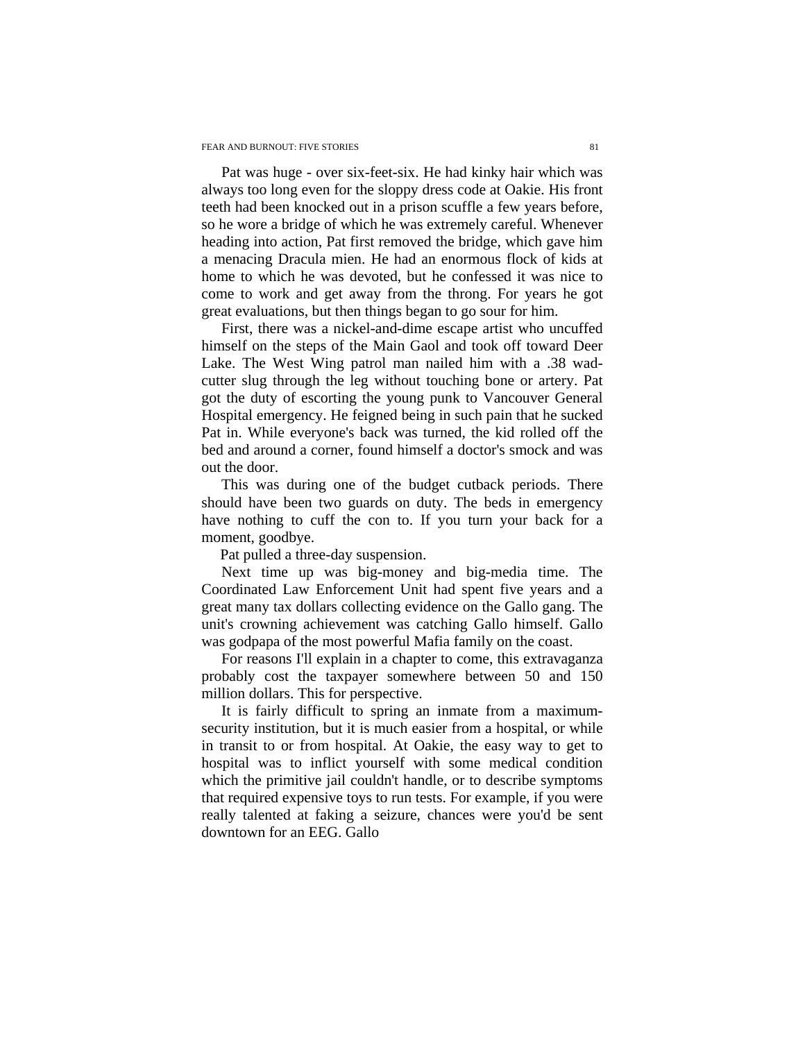Pat was huge - over six-feet-six. He had kinky hair which was always too long even for the sloppy dress code at Oakie. His front teeth had been knocked out in a prison scuffle a few years before, so he wore a bridge of which he was extremely careful. Whenever heading into action, Pat first removed the bridge, which gave him a menacing Dracula mien. He had an enormous flock of kids at home to which he was devoted, but he confessed it was nice to come to work and get away from the throng. For years he got great evaluations, but then things began to go sour for him.

First, there was a nickel-and-dime escape artist who uncuffed himself on the steps of the Main Gaol and took off toward Deer Lake. The West Wing patrol man nailed him with a .38 wad-cutter slug through the leg without touching bone or artery. Pat got the duty of escorting the young punk to Vancouver General Hospital emergency. He feigned being in such pain that he sucked Pat in. While everyone's back was turned, the kid rolled off the bed and around a corner, found himself a doctor's smock and was out the door.

This was during one of the budget cutback periods. There should have been two guards on duty. The beds in emergency have nothing to cuff the con to. If you turn your back for a moment, goodbye.

Pat pulled a three-day suspension.

Next time up was big-money and big-media time. The Coordinated Law Enforcement Unit had spent five years and a great many tax dollars collecting evidence on the Gallo gang. The unit's crowning achievement was catching Gallo himself. Gallo was godpapa of the most powerful Mafia family on the coast.

For reasons I'll explain in a chapter to come, this extravaganza probably cost the taxpayer somewhere between 50 and 150 million dollars. This for perspective.

It is fairly difficult to spring an inmate from a maximum-security institution, but it is much easier from a hospital, or while in transit to or from hospital. At Oakie, the easy way to get to hospital was to inflict yourself with some medical condition which the primitive jail couldn't handle, or to describe symptoms that required expensive toys to run tests. For example, if you were really talented at faking a seizure, chances were you'd be sent downtown for an EEG. Gallo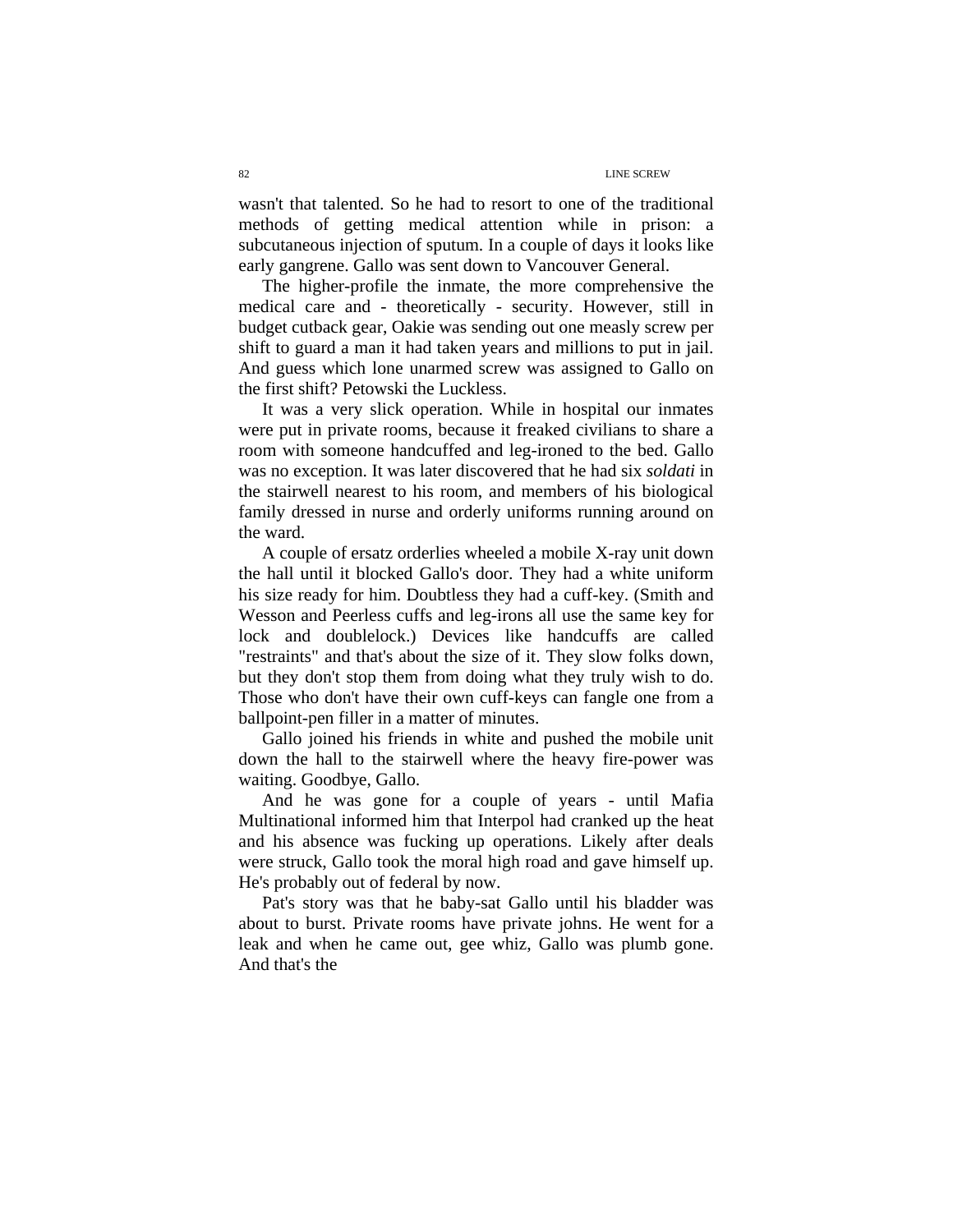wasn't that talented. So he had to resort to one of the traditional methods of getting medical attention while in prison: a subcutaneous injection of sputum. In a couple of days it looks like early gangrene. Gallo was sent down to Vancouver General.

The higher-profile the inmate, the more comprehensive the medical care and - theoretically - security. However, still in budget cutback gear, Oakie was sending out one measly screw per shift to guard a man it had taken years and millions to put in jail. And guess which lone unarmed screw was assigned to Gallo on the first shift? Petowski the Luckless.

It was a very slick operation. While in hospital our inmates were put in private rooms, because it freaked civilians to share a room with someone handcuffed and leg-ironed to the bed. Gallo was no exception. It was later discovered that he had six *soldati* in the stairwell nearest to his room, and members of his biological family dressed in nurse and orderly uniforms running around on the ward.

A couple of ersatz orderlies wheeled a mobile X-ray unit down the hall until it blocked Gallo's door. They had a white uniform his size ready for him. Doubtless they had a cuff-key. (Smith and Wesson and Peerless cuffs and leg-irons all use the same key for lock and doublelock.) Devices like handcuffs are called "restraints" and that's about the size of it. They slow folks down, but they don't stop them from doing what they truly wish to do. Those who don't have their own cuff-keys can fangle one from a ballpoint-pen filler in a matter of minutes.

Gallo joined his friends in white and pushed the mobile unit down the hall to the stairwell where the heavy fire-power was waiting. Goodbye, Gallo.

And he was gone for a couple of years - until Mafia Multinational informed him that Interpol had cranked up the heat and his absence was fucking up operations. Likely after deals were struck, Gallo took the moral high road and gave himself up. He's probably out of federal by now.

Pat's story was that he baby-sat Gallo until his bladder was about to burst. Private rooms have private johns. He went for a leak and when he came out, gee whiz, Gallo was plumb gone. And that's the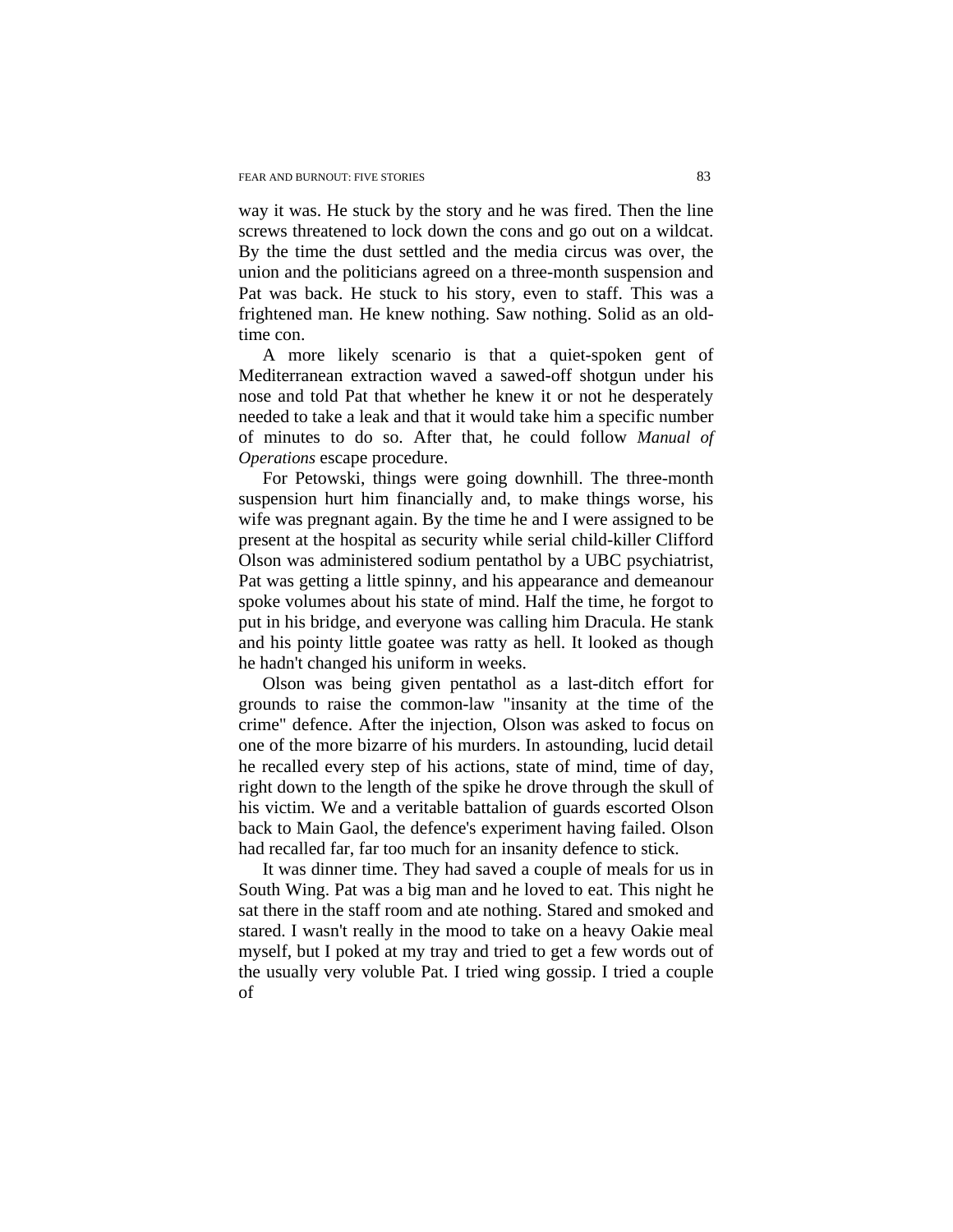way it was. He stuck by the story and he was fired. Then the line screws threatened to lock down the cons and go out on a wildcat. By the time the dust settled and the media circus was over, the union and the politicians agreed on a three-month suspension and Pat was back. He stuck to his story, even to staff. This was a frightened man. He knew nothing. Saw nothing. Solid as an old-time con.

A more likely scenario is that a quiet-spoken gent of Mediterranean extraction waved a sawed-off shotgun under his nose and told Pat that whether he knew it or not he desperately needed to take a leak and that it would take him a specific number of minutes to do so. After that, he could follow *Manual of Operations* escape procedure.

For Petowski, things were going downhill. The three-month suspension hurt him financially and, to make things worse, his wife was pregnant again. By the time he and I were assigned to be present at the hospital as security while serial child-killer Clifford Olson was administered sodium pentathol by a UBC psychiatrist, Pat was getting a little spinny, and his appearance and demeanour spoke volumes about his state of mind. Half the time, he forgot to put in his bridge, and everyone was calling him Dracula. He stank and his pointy little goatee was ratty as hell. It looked as though he hadn't changed his uniform in weeks.

Olson was being given pentathol as a last-ditch effort for grounds to raise the common-law "insanity at the time of the crime" defence. After the injection, Olson was asked to focus on one of the more bizarre of his murders. In astounding, lucid detail he recalled every step of his actions, state of mind, time of day, right down to the length of the spike he drove through the skull of his victim. We and a veritable battalion of guards escorted Olson back to Main Gaol, the defence's experiment having failed. Olson had recalled far, far too much for an insanity defence to stick.

It was dinner time. They had saved a couple of meals for us in South Wing. Pat was a big man and he loved to eat. This night he sat there in the staff room and ate nothing. Stared and smoked and stared. I wasn't really in the mood to take on a heavy Oakie meal myself, but I poked at my tray and tried to get a few words out of the usually very voluble Pat. I tried wing gossip. I tried a couple of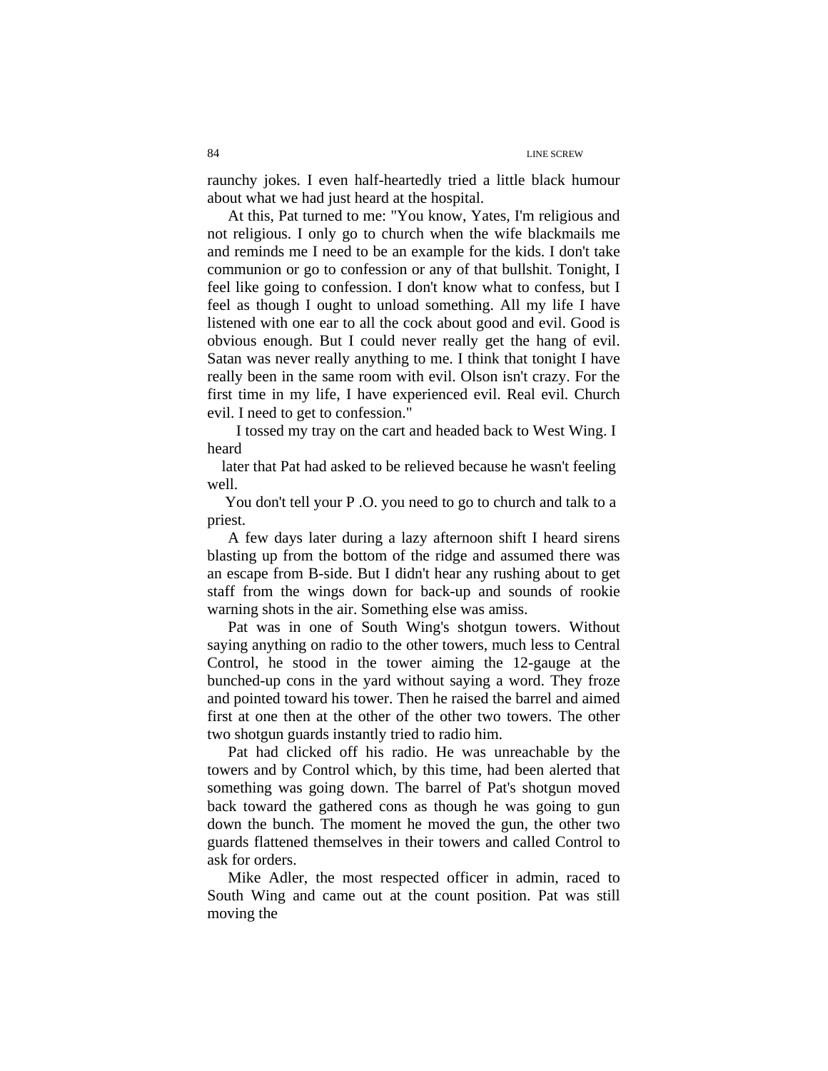raunchy jokes. I even half-heartedly tried a little black humour about what we had just heard at the hospital.

At this, Pat turned to me: "You know, Yates, I'm religious and not religious. I only go to church when the wife blackmails me and reminds me I need to be an example for the kids. I don't take communion or go to confession or any of that bullshit. Tonight, I feel like going to confession. I don't know what to confess, but I feel as though I ought to unload something. All my life I have listened with one ear to all the cock about good and evil. Good is obvious enough. But I could never really get the hang of evil. Satan was never really anything to me. I think that tonight I have really been in the same room with evil. Olson isn't crazy. For the first time in my life, I have experienced evil. Real evil. Church evil. I need to get to confession."

I tossed my tray on the cart and headed back to West Wing. I heard later that Pat had asked to be relieved because he wasn't feeling well.

You don't tell your P .O. you need to go to church and talk to a priest.

A few days later during a lazy afternoon shift I heard sirens blasting up from the bottom of the ridge and assumed there was an escape from B-side. But I didn't hear any rushing about to get staff from the wings down for back-up and sounds of rookie warning shots in the air. Something else was amiss.

Pat was in one of South Wing's shotgun towers. Without saying anything on radio to the other towers, much less to Central Control, he stood in the tower aiming the 12-gauge at the bunched-up cons in the yard without saying a word. They froze and pointed toward his tower. Then he raised the barrel and aimed first at one then at the other of the other two towers. The other two shotgun guards instantly tried to radio him.

Pat had clicked off his radio. He was unreachable by the towers and by Control which, by this time, had been alerted that something was going down. The barrel of Pat's shotgun moved back toward the gathered cons as though he was going to gun down the bunch. The moment he moved the gun, the other two guards flattened themselves in their towers and called Control to ask for orders.

Mike Adler, the most respected officer in admin, raced to South Wing and came out at the count position. Pat was still moving the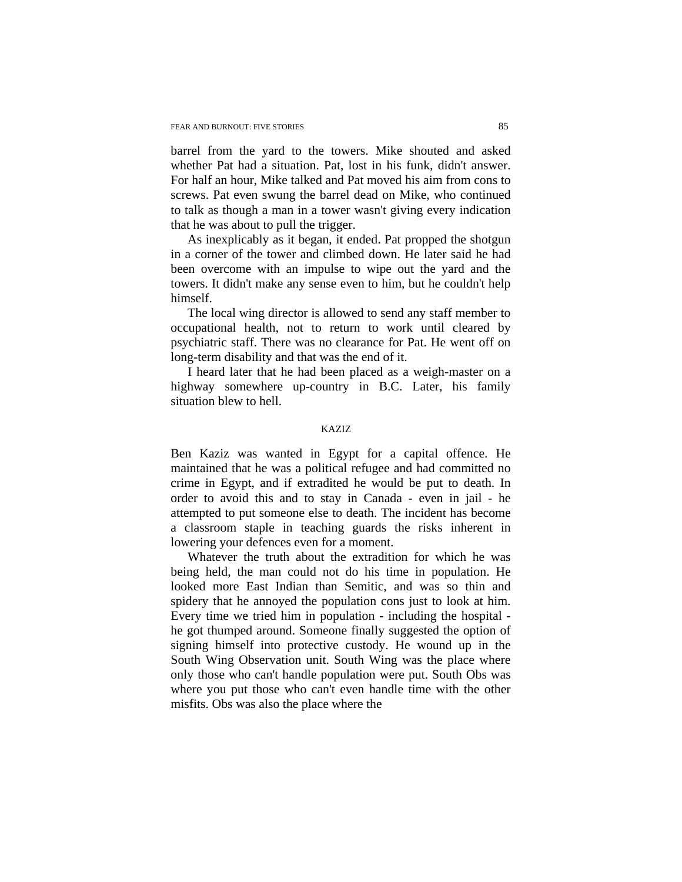barrel from the yard to the towers. Mike shouted and asked whether Pat had a situation. Pat, lost in his funk, didn't answer. For half an hour, Mike talked and Pat moved his aim from cons to screws. Pat even swung the barrel dead on Mike, who continued to talk as though a man in a tower wasn't giving every indication that he was about to pull the trigger.

As inexplicably as it began, it ended. Pat propped the shotgun in a corner of the tower and climbed down. He later said he had been overcome with an impulse to wipe out the yard and the towers. It didn't make any sense even to him, but he couldn't help himself.

The local wing director is allowed to send any staff member to occupational health, not to return to work until cleared by psychiatric staff. There was no clearance for Pat. He went off on long-term disability and that was the end of it.

I heard later that he had been placed as a weigh-master on a highway somewhere up-country in B.C. Later, his family situation blew to hell.

## KAZIZ

Ben Kaziz was wanted in Egypt for a capital offence. He maintained that he was a political refugee and had committed no crime in Egypt, and if extradited he would be put to death. In order to avoid this and to stay in Canada - even in jail - he attempted to put someone else to death. The incident has become a classroom staple in teaching guards the risks inherent in lowering your defences even for a moment.

Whatever the truth about the extradition for which he was being held, the man could not do his time in population. He looked more East Indian than Semitic, and was so thin and spidery that he annoyed the population cons just to look at him. Every time we tried him in population - including the hospital - he got thumped around. Someone finally suggested the option of signing himself into protective custody. He wound up in the South Wing Observation unit. South Wing was the place where only those who can't handle population were put. South Obs was where you put those who can't even handle time with the other misfits. Obs was also the place where the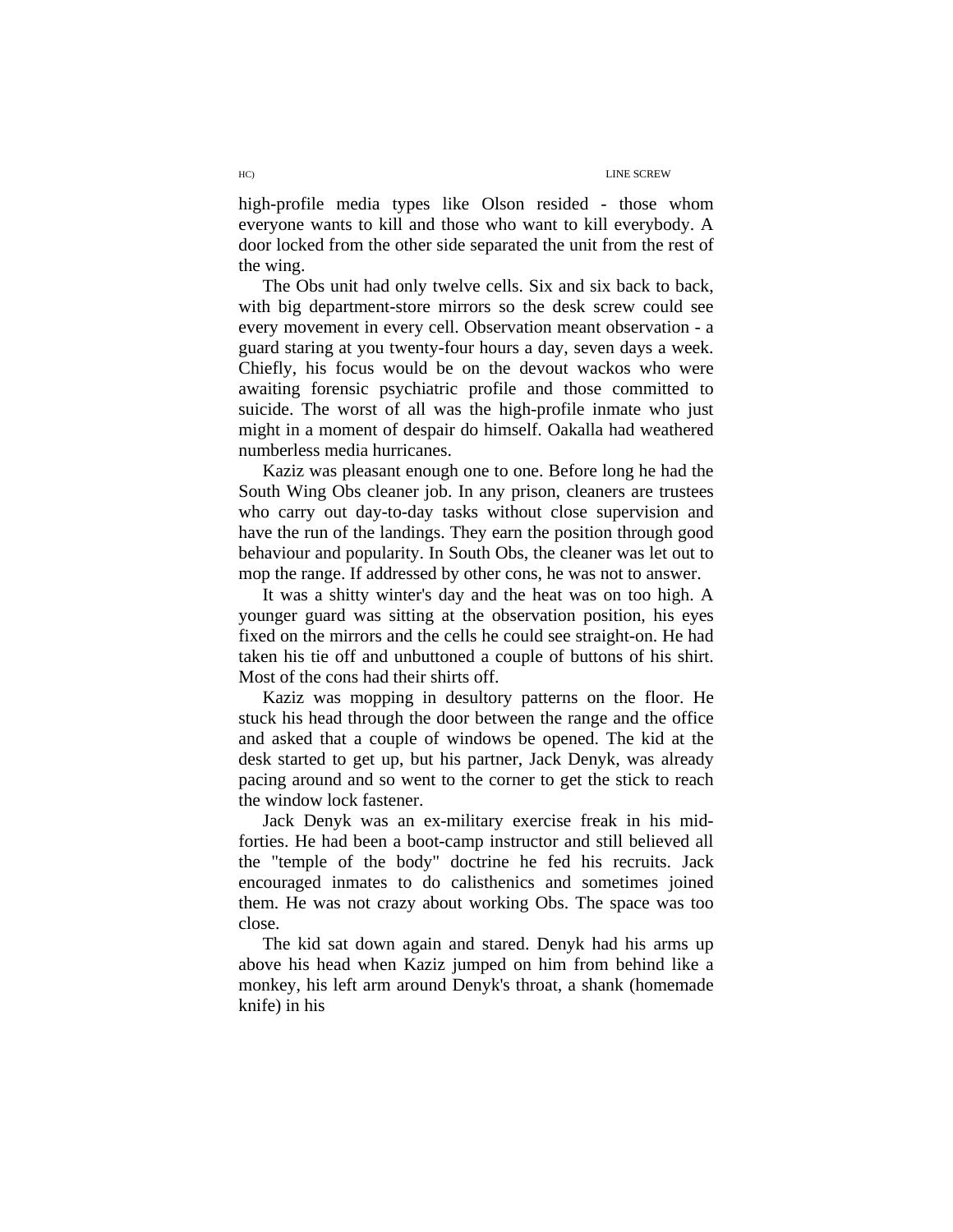high-profile media types like Olson resided - those whom everyone wants to kill and those who want to kill everybody. A door locked from the other side separated the unit from the rest of the wing.

The Obs unit had only twelve cells. Six and six back to back, with big department-store mirrors so the desk screw could see every movement in every cell. Observation meant observation - a guard staring at you twenty-four hours a day, seven days a week. Chiefly, his focus would be on the devout wackos who were awaiting forensic psychiatric profile and those committed to suicide. The worst of all was the high-profile inmate who just might in a moment of despair do himself. Oakalla had weathered numberless media hurricanes.

Kaziz was pleasant enough one to one. Before long he had the South Wing Obs cleaner job. In any prison, cleaners are trustees who carry out day-to-day tasks without close supervision and have the run of the landings. They earn the position through good behaviour and popularity. In South Obs, the cleaner was let out to mop the range. If addressed by other cons, he was not to answer.

It was a shitty winter's day and the heat was on too high. A younger guard was sitting at the observation position, his eyes fixed on the mirrors and the cells he could see straight-on. He had taken his tie off and unbuttoned a couple of buttons of his shirt. Most of the cons had their shirts off.

Kaziz was mopping in desultory patterns on the floor. He stuck his head through the door between the range and the office and asked that a couple of windows be opened. The kid at the desk started to get up, but his partner, Jack Denyk, was already pacing around and so went to the corner to get the stick to reach the window lock fastener.

Jack Denyk was an ex-military exercise freak in his mid-forties. He had been a boot-camp instructor and still believed all the "temple of the body" doctrine he fed his recruits. Jack encouraged inmates to do calisthenics and sometimes joined them. He was not crazy about working Obs. The space was too close.

The kid sat down again and stared. Denyk had his arms up above his head when Kaziz jumped on him from behind like a monkey, his left arm around Denyk's throat, a shank (homemade knife) in his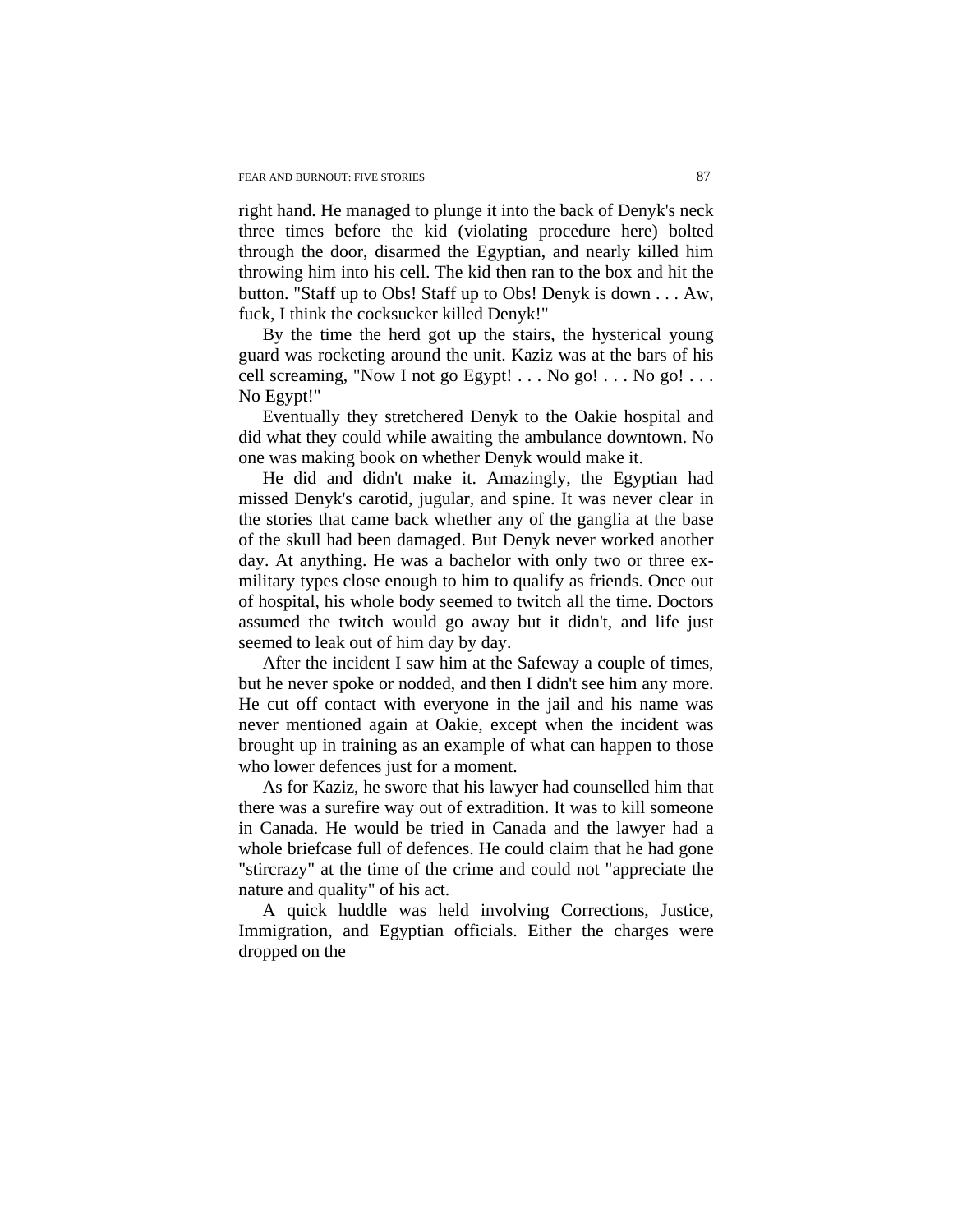right hand. He managed to plunge it into the back of Denyk's neck three times before the kid (violating procedure here) bolted through the door, disarmed the Egyptian, and nearly killed him throwing him into his cell. The kid then ran to the box and hit the button. "Staff up to Obs! Staff up to Obs! Denyk is down . . . Aw, fuck, I think the cocksucker killed Denyk!"

By the time the herd got up the stairs, the hysterical young guard was rocketing around the unit. Kaziz was at the bars of his cell screaming, "Now I not go Egypt! . . . No go! . . . No go! . . . No Egypt!"

Eventually they stretchered Denyk to the Oakie hospital and did what they could while awaiting the ambulance downtown. No one was making book on whether Denyk would make it.

He did and didn't make it. Amazingly, the Egyptian had missed Denyk's carotid, jugular, and spine. It was never clear in the stories that came back whether any of the ganglia at the base of the skull had been damaged. But Denyk never worked another day. At anything. He was a bachelor with only two or three ex-military types close enough to him to qualify as friends. Once out of hospital, his whole body seemed to twitch all the time. Doctors assumed the twitch would go away but it didn't, and life just seemed to leak out of him day by day.

After the incident I saw him at the Safeway a couple of times, but he never spoke or nodded, and then I didn't see him any more. He cut off contact with everyone in the jail and his name was never mentioned again at Oakie, except when the incident was brought up in training as an example of what can happen to those who lower defences just for a moment.

As for Kaziz, he swore that his lawyer had counselled him that there was a surefire way out of extradition. It was to kill someone in Canada. He would be tried in Canada and the lawyer had a whole briefcase full of defences. He could claim that he had gone "stircrazy" at the time of the crime and could not "appreciate the nature and quality" of his act.

A quick huddle was held involving Corrections, Justice, Immigration, and Egyptian officials. Either the charges were dropped on the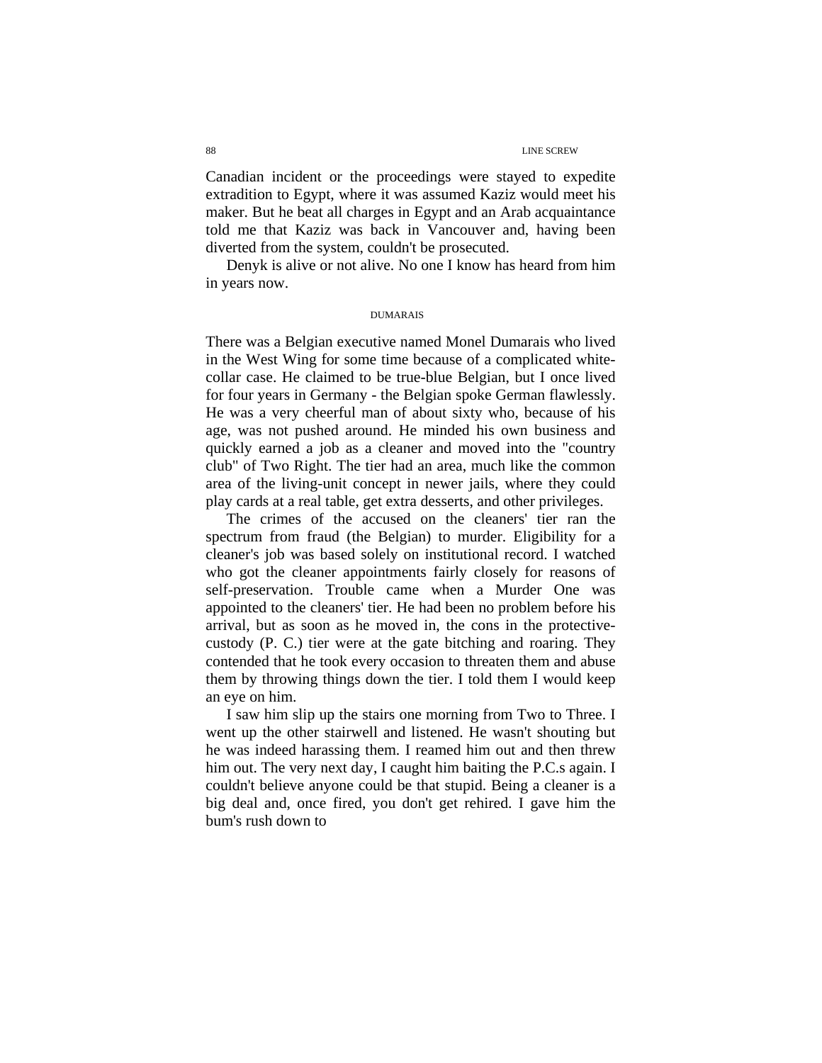Canadian incident or the proceedings were stayed to expedite extradition to Egypt, where it was assumed Kaziz would meet his maker. But he beat all charges in Egypt and an Arab acquaintance told me that Kaziz was back in Vancouver and, having been diverted from the system, couldn't be prosecuted.

Denyk is alive or not alive. No one I know has heard from him in years now.

### DUMARAIS

There was a Belgian executive named Monel Dumarais who lived in the West Wing for some time because of a complicated white-collar case. He claimed to be true-blue Belgian, but I once lived for four years in Germany - the Belgian spoke German flawlessly. He was a very cheerful man of about sixty who, because of his age, was not pushed around. He minded his own business and quickly earned a job as a cleaner and moved into the "country club" of Two Right. The tier had an area, much like the common area of the living-unit concept in newer jails, where they could play cards at a real table, get extra desserts, and other privileges.

The crimes of the accused on the cleaners' tier ran the spectrum from fraud (the Belgian) to murder. Eligibility for a cleaner's job was based solely on institutional record. I watched who got the cleaner appointments fairly closely for reasons of self-preservation. Trouble came when a Murder One was appointed to the cleaners' tier. He had been no problem before his arrival, but as soon as he moved in, the cons in the protective-custody (P. C.) tier were at the gate bitching and roaring. They contended that he took every occasion to threaten them and abuse them by throwing things down the tier. I told them I would keep an eye on him.

I saw him slip up the stairs one morning from Two to Three. I went up the other stairwell and listened. He wasn't shouting but he was indeed harassing them. I reamed him out and then threw him out. The very next day, I caught him baiting the P.C.s again. I couldn't believe anyone could be that stupid. Being a cleaner is a big deal and, once fired, you don't get rehired. I gave him the bum's rush down to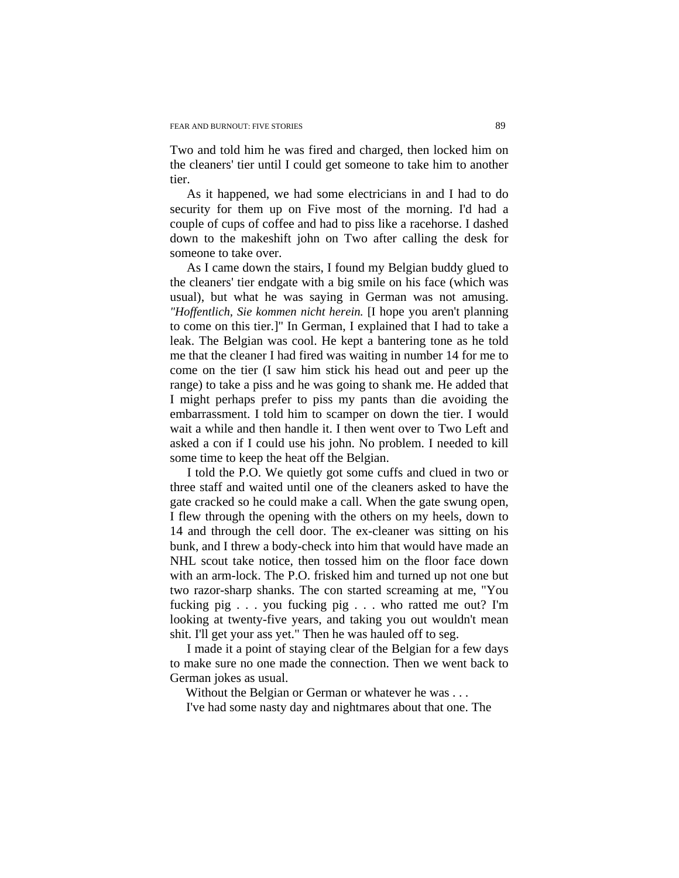Two and told him he was fired and charged, then locked him on the cleaners' tier until I could get someone to take him to another tier.

As it happened, we had some electricians in and I had to do security for them up on Five most of the morning. I'd had a couple of cups of coffee and had to piss like a racehorse. I dashed down to the makeshift john on Two after calling the desk for someone to take over.

As I came down the stairs, I found my Belgian buddy glued to the cleaners' tier endgate with a big smile on his face (which was usual), but what he was saying in German was not amusing. *"Hoffentlich, Sie kommen nicht herein.* [I hope you aren't planning to come on this tier.]" In German, I explained that I had to take a leak. The Belgian was cool. He kept a bantering tone as he told me that the cleaner I had fired was waiting in number 14 for me to come on the tier (I saw him stick his head out and peer up the range) to take a piss and he was going to shank me. He added that I might perhaps prefer to piss my pants than die avoiding the embarrassment. I told him to scamper on down the tier. I would wait a while and then handle it. I then went over to Two Left and asked a con if I could use his john. No problem. I needed to kill some time to keep the heat off the Belgian.

I told the P.O. We quietly got some cuffs and clued in two or three staff and waited until one of the cleaners asked to have the gate cracked so he could make a call. When the gate swung open, I flew through the opening with the others on my heels, down to 14 and through the cell door. The ex-cleaner was sitting on his bunk, and I threw a body-check into him that would have made an NHL scout take notice, then tossed him on the floor face down with an arm-lock. The P.O. frisked him and turned up not one but two razor-sharp shanks. The con started screaming at me, "You fucking pig . . . you fucking pig . . . who ratted me out? I'm looking at twenty-five years, and taking you out wouldn't mean shit. I'll get your ass yet." Then he was hauled off to seg.

I made it a point of staying clear of the Belgian for a few days to make sure no one made the connection. Then we went back to German jokes as usual.

Without the Belgian or German or whatever he was . . .

I've had some nasty day and nightmares about that one. The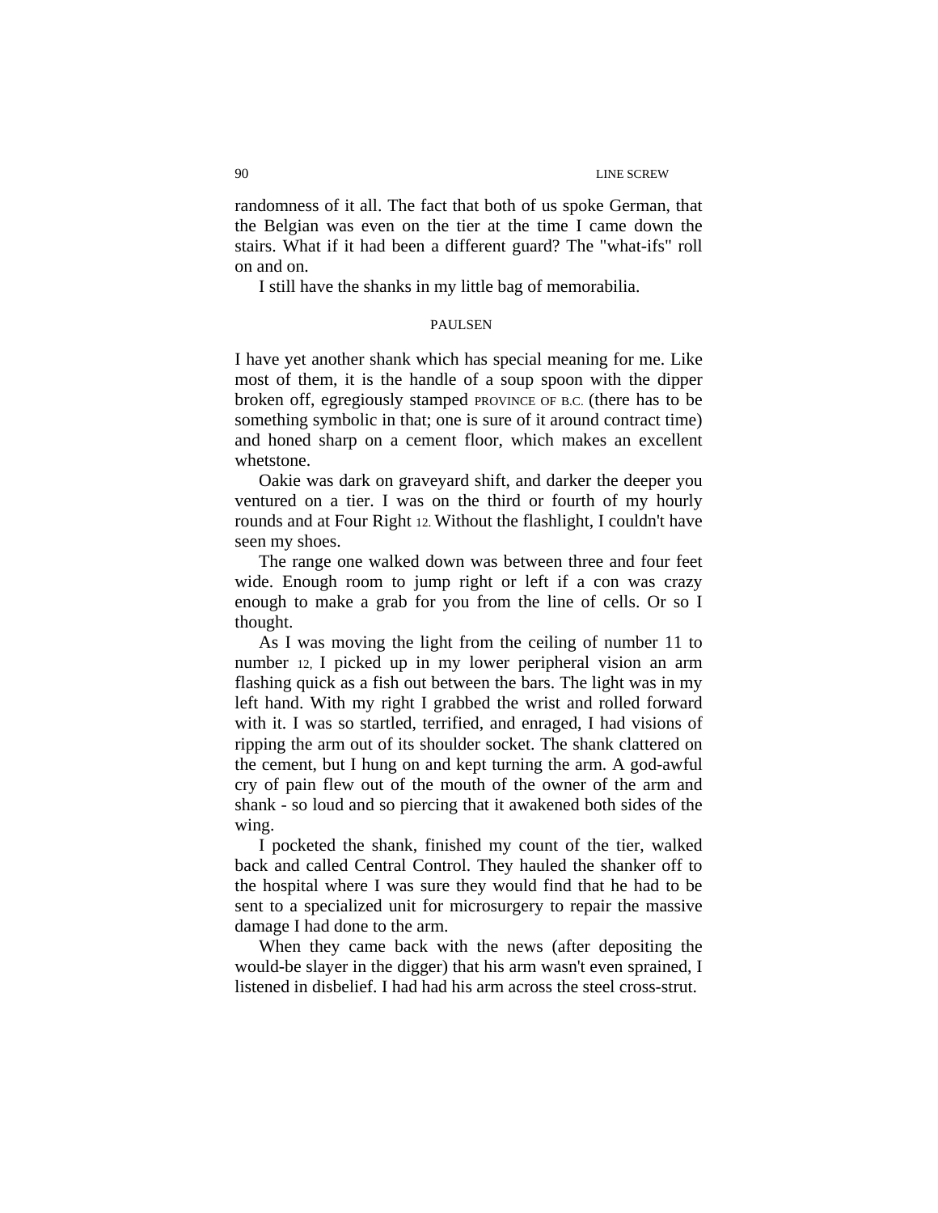randomness of it all. The fact that both of us spoke German, that the Belgian was even on the tier at the time I came down the stairs. What if it had been a different guard? The "what-ifs" roll on and on.

I still have the shanks in my little bag of memorabilia.

### PAULSEN

I have yet another shank which has special meaning for me. Like most of them, it is the handle of a soup spoon with the dipper broken off, egregiously stamped PROVINCE OF B.C. (there has to be something symbolic in that; one is sure of it around contract time) and honed sharp on a cement floor, which makes an excellent whetstone.

Oakie was dark on graveyard shift, and darker the deeper you ventured on a tier. I was on the third or fourth of my hourly rounds and at Four Right 12. Without the flashlight, I couldn't have seen my shoes.

The range one walked down was between three and four feet wide. Enough room to jump right or left if a con was crazy enough to make a grab for you from the line of cells. Or so I thought.

As I was moving the light from the ceiling of number 11 to number 12, I picked up in my lower peripheral vision an arm flashing quick as a fish out between the bars. The light was in my left hand. With my right I grabbed the wrist and rolled forward with it. I was so startled, terrified, and enraged, I had visions of ripping the arm out of its shoulder socket. The shank clattered on the cement, but I hung on and kept turning the arm. A god-awful cry of pain flew out of the mouth of the owner of the arm and shank - so loud and so piercing that it awakened both sides of the wing.

I pocketed the shank, finished my count of the tier, walked back and called Central Control. They hauled the shanker off to the hospital where I was sure they would find that he had to be sent to a specialized unit for microsurgery to repair the massive damage I had done to the arm.

When they came back with the news (after depositing the would-be slayer in the digger) that his arm wasn't even sprained, I listened in disbelief. I had had his arm across the steel cross-strut.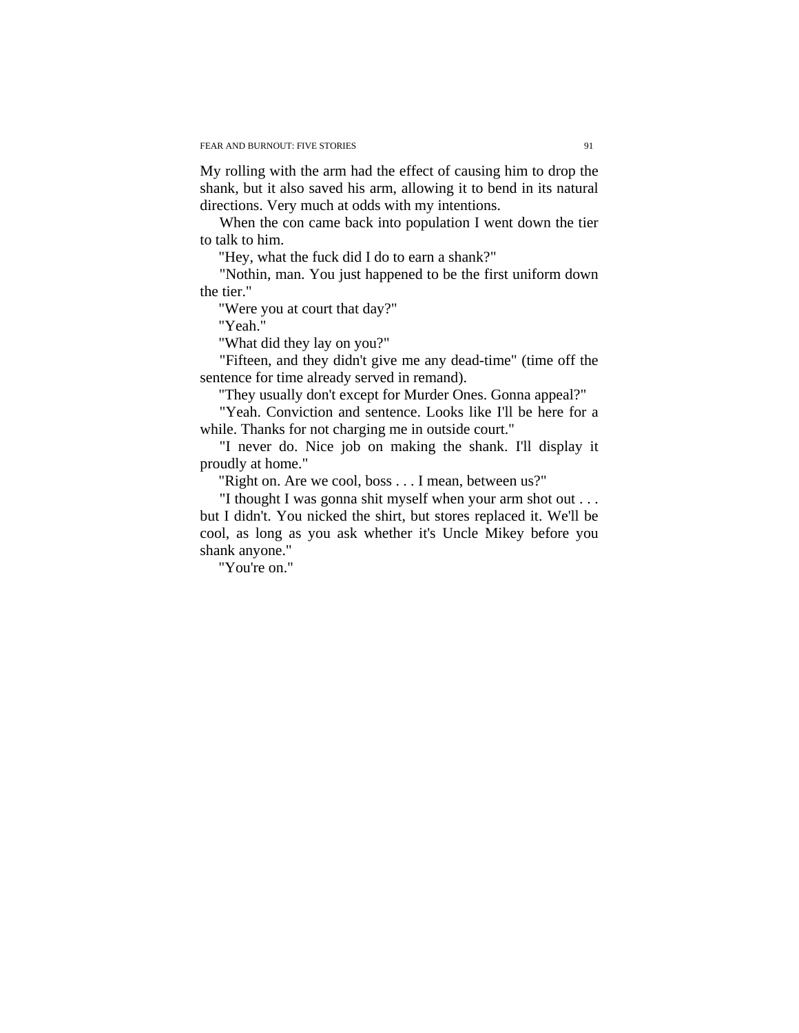My rolling with the arm had the effect of causing him to drop the shank, but it also saved his arm, allowing it to bend in its natural directions. Very much at odds with my intentions.

When the con came back into population I went down the tier to talk to him.

"Hey, what the fuck did I do to earn a shank?"

"Nothin, man. You just happened to be the first uniform down the tier."

"Were you at court that day?"

"Yeah."

"What did they lay on you?"

"Fifteen, and they didn't give me any dead-time" (time off the sentence for time already served in remand).

"They usually don't except for Murder Ones. Gonna appeal?"

"Yeah. Conviction and sentence. Looks like I'll be here for a while. Thanks for not charging me in outside court."

"I never do. Nice job on making the shank. I'll display it proudly at home."

"Right on. Are we cool, boss . . . I mean, between us?"

"I thought I was gonna shit myself when your arm shot out . . . but I didn't. You nicked the shirt, but stores replaced it. We'll be cool, as long as you ask whether it's Uncle Mikey before you shank anyone."

"You're on."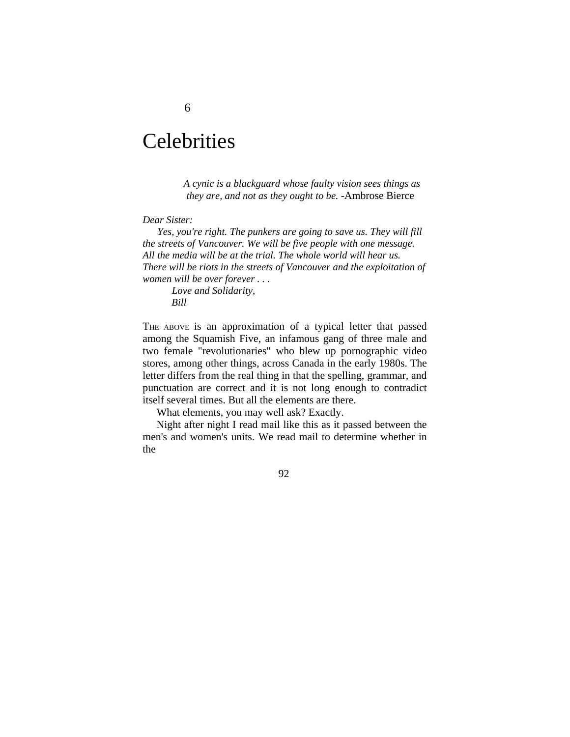# 6

# Celebrities

> *A cynic is a blackguard whose faulty vision sees things as they are, and not as they ought to be.* -Ambrose Bierce

*Dear Sister:*

*Yes, you're right. The punkers are going to save us. They will fill the streets of Vancouver. We will be five people with one message. All the media will be at the trial. The whole world will hear us. There will be riots in the streets of Vancouver and the exploitation of women will be over forever . . .*

*Love and Solidarity,*
*Bill*

THE ABOVE is an approximation of a typical letter that passed among the Squamish Five, an infamous gang of three male and two female "revolutionaries" who blew up pornographic video stores, among other things, across Canada in the early 1980s. The letter differs from the real thing in that the spelling, grammar, and punctuation are correct and it is not long enough to contradict itself several times. But all the elements are there.

What elements, you may well ask? Exactly.

Night after night I read mail like this as it passed between the men's and women's units. We read mail to determine whether in the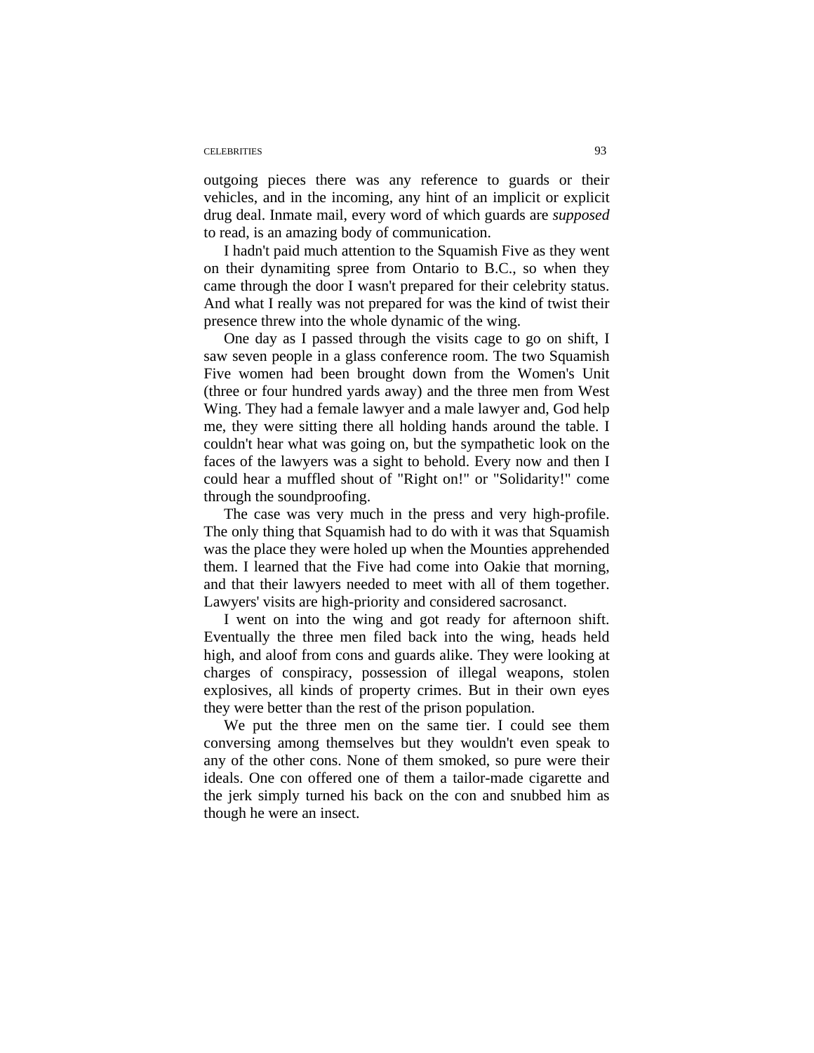outgoing pieces there was any reference to guards or their vehicles, and in the incoming, any hint of an implicit or explicit drug deal. Inmate mail, every word of which guards are *supposed* to read, is an amazing body of communication.

I hadn't paid much attention to the Squamish Five as they went on their dynamiting spree from Ontario to B.C., so when they came through the door I wasn't prepared for their celebrity status. And what I really was not prepared for was the kind of twist their presence threw into the whole dynamic of the wing.

One day as I passed through the visits cage to go on shift, I saw seven people in a glass conference room. The two Squamish Five women had been brought down from the Women's Unit (three or four hundred yards away) and the three men from West Wing. They had a female lawyer and a male lawyer and, God help me, they were sitting there all holding hands around the table. I couldn't hear what was going on, but the sympathetic look on the faces of the lawyers was a sight to behold. Every now and then I could hear a muffled shout of "Right on!" or "Solidarity!" come through the soundproofing.

The case was very much in the press and very high-profile. The only thing that Squamish had to do with it was that Squamish was the place they were holed up when the Mounties apprehended them. I learned that the Five had come into Oakie that morning, and that their lawyers needed to meet with all of them together. Lawyers' visits are high-priority and considered sacrosanct.

I went on into the wing and got ready for afternoon shift. Eventually the three men filed back into the wing, heads held high, and aloof from cons and guards alike. They were looking at charges of conspiracy, possession of illegal weapons, stolen explosives, all kinds of property crimes. But in their own eyes they were better than the rest of the prison population.

We put the three men on the same tier. I could see them conversing among themselves but they wouldn't even speak to any of the other cons. None of them smoked, so pure were their ideals. One con offered one of them a tailor-made cigarette and the jerk simply turned his back on the con and snubbed him as though he were an insect.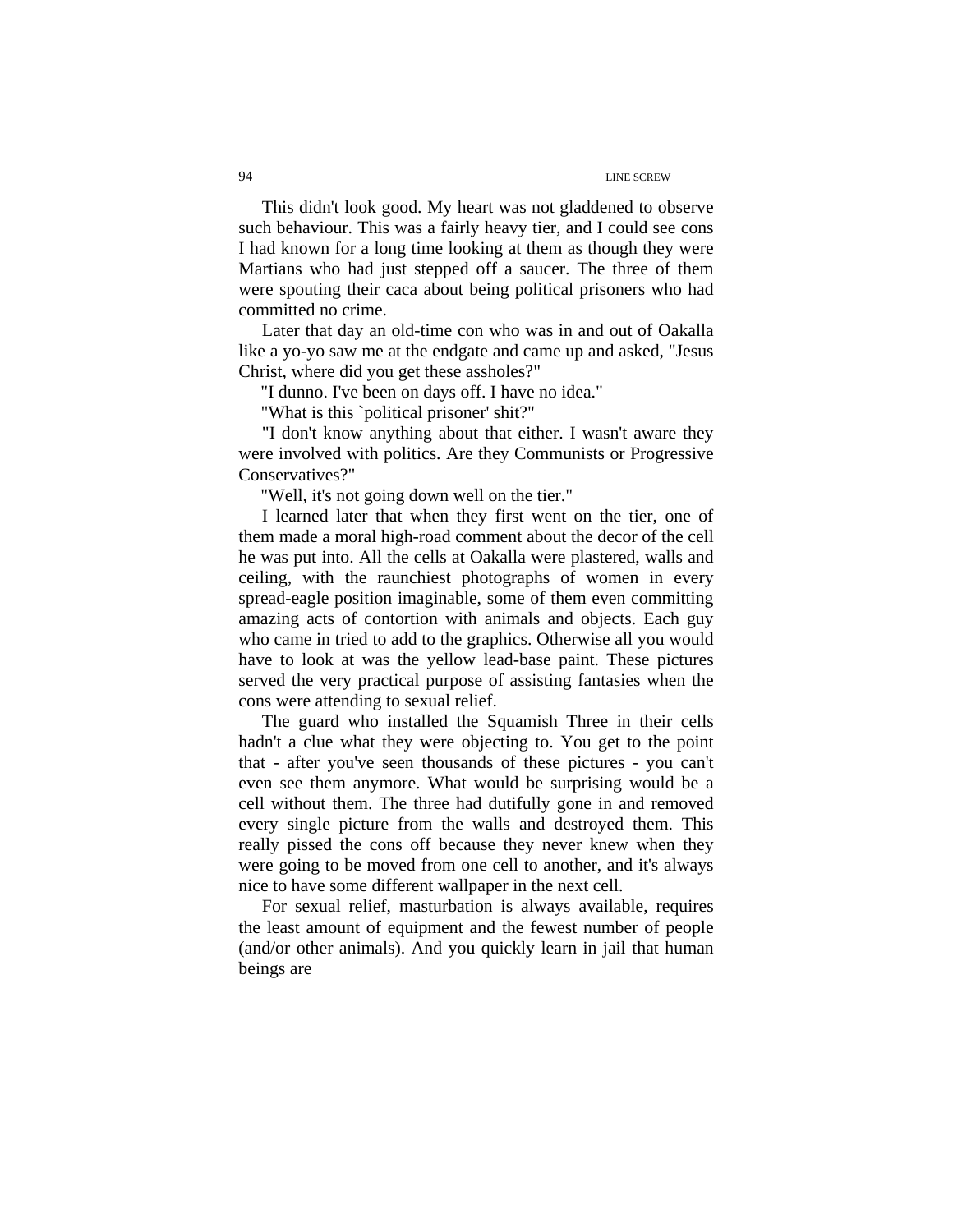This didn't look good. My heart was not gladdened to observe such behaviour. This was a fairly heavy tier, and I could see cons I had known for a long time looking at them as though they were Martians who had just stepped off a saucer. The three of them were spouting their caca about being political prisoners who had committed no crime.

Later that day an old-time con who was in and out of Oakalla like a yo-yo saw me at the endgate and came up and asked, "Jesus Christ, where did you get these assholes?"

"I dunno. I've been on days off. I have no idea."

"What is this `political prisoner' shit?"

"I don't know anything about that either. I wasn't aware they were involved with politics. Are they Communists or Progressive Conservatives?"

"Well, it's not going down well on the tier."

I learned later that when they first went on the tier, one of them made a moral high-road comment about the decor of the cell he was put into. All the cells at Oakalla were plastered, walls and ceiling, with the raunchiest photographs of women in every spread-eagle position imaginable, some of them even committing amazing acts of contortion with animals and objects. Each guy who came in tried to add to the graphics. Otherwise all you would have to look at was the yellow lead-base paint. These pictures served the very practical purpose of assisting fantasies when the cons were attending to sexual relief.

The guard who installed the Squamish Three in their cells hadn't a clue what they were objecting to. You get to the point that - after you've seen thousands of these pictures - you can't even see them anymore. What would be surprising would be a cell without them. The three had dutifully gone in and removed every single picture from the walls and destroyed them. This really pissed the cons off because they never knew when they were going to be moved from one cell to another, and it's always nice to have some different wallpaper in the next cell.

For sexual relief, masturbation is always available, requires the least amount of equipment and the fewest number of people (and/or other animals). And you quickly learn in jail that human beings are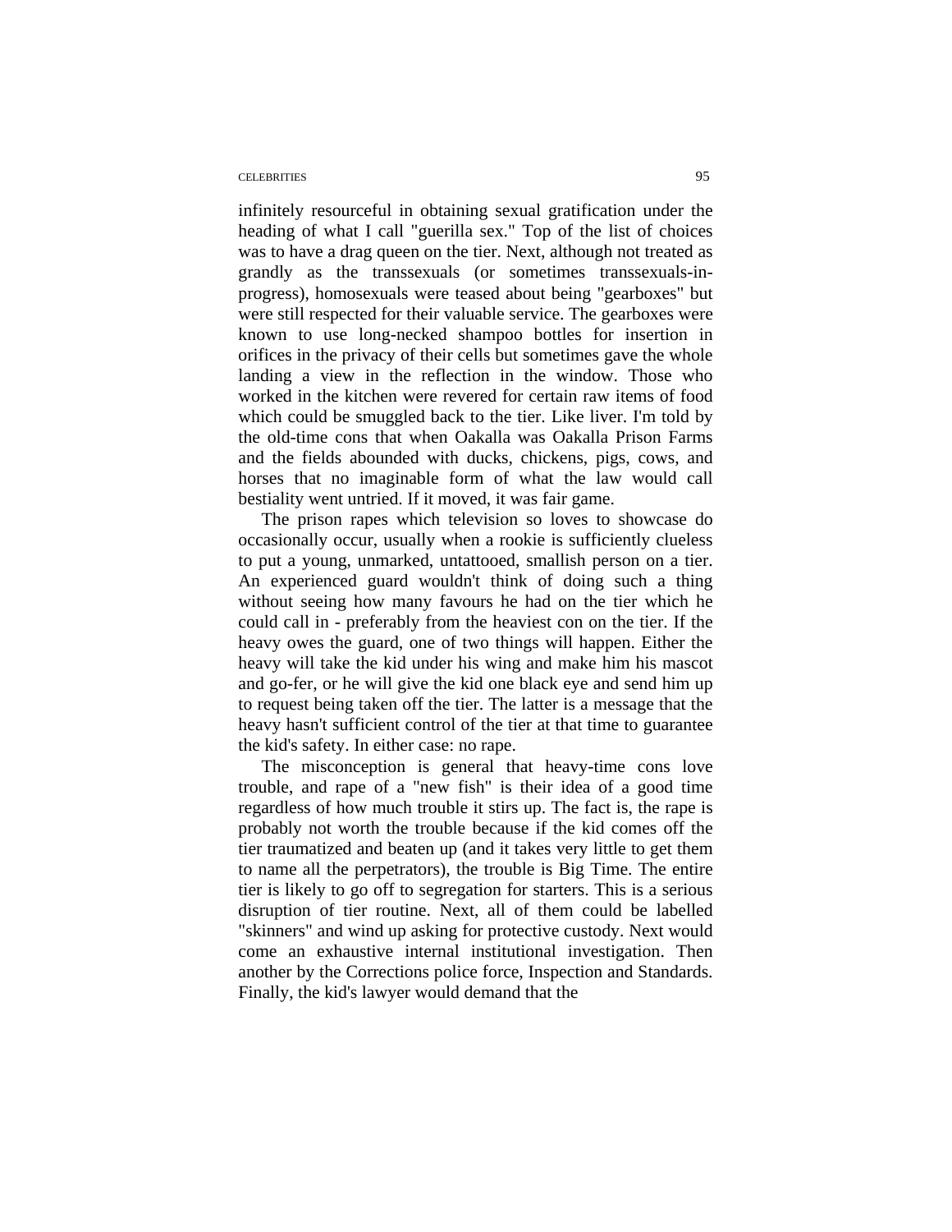infinitely resourceful in obtaining sexual gratification under the heading of what I call "guerilla sex." Top of the list of choices was to have a drag queen on the tier. Next, although not treated as grandly as the transsexuals (or sometimes transsexuals-in-progress), homosexuals were teased about being "gearboxes" but were still respected for their valuable service. The gearboxes were known to use long-necked shampoo bottles for insertion in orifices in the privacy of their cells but sometimes gave the whole landing a view in the reflection in the window. Those who worked in the kitchen were revered for certain raw items of food which could be smuggled back to the tier. Like liver. I'm told by the old-time cons that when Oakalla was Oakalla Prison Farms and the fields abounded with ducks, chickens, pigs, cows, and horses that no imaginable form of what the law would call bestiality went untried. If it moved, it was fair game.

The prison rapes which television so loves to showcase do occasionally occur, usually when a rookie is sufficiently clueless to put a young, unmarked, untattooed, smallish person on a tier. An experienced guard wouldn't think of doing such a thing without seeing how many favours he had on the tier which he could call in - preferably from the heaviest con on the tier. If the heavy owes the guard, one of two things will happen. Either the heavy will take the kid under his wing and make him his mascot and go-fer, or he will give the kid one black eye and send him up to request being taken off the tier. The latter is a message that the heavy hasn't sufficient control of the tier at that time to guarantee the kid's safety. In either case: no rape.

The misconception is general that heavy-time cons love trouble, and rape of a "new fish" is their idea of a good time regardless of how much trouble it stirs up. The fact is, the rape is probably not worth the trouble because if the kid comes off the tier traumatized and beaten up (and it takes very little to get them to name all the perpetrators), the trouble is Big Time. The entire tier is likely to go off to segregation for starters. This is a serious disruption of tier routine. Next, all of them could be labelled "skinners" and wind up asking for protective custody. Next would come an exhaustive internal institutional investigation. Then another by the Corrections police force, Inspection and Standards. Finally, the kid's lawyer would demand that the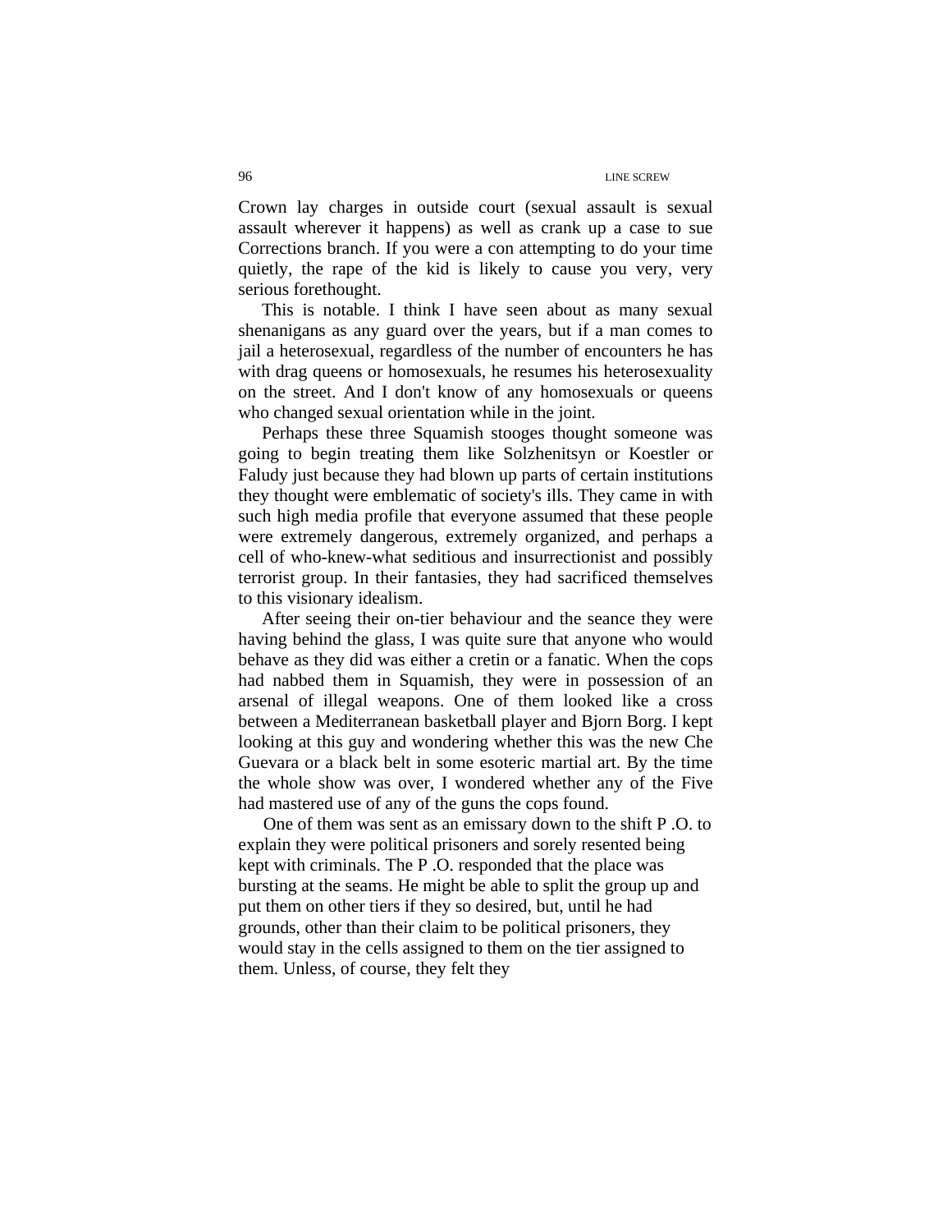Crown lay charges in outside court (sexual assault is sexual assault wherever it happens) as well as crank up a case to sue Corrections branch. If you were a con attempting to do your time quietly, the rape of the kid is likely to cause you very, very serious forethought.

This is notable. I think I have seen about as many sexual shenanigans as any guard over the years, but if a man comes to jail a heterosexual, regardless of the number of encounters he has with drag queens or homosexuals, he resumes his heterosexuality on the street. And I don't know of any homosexuals or queens who changed sexual orientation while in the joint.

Perhaps these three Squamish stooges thought someone was going to begin treating them like Solzhenitsyn or Koestler or Faludy just because they had blown up parts of certain institutions they thought were emblematic of society's ills. They came in with such high media profile that everyone assumed that these people were extremely dangerous, extremely organized, and perhaps a cell of who-knew-what seditious and insurrectionist and possibly terrorist group. In their fantasies, they had sacrificed themselves to this visionary idealism.

After seeing their on-tier behaviour and the seance they were having behind the glass, I was quite sure that anyone who would behave as they did was either a cretin or a fanatic. When the cops had nabbed them in Squamish, they were in possession of an arsenal of illegal weapons. One of them looked like a cross between a Mediterranean basketball player and Bjorn Borg. I kept looking at this guy and wondering whether this was the new Che Guevara or a black belt in some esoteric martial art. By the time the whole show was over, I wondered whether any of the Five had mastered use of any of the guns the cops found.

One of them was sent as an emissary down to the shift P .O. to explain they were political prisoners and sorely resented being kept with criminals. The P .O. responded that the place was bursting at the seams. He might be able to split the group up and put them on other tiers if they so desired, but, until he had grounds, other than their claim to be political prisoners, they would stay in the cells assigned to them on the tier assigned to them. Unless, of course, they felt they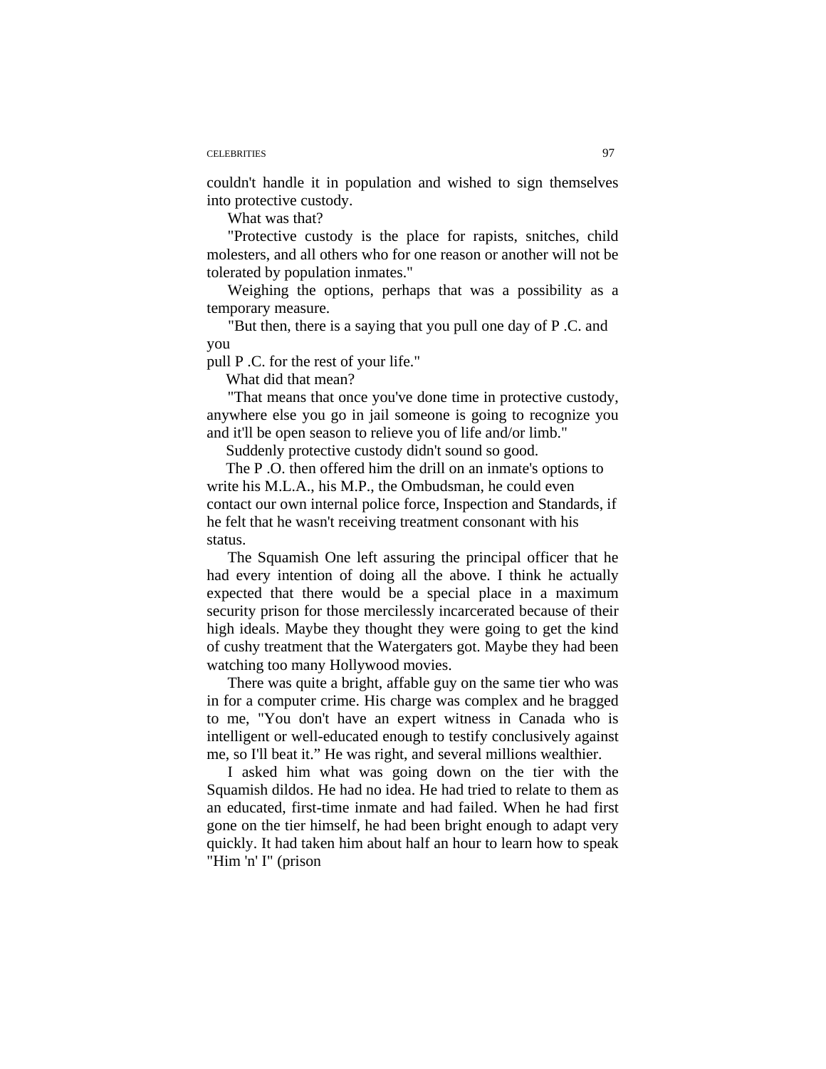couldn't handle it in population and wished to sign themselves into protective custody.

What was that?

"Protective custody is the place for rapists, snitches, child molesters, and all others who for one reason or another will not be tolerated by population inmates."

Weighing the options, perhaps that was a possibility as a temporary measure.

"But then, there is a saying that you pull one day of P .C. and you pull P .C. for the rest of your life."

What did that mean?

"That means that once you've done time in protective custody, anywhere else you go in jail someone is going to recognize you and it'll be open season to relieve you of life and/or limb."

Suddenly protective custody didn't sound so good.

The P .O. then offered him the drill on an inmate's options to write his M.L.A., his M.P., the Ombudsman, he could even contact our own internal police force, Inspection and Standards, if he felt that he wasn't receiving treatment consonant with his status.

The Squamish One left assuring the principal officer that he had every intention of doing all the above. I think he actually expected that there would be a special place in a maximum security prison for those mercilessly incarcerated because of their high ideals. Maybe they thought they were going to get the kind of cushy treatment that the Watergaters got. Maybe they had been watching too many Hollywood movies.

There was quite a bright, affable guy on the same tier who was in for a computer crime. His charge was complex and he bragged to me, "You don't have an expert witness in Canada who is intelligent or well-educated enough to testify conclusively against me, so I'll beat it." He was right, and several millions wealthier.

I asked him what was going down on the tier with the Squamish dildos. He had no idea. He had tried to relate to them as an educated, first-time inmate and had failed. When he had first gone on the tier himself, he had been bright enough to adapt very quickly. It had taken him about half an hour to learn how to speak "Him 'n' I" (prison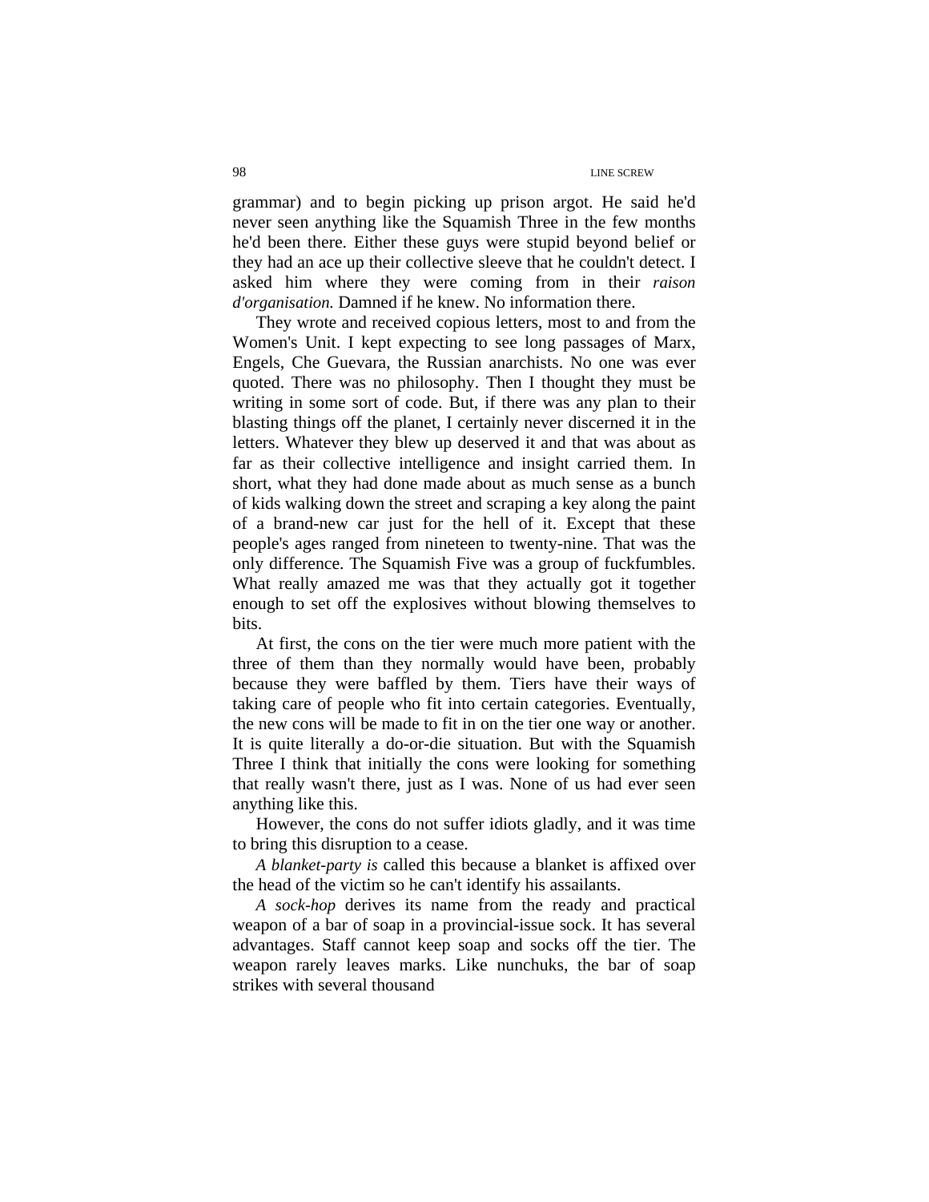grammar) and to begin picking up prison argot. He said he'd never seen anything like the Squamish Three in the few months he'd been there. Either these guys were stupid beyond belief or they had an ace up their collective sleeve that he couldn't detect. I asked him where they were coming from in their *raison d'organisation.* Damned if he knew. No information there.

They wrote and received copious letters, most to and from the Women's Unit. I kept expecting to see long passages of Marx, Engels, Che Guevara, the Russian anarchists. No one was ever quoted. There was no philosophy. Then I thought they must be writing in some sort of code. But, if there was any plan to their blasting things off the planet, I certainly never discerned it in the letters. Whatever they blew up deserved it and that was about as far as their collective intelligence and insight carried them. In short, what they had done made about as much sense as a bunch of kids walking down the street and scraping a key along the paint of a brand-new car just for the hell of it. Except that these people's ages ranged from nineteen to twenty-nine. That was the only difference. The Squamish Five was a group of fuckfumbles. What really amazed me was that they actually got it together enough to set off the explosives without blowing themselves to bits.

At first, the cons on the tier were much more patient with the three of them than they normally would have been, probably because they were baffled by them. Tiers have their ways of taking care of people who fit into certain categories. Eventually, the new cons will be made to fit in on the tier one way or another. It is quite literally a do-or-die situation. But with the Squamish Three I think that initially the cons were looking for something that really wasn't there, just as I was. None of us had ever seen anything like this.

However, the cons do not suffer idiots gladly, and it was time to bring this disruption to a cease.

*A blanket-party is* called this because a blanket is affixed over the head of the victim so he can't identify his assailants.

*A sock-hop* derives its name from the ready and practical weapon of a bar of soap in a provincial-issue sock. It has several advantages. Staff cannot keep soap and socks off the tier. The weapon rarely leaves marks. Like nunchuks, the bar of soap strikes with several thousand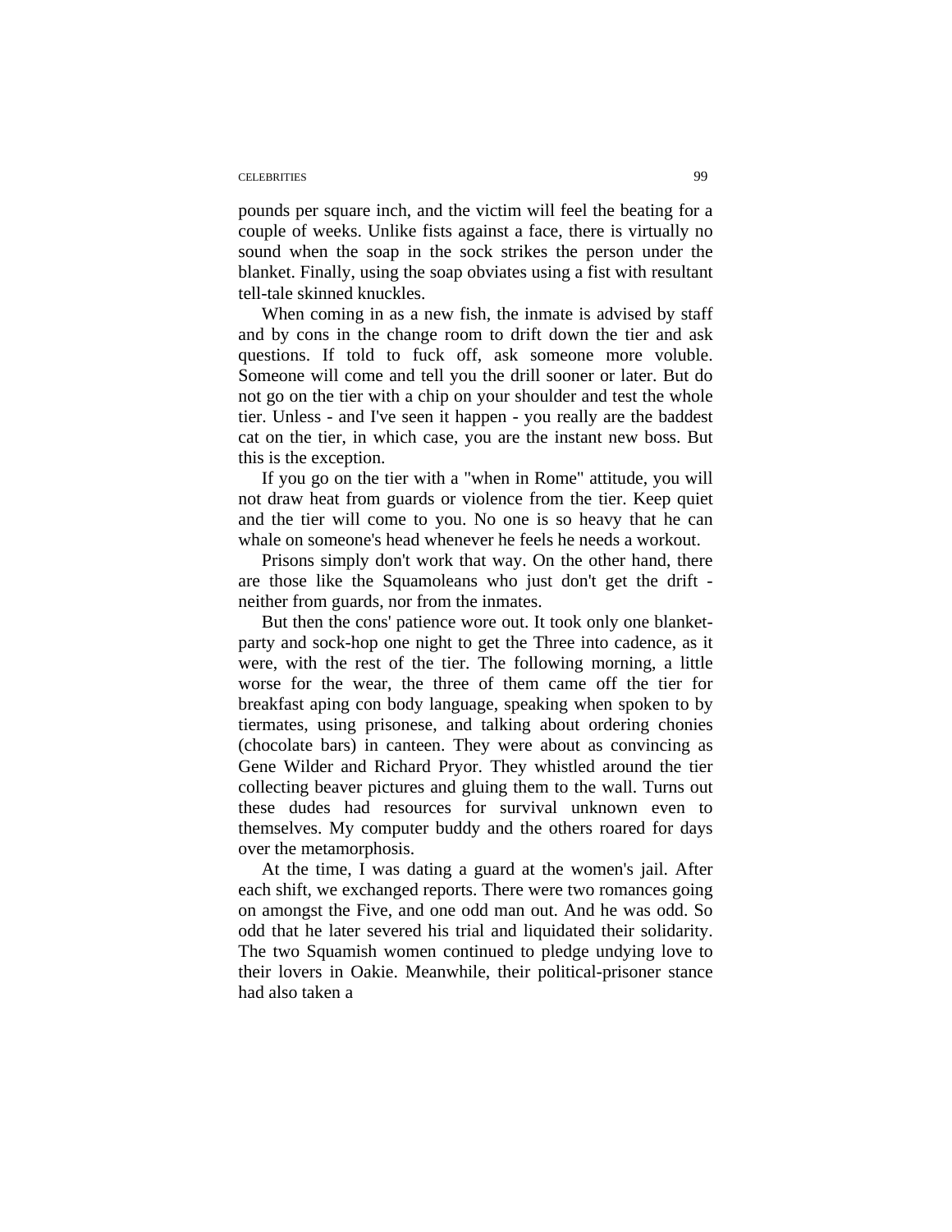pounds per square inch, and the victim will feel the beating for a couple of weeks. Unlike fists against a face, there is virtually no sound when the soap in the sock strikes the person under the blanket. Finally, using the soap obviates using a fist with resultant tell-tale skinned knuckles.

When coming in as a new fish, the inmate is advised by staff and by cons in the change room to drift down the tier and ask questions. If told to fuck off, ask someone more voluble. Someone will come and tell you the drill sooner or later. But do not go on the tier with a chip on your shoulder and test the whole tier. Unless - and I've seen it happen - you really are the baddest cat on the tier, in which case, you are the instant new boss. But this is the exception.

If you go on the tier with a "when in Rome" attitude, you will not draw heat from guards or violence from the tier. Keep quiet and the tier will come to you. No one is so heavy that he can whale on someone's head whenever he feels he needs a workout.

Prisons simply don't work that way. On the other hand, there are those like the Squamoleans who just don't get the drift - neither from guards, nor from the inmates.

But then the cons' patience wore out. It took only one blanket-party and sock-hop one night to get the Three into cadence, as it were, with the rest of the tier. The following morning, a little worse for the wear, the three of them came off the tier for breakfast aping con body language, speaking when spoken to by tiermates, using prisonese, and talking about ordering chonies (chocolate bars) in canteen. They were about as convincing as Gene Wilder and Richard Pryor. They whistled around the tier collecting beaver pictures and gluing them to the wall. Turns out these dudes had resources for survival unknown even to themselves. My computer buddy and the others roared for days over the metamorphosis.

At the time, I was dating a guard at the women's jail. After each shift, we exchanged reports. There were two romances going on amongst the Five, and one odd man out. And he was odd. So odd that he later severed his trial and liquidated their solidarity. The two Squamish women continued to pledge undying love to their lovers in Oakie. Meanwhile, their political-prisoner stance had also taken a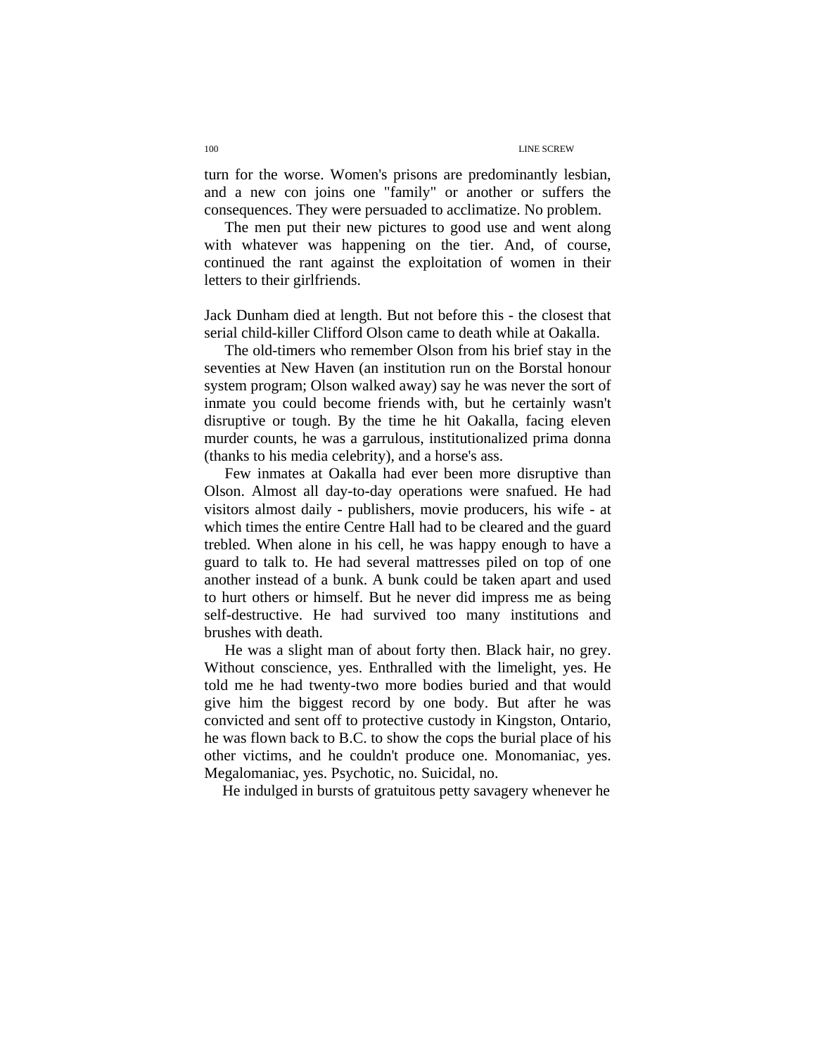turn for the worse. Women's prisons are predominantly lesbian, and a new con joins one "family" or another or suffers the consequences. They were persuaded to acclimatize. No problem.

The men put their new pictures to good use and went along with whatever was happening on the tier. And, of course, continued the rant against the exploitation of women in their letters to their girlfriends.

Jack Dunham died at length. But not before this - the closest that serial child-killer Clifford Olson came to death while at Oakalla.

The old-timers who remember Olson from his brief stay in the seventies at New Haven (an institution run on the Borstal honour system program; Olson walked away) say he was never the sort of inmate you could become friends with, but he certainly wasn't disruptive or tough. By the time he hit Oakalla, facing eleven murder counts, he was a garrulous, institutionalized prima donna (thanks to his media celebrity), and a horse's ass.

Few inmates at Oakalla had ever been more disruptive than Olson. Almost all day-to-day operations were snafued. He had visitors almost daily - publishers, movie producers, his wife - at which times the entire Centre Hall had to be cleared and the guard trebled. When alone in his cell, he was happy enough to have a guard to talk to. He had several mattresses piled on top of one another instead of a bunk. A bunk could be taken apart and used to hurt others or himself. But he never did impress me as being self-destructive. He had survived too many institutions and brushes with death.

He was a slight man of about forty then. Black hair, no grey. Without conscience, yes. Enthralled with the limelight, yes. He told me he had twenty-two more bodies buried and that would give him the biggest record by one body. But after he was convicted and sent off to protective custody in Kingston, Ontario, he was flown back to B.C. to show the cops the burial place of his other victims, and he couldn't produce one. Monomaniac, yes. Megalomaniac, yes. Psychotic, no. Suicidal, no.

He indulged in bursts of gratuitous petty savagery whenever he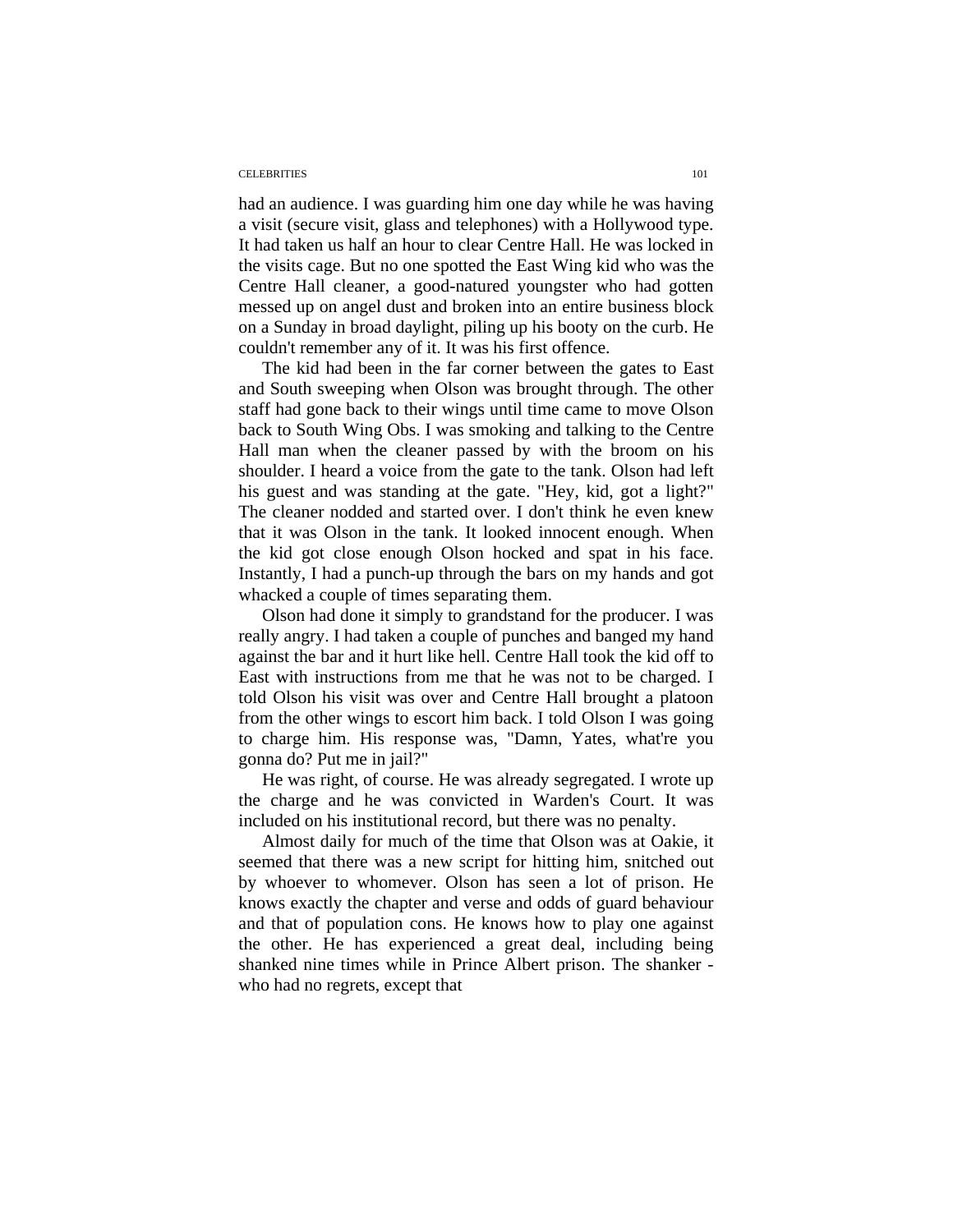had an audience. I was guarding him one day while he was having a visit (secure visit, glass and telephones) with a Hollywood type. It had taken us half an hour to clear Centre Hall. He was locked in the visits cage. But no one spotted the East Wing kid who was the Centre Hall cleaner, a good-natured youngster who had gotten messed up on angel dust and broken into an entire business block on a Sunday in broad daylight, piling up his booty on the curb. He couldn't remember any of it. It was his first offence.

The kid had been in the far corner between the gates to East and South sweeping when Olson was brought through. The other staff had gone back to their wings until time came to move Olson back to South Wing Obs. I was smoking and talking to the Centre Hall man when the cleaner passed by with the broom on his shoulder. I heard a voice from the gate to the tank. Olson had left his guest and was standing at the gate. "Hey, kid, got a light?" The cleaner nodded and started over. I don't think he even knew that it was Olson in the tank. It looked innocent enough. When the kid got close enough Olson hocked and spat in his face. Instantly, I had a punch-up through the bars on my hands and got whacked a couple of times separating them.

Olson had done it simply to grandstand for the producer. I was really angry. I had taken a couple of punches and banged my hand against the bar and it hurt like hell. Centre Hall took the kid off to East with instructions from me that he was not to be charged. I told Olson his visit was over and Centre Hall brought a platoon from the other wings to escort him back. I told Olson I was going to charge him. His response was, "Damn, Yates, what're you gonna do? Put me in jail?"

He was right, of course. He was already segregated. I wrote up the charge and he was convicted in Warden's Court. It was included on his institutional record, but there was no penalty.

Almost daily for much of the time that Olson was at Oakie, it seemed that there was a new script for hitting him, snitched out by whoever to whomever. Olson has seen a lot of prison. He knows exactly the chapter and verse and odds of guard behaviour and that of population cons. He knows how to play one against the other. He has experienced a great deal, including being shanked nine times while in Prince Albert prison. The shanker - who had no regrets, except that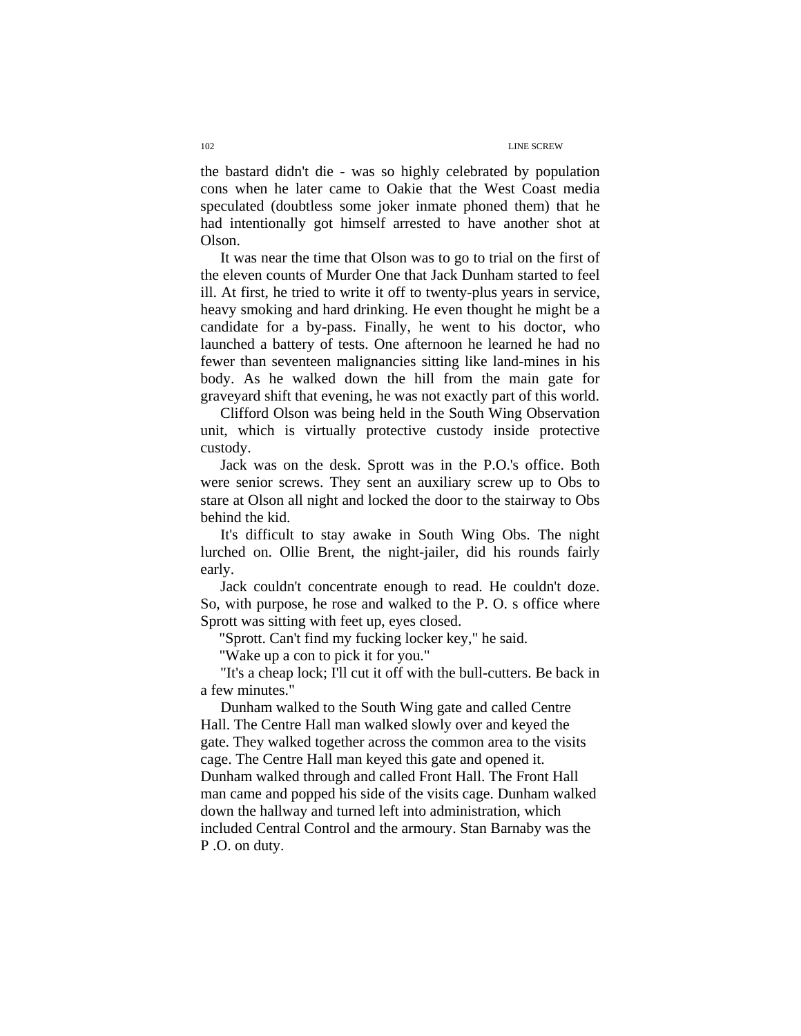the bastard didn't die - was so highly celebrated by population cons when he later came to Oakie that the West Coast media speculated (doubtless some joker inmate phoned them) that he had intentionally got himself arrested to have another shot at Olson.

It was near the time that Olson was to go to trial on the first of the eleven counts of Murder One that Jack Dunham started to feel ill. At first, he tried to write it off to twenty-plus years in service, heavy smoking and hard drinking. He even thought he might be a candidate for a by-pass. Finally, he went to his doctor, who launched a battery of tests. One afternoon he learned he had no fewer than seventeen malignancies sitting like land-mines in his body. As he walked down the hill from the main gate for graveyard shift that evening, he was not exactly part of this world.

Clifford Olson was being held in the South Wing Observation unit, which is virtually protective custody inside protective custody.

Jack was on the desk. Sprott was in the P.O.'s office. Both were senior screws. They sent an auxiliary screw up to Obs to stare at Olson all night and locked the door to the stairway to Obs behind the kid.

It's difficult to stay awake in South Wing Obs. The night lurched on. Ollie Brent, the night-jailer, did his rounds fairly early.

Jack couldn't concentrate enough to read. He couldn't doze. So, with purpose, he rose and walked to the P. O. s office where Sprott was sitting with feet up, eyes closed.

"Sprott. Can't find my fucking locker key," he said.

"Wake up a con to pick it for you."

"It's a cheap lock; I'll cut it off with the bull-cutters. Be back in a few minutes."

Dunham walked to the South Wing gate and called Centre Hall. The Centre Hall man walked slowly over and keyed the gate. They walked together across the common area to the visits cage. The Centre Hall man keyed this gate and opened it. Dunham walked through and called Front Hall. The Front Hall man came and popped his side of the visits cage. Dunham walked down the hallway and turned left into administration, which included Central Control and the armoury. Stan Barnaby was the P .O. on duty.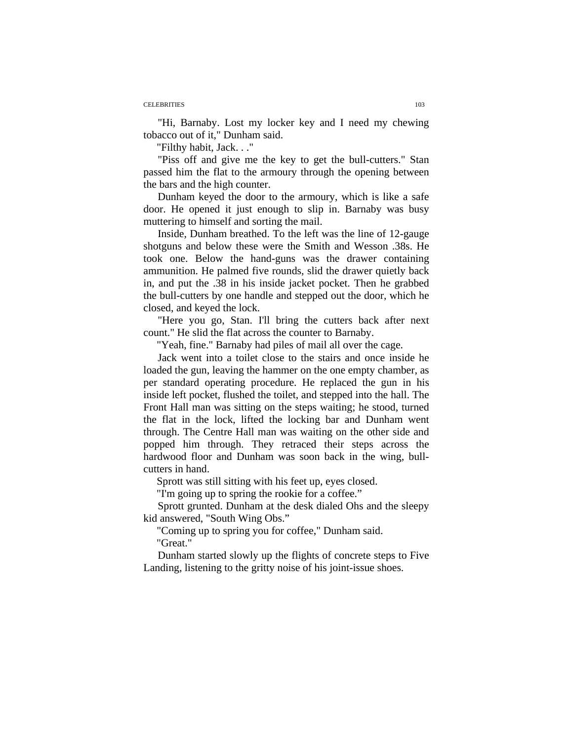"Hi, Barnaby. Lost my locker key and I need my chewing tobacco out of it," Dunham said.

"Filthy habit, Jack. . ."

"Piss off and give me the key to get the bull-cutters." Stan passed him the flat to the armoury through the opening between the bars and the high counter.

Dunham keyed the door to the armoury, which is like a safe door. He opened it just enough to slip in. Barnaby was busy muttering to himself and sorting the mail.

Inside, Dunham breathed. To the left was the line of 12-gauge shotguns and below these were the Smith and Wesson .38s. He took one. Below the hand-guns was the drawer containing ammunition. He palmed five rounds, slid the drawer quietly back in, and put the .38 in his inside jacket pocket. Then he grabbed the bull-cutters by one handle and stepped out the door, which he closed, and keyed the lock.

"Here you go, Stan. I'll bring the cutters back after next count." He slid the flat across the counter to Barnaby.

"Yeah, fine." Barnaby had piles of mail all over the cage.

Jack went into a toilet close to the stairs and once inside he loaded the gun, leaving the hammer on the one empty chamber, as per standard operating procedure. He replaced the gun in his inside left pocket, flushed the toilet, and stepped into the hall. The Front Hall man was sitting on the steps waiting; he stood, turned the flat in the lock, lifted the locking bar and Dunham went through. The Centre Hall man was waiting on the other side and popped him through. They retraced their steps across the hardwood floor and Dunham was soon back in the wing, bull-cutters in hand.

Sprott was still sitting with his feet up, eyes closed.

"I'm going up to spring the rookie for a coffee."

Sprott grunted. Dunham at the desk dialed Ohs and the sleepy kid answered, "South Wing Obs."

"Coming up to spring you for coffee," Dunham said.

"Great."

Dunham started slowly up the flights of concrete steps to Five Landing, listening to the gritty noise of his joint-issue shoes.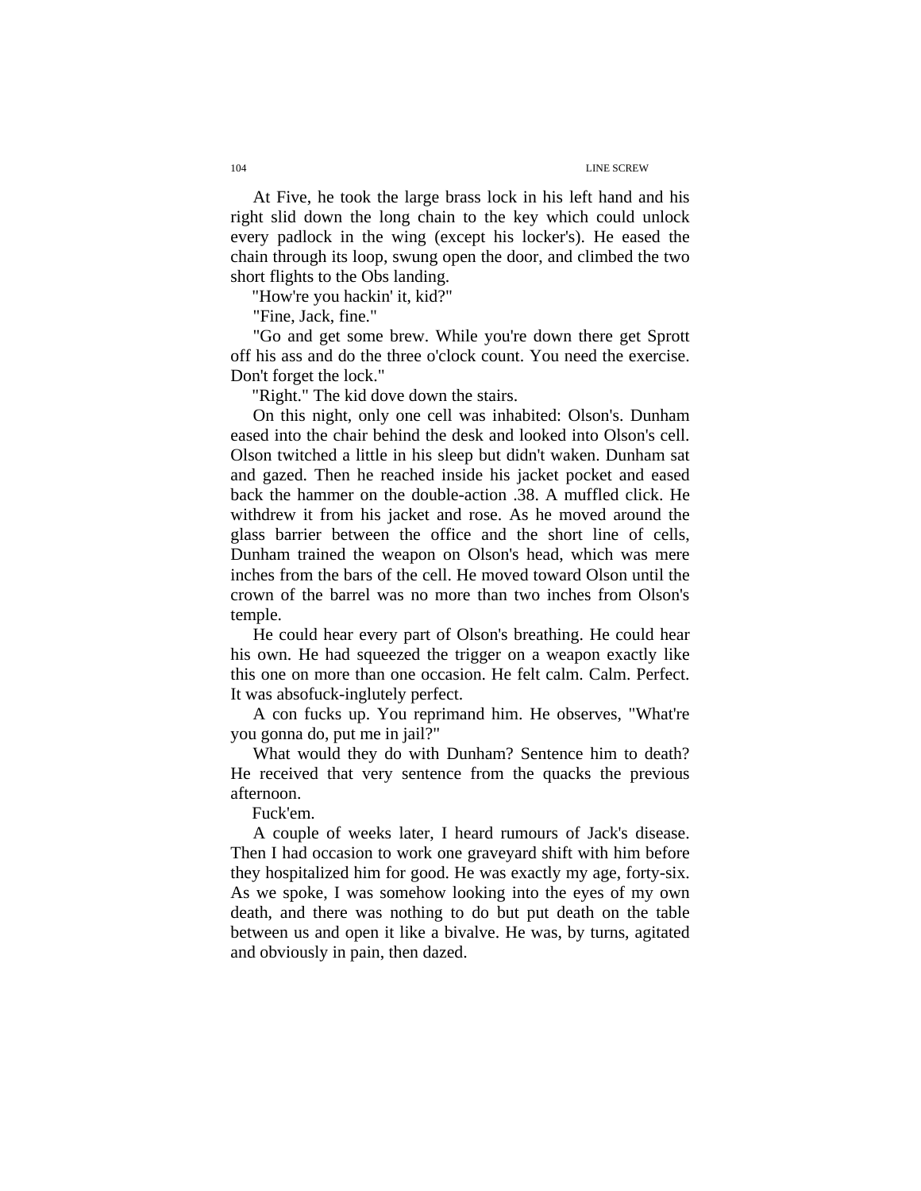At Five, he took the large brass lock in his left hand and his right slid down the long chain to the key which could unlock every padlock in the wing (except his locker's). He eased the chain through its loop, swung open the door, and climbed the two short flights to the Obs landing.

"How're you hackin' it, kid?"

"Fine, Jack, fine."

"Go and get some brew. While you're down there get Sprott off his ass and do the three o'clock count. You need the exercise. Don't forget the lock."

"Right." The kid dove down the stairs.

On this night, only one cell was inhabited: Olson's. Dunham eased into the chair behind the desk and looked into Olson's cell. Olson twitched a little in his sleep but didn't waken. Dunham sat and gazed. Then he reached inside his jacket pocket and eased back the hammer on the double-action .38. A muffled click. He withdrew it from his jacket and rose. As he moved around the glass barrier between the office and the short line of cells, Dunham trained the weapon on Olson's head, which was mere inches from the bars of the cell. He moved toward Olson until the crown of the barrel was no more than two inches from Olson's temple.

He could hear every part of Olson's breathing. He could hear his own. He had squeezed the trigger on a weapon exactly like this one on more than one occasion. He felt calm. Calm. Perfect. It was absofuck-inglutely perfect.

A con fucks up. You reprimand him. He observes, "What're you gonna do, put me in jail?"

What would they do with Dunham? Sentence him to death? He received that very sentence from the quacks the previous afternoon.

Fuck'em.

A couple of weeks later, I heard rumours of Jack's disease. Then I had occasion to work one graveyard shift with him before they hospitalized him for good. He was exactly my age, forty-six. As we spoke, I was somehow looking into the eyes of my own death, and there was nothing to do but put death on the table between us and open it like a bivalve. He was, by turns, agitated and obviously in pain, then dazed.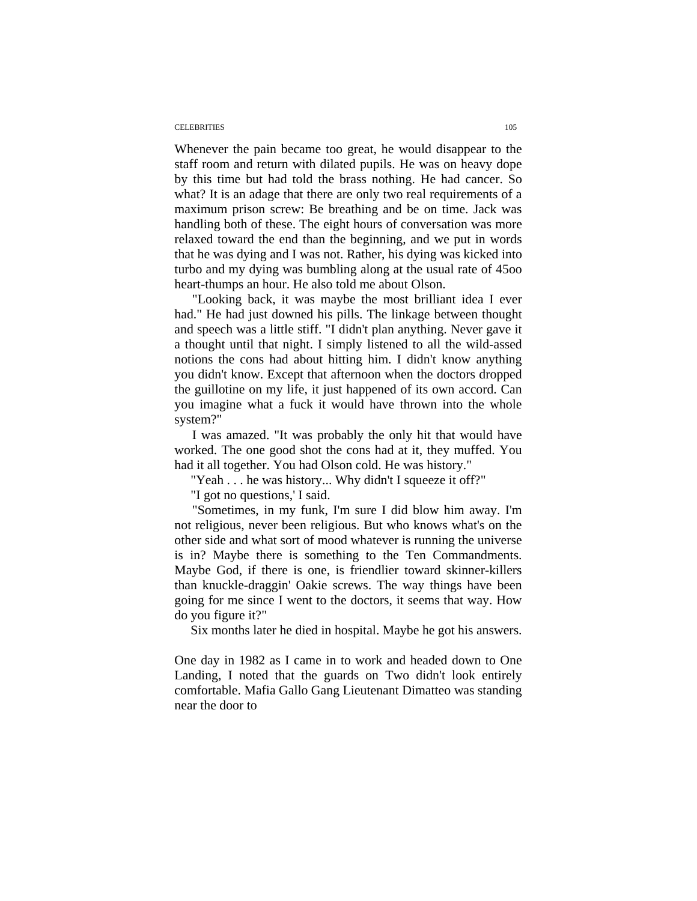Whenever the pain became too great, he would disappear to the staff room and return with dilated pupils. He was on heavy dope by this time but had told the brass nothing. He had cancer. So what? It is an adage that there are only two real requirements of a maximum prison screw: Be breathing and be on time. Jack was handling both of these. The eight hours of conversation was more relaxed toward the end than the beginning, and we put in words that he was dying and I was not. Rather, his dying was kicked into turbo and my dying was bumbling along at the usual rate of 45oo heart-thumps an hour. He also told me about Olson.

"Looking back, it was maybe the most brilliant idea I ever had." He had just downed his pills. The linkage between thought and speech was a little stiff. "I didn't plan anything. Never gave it a thought until that night. I simply listened to all the wild-assed notions the cons had about hitting him. I didn't know anything you didn't know. Except that afternoon when the doctors dropped the guillotine on my life, it just happened of its own accord. Can you imagine what a fuck it would have thrown into the whole system?"

I was amazed. "It was probably the only hit that would have worked. The one good shot the cons had at it, they muffed. You had it all together. You had Olson cold. He was history."

"Yeah . . . he was history... Why didn't I squeeze it off?"

"I got no questions,' I said.

"Sometimes, in my funk, I'm sure I did blow him away. I'm not religious, never been religious. But who knows what's on the other side and what sort of mood whatever is running the universe is in? Maybe there is something to the Ten Commandments. Maybe God, if there is one, is friendlier toward skinner-killers than knuckle-draggin' Oakie screws. The way things have been going for me since I went to the doctors, it seems that way. How do you figure it?"

Six months later he died in hospital. Maybe he got his answers.

One day in 1982 as I came in to work and headed down to One Landing, I noted that the guards on Two didn't look entirely comfortable. Mafia Gallo Gang Lieutenant Dimatteo was standing near the door to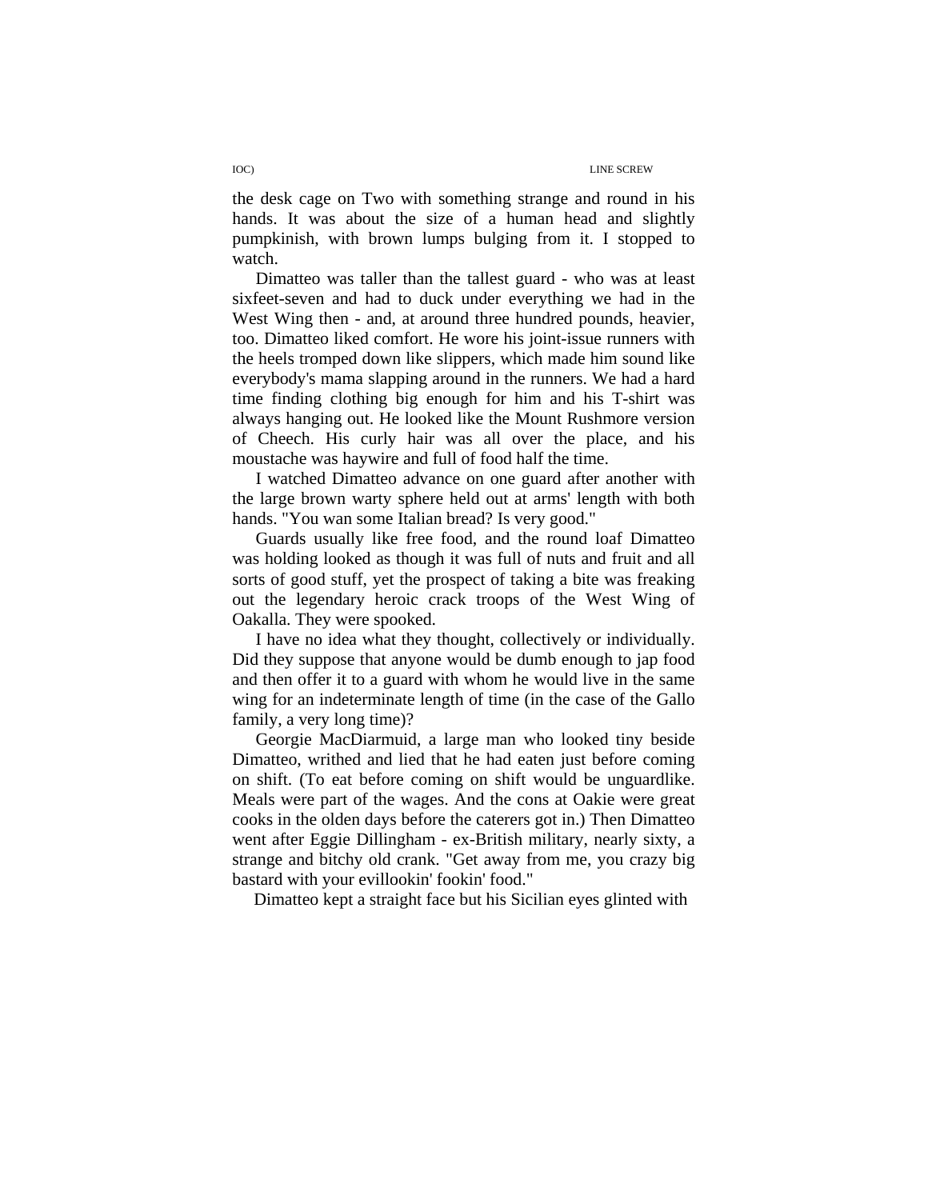the desk cage on Two with something strange and round in his hands. It was about the size of a human head and slightly pumpkinish, with brown lumps bulging from it. I stopped to watch.

Dimatteo was taller than the tallest guard - who was at least sixfeet-seven and had to duck under everything we had in the West Wing then - and, at around three hundred pounds, heavier, too. Dimatteo liked comfort. He wore his joint-issue runners with the heels tromped down like slippers, which made him sound like everybody's mama slapping around in the runners. We had a hard time finding clothing big enough for him and his T-shirt was always hanging out. He looked like the Mount Rushmore version of Cheech. His curly hair was all over the place, and his moustache was haywire and full of food half the time.

I watched Dimatteo advance on one guard after another with the large brown warty sphere held out at arms' length with both hands. "You wan some Italian bread? Is very good."

Guards usually like free food, and the round loaf Dimatteo was holding looked as though it was full of nuts and fruit and all sorts of good stuff, yet the prospect of taking a bite was freaking out the legendary heroic crack troops of the West Wing of Oakalla. They were spooked.

I have no idea what they thought, collectively or individually. Did they suppose that anyone would be dumb enough to jap food and then offer it to a guard with whom he would live in the same wing for an indeterminate length of time (in the case of the Gallo family, a very long time)?

Georgie MacDiarmuid, a large man who looked tiny beside Dimatteo, writhed and lied that he had eaten just before coming on shift. (To eat before coming on shift would be unguardlike. Meals were part of the wages. And the cons at Oakie were great cooks in the olden days before the caterers got in.) Then Dimatteo went after Eggie Dillingham - ex-British military, nearly sixty, a strange and bitchy old crank. "Get away from me, you crazy big bastard with your evillookin' fookin' food."

Dimatteo kept a straight face but his Sicilian eyes glinted with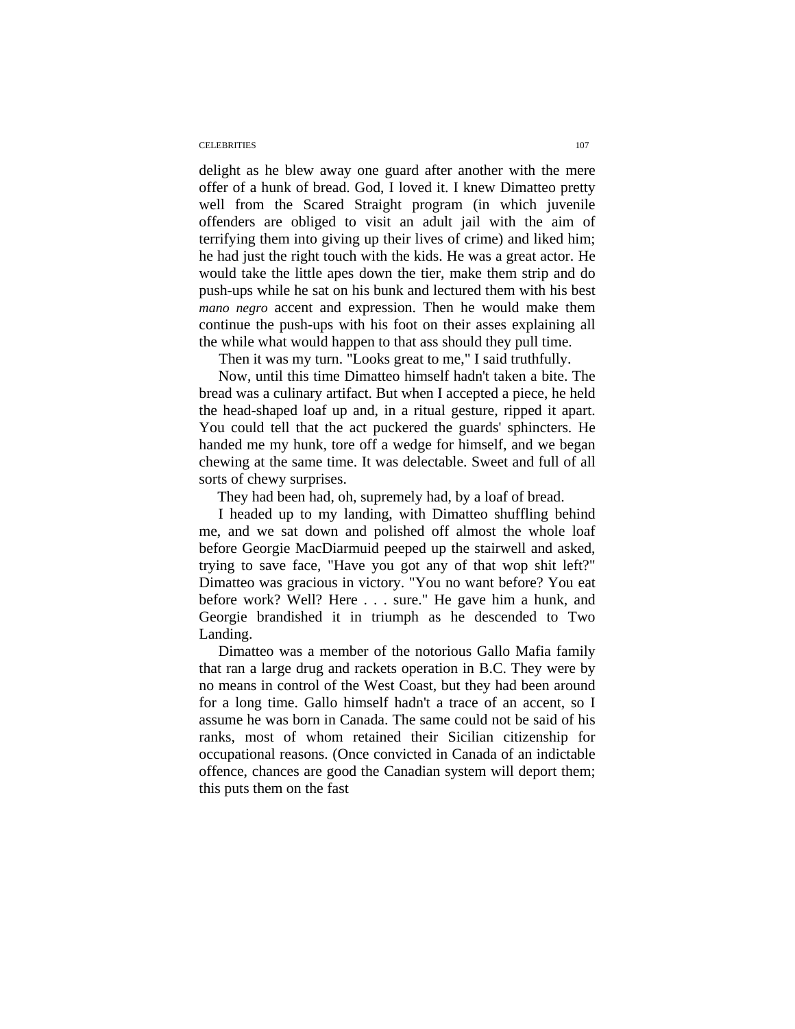delight as he blew away one guard after another with the mere offer of a hunk of bread. God, I loved it. I knew Dimatteo pretty well from the Scared Straight program (in which juvenile offenders are obliged to visit an adult jail with the aim of terrifying them into giving up their lives of crime) and liked him; he had just the right touch with the kids. He was a great actor. He would take the little apes down the tier, make them strip and do push-ups while he sat on his bunk and lectured them with his best *mano negro* accent and expression. Then he would make them continue the push-ups with his foot on their asses explaining all the while what would happen to that ass should they pull time.

Then it was my turn. "Looks great to me," I said truthfully.

Now, until this time Dimatteo himself hadn't taken a bite. The bread was a culinary artifact. But when I accepted a piece, he held the head-shaped loaf up and, in a ritual gesture, ripped it apart. You could tell that the act puckered the guards' sphincters. He handed me my hunk, tore off a wedge for himself, and we began chewing at the same time. It was delectable. Sweet and full of all sorts of chewy surprises.

They had been had, oh, supremely had, by a loaf of bread.

I headed up to my landing, with Dimatteo shuffling behind me, and we sat down and polished off almost the whole loaf before Georgie MacDiarmuid peeped up the stairwell and asked, trying to save face, "Have you got any of that wop shit left?" Dimatteo was gracious in victory. "You no want before? You eat before work? Well? Here . . . sure." He gave him a hunk, and Georgie brandished it in triumph as he descended to Two Landing.

Dimatteo was a member of the notorious Gallo Mafia family that ran a large drug and rackets operation in B.C. They were by no means in control of the West Coast, but they had been around for a long time. Gallo himself hadn't a trace of an accent, so I assume he was born in Canada. The same could not be said of his ranks, most of whom retained their Sicilian citizenship for occupational reasons. (Once convicted in Canada of an indictable offence, chances are good the Canadian system will deport them; this puts them on the fast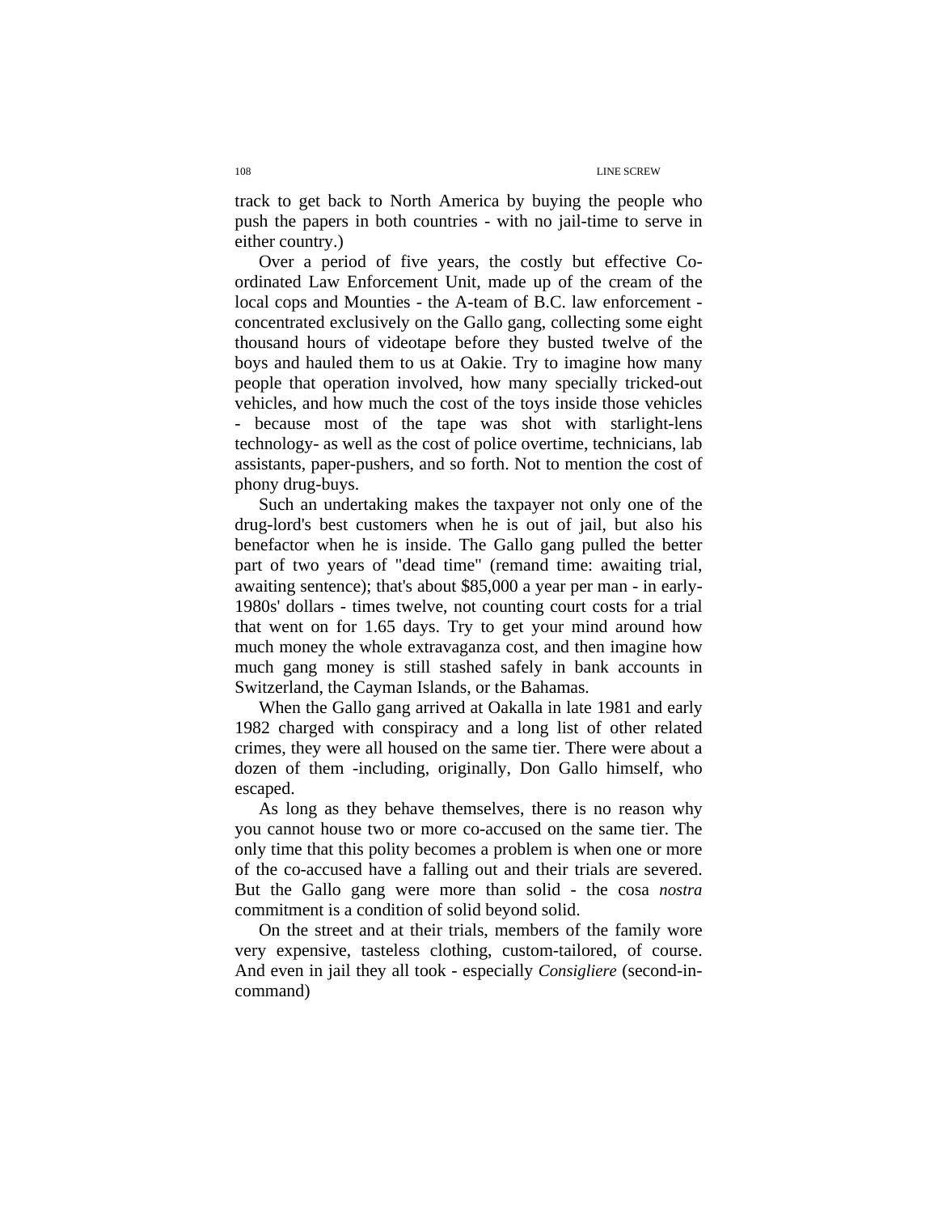track to get back to North America by buying the people who push the papers in both countries - with no jail-time to serve in either country.)

Over a period of five years, the costly but effective Co-ordinated Law Enforcement Unit, made up of the cream of the local cops and Mounties - the A-team of B.C. law enforcement - concentrated exclusively on the Gallo gang, collecting some eight thousand hours of videotape before they busted twelve of the boys and hauled them to us at Oakie. Try to imagine how many people that operation involved, how many specially tricked-out vehicles, and how much the cost of the toys inside those vehicles - because most of the tape was shot with starlight-lens technology- as well as the cost of police overtime, technicians, lab assistants, paper-pushers, and so forth. Not to mention the cost of phony drug-buys.

Such an undertaking makes the taxpayer not only one of the drug-lord's best customers when he is out of jail, but also his benefactor when he is inside. The Gallo gang pulled the better part of two years of "dead time" (remand time: awaiting trial, awaiting sentence); that's about $85,000 a year per man - in early-1980s' dollars - times twelve, not counting court costs for a trial that went on for 1.65 days. Try to get your mind around how much money the whole extravaganza cost, and then imagine how much gang money is still stashed safely in bank accounts in Switzerland, the Cayman Islands, or the Bahamas.

When the Gallo gang arrived at Oakalla in late 1981 and early 1982 charged with conspiracy and a long list of other related crimes, they were all housed on the same tier. There were about a dozen of them -including, originally, Don Gallo himself, who escaped.

As long as they behave themselves, there is no reason why you cannot house two or more co-accused on the same tier. The only time that this polity becomes a problem is when one or more of the co-accused have a falling out and their trials are severed. But the Gallo gang were more than solid - the cosa *nostra* commitment is a condition of solid beyond solid.

On the street and at their trials, members of the family wore very expensive, tasteless clothing, custom-tailored, of course. And even in jail they all took - especially *Consigliere* (second-in-command)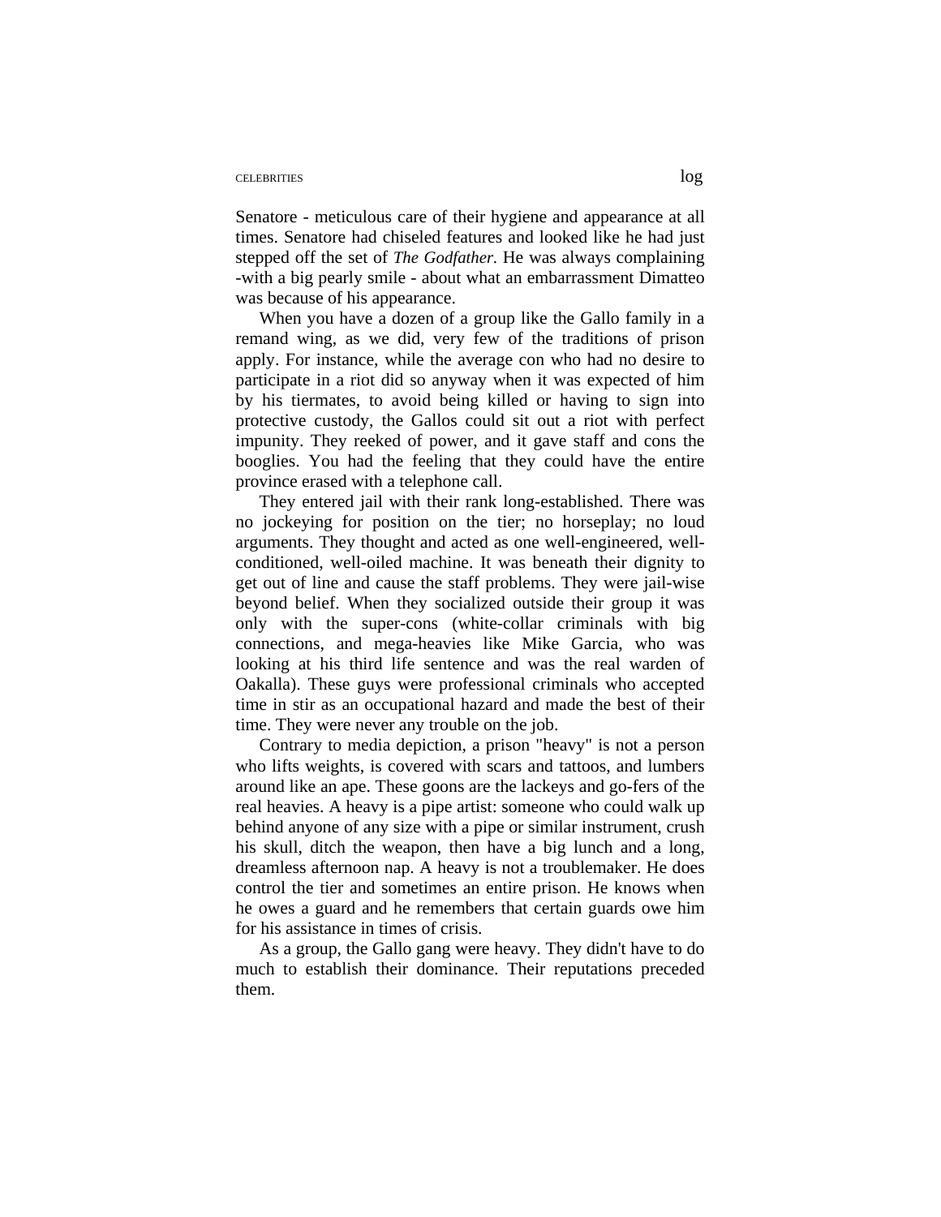Senatore - meticulous care of their hygiene and appearance at all times. Senatore had chiseled features and looked like he had just stepped off the set of *The Godfather.* He was always complaining -with a big pearly smile - about what an embarrassment Dimatteo was because of his appearance.

When you have a dozen of a group like the Gallo family in a remand wing, as we did, very few of the traditions of prison apply. For instance, while the average con who had no desire to participate in a riot did so anyway when it was expected of him by his tiermates, to avoid being killed or having to sign into protective custody, the Gallos could sit out a riot with perfect impunity. They reeked of power, and it gave staff and cons the booglies. You had the feeling that they could have the entire province erased with a telephone call.

They entered jail with their rank long-established. There was no jockeying for position on the tier; no horseplay; no loud arguments. They thought and acted as one well-engineered, well-conditioned, well-oiled machine. It was beneath their dignity to get out of line and cause the staff problems. They were jail-wise beyond belief. When they socialized outside their group it was only with the super-cons (white-collar criminals with big connections, and mega-heavies like Mike Garcia, who was looking at his third life sentence and was the real warden of Oakalla). These guys were professional criminals who accepted time in stir as an occupational hazard and made the best of their time. They were never any trouble on the job.

Contrary to media depiction, a prison "heavy" is not a person who lifts weights, is covered with scars and tattoos, and lumbers around like an ape. These goons are the lackeys and go-fers of the real heavies. A heavy is a pipe artist: someone who could walk up behind anyone of any size with a pipe or similar instrument, crush his skull, ditch the weapon, then have a big lunch and a long, dreamless afternoon nap. A heavy is not a troublemaker. He does control the tier and sometimes an entire prison. He knows when he owes a guard and he remembers that certain guards owe him for his assistance in times of crisis.

As a group, the Gallo gang were heavy. They didn't have to do much to establish their dominance. Their reputations preceded them.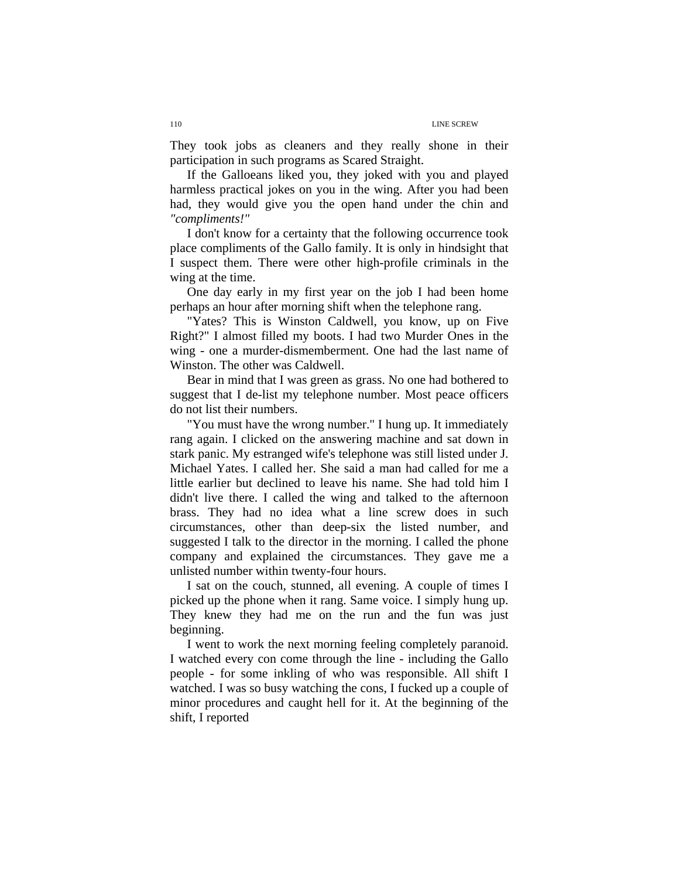They took jobs as cleaners and they really shone in their participation in such programs as Scared Straight.

If the Galloeans liked you, they joked with you and played harmless practical jokes on you in the wing. After you had been had, they would give you the open hand under the chin and *"compliments!"*

I don't know for a certainty that the following occurrence took place compliments of the Gallo family. It is only in hindsight that I suspect them. There were other high-profile criminals in the wing at the time.

One day early in my first year on the job I had been home perhaps an hour after morning shift when the telephone rang.

"Yates? This is Winston Caldwell, you know, up on Five Right?" I almost filled my boots. I had two Murder Ones in the wing - one a murder-dismemberment. One had the last name of Winston. The other was Caldwell.

Bear in mind that I was green as grass. No one had bothered to suggest that I de-list my telephone number. Most peace officers do not list their numbers.

"You must have the wrong number." I hung up. It immediately rang again. I clicked on the answering machine and sat down in stark panic. My estranged wife's telephone was still listed under J. Michael Yates. I called her. She said a man had called for me a little earlier but declined to leave his name. She had told him I didn't live there. I called the wing and talked to the afternoon brass. They had no idea what a line screw does in such circumstances, other than deep-six the listed number, and suggested I talk to the director in the morning. I called the phone company and explained the circumstances. They gave me a unlisted number within twenty-four hours.

I sat on the couch, stunned, all evening. A couple of times I picked up the phone when it rang. Same voice. I simply hung up. They knew they had me on the run and the fun was just beginning.

I went to work the next morning feeling completely paranoid. I watched every con come through the line - including the Gallo people - for some inkling of who was responsible. All shift I watched. I was so busy watching the cons, I fucked up a couple of minor procedures and caught hell for it. At the beginning of the shift, I reported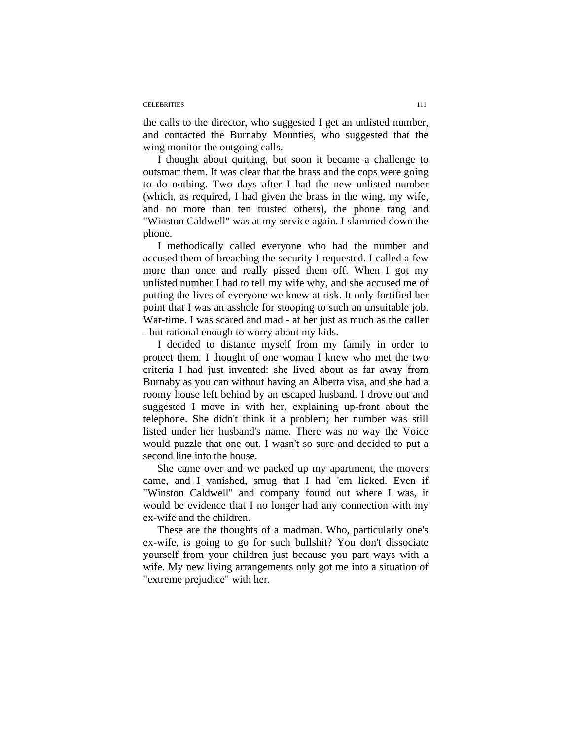the calls to the director, who suggested I get an unlisted number, and contacted the Burnaby Mounties, who suggested that the wing monitor the outgoing calls.

I thought about quitting, but soon it became a challenge to outsmart them. It was clear that the brass and the cops were going to do nothing. Two days after I had the new unlisted number (which, as required, I had given the brass in the wing, my wife, and no more than ten trusted others), the phone rang and "Winston Caldwell" was at my service again. I slammed down the phone.

I methodically called everyone who had the number and accused them of breaching the security I requested. I called a few more than once and really pissed them off. When I got my unlisted number I had to tell my wife why, and she accused me of putting the lives of everyone we knew at risk. It only fortified her point that I was an asshole for stooping to such an unsuitable job. War-time. I was scared and mad - at her just as much as the caller - but rational enough to worry about my kids.

I decided to distance myself from my family in order to protect them. I thought of one woman I knew who met the two criteria I had just invented: she lived about as far away from Burnaby as you can without having an Alberta visa, and she had a roomy house left behind by an escaped husband. I drove out and suggested I move in with her, explaining up-front about the telephone. She didn't think it a problem; her number was still listed under her husband's name. There was no way the Voice would puzzle that one out. I wasn't so sure and decided to put a second line into the house.

She came over and we packed up my apartment, the movers came, and I vanished, smug that I had 'em licked. Even if "Winston Caldwell" and company found out where I was, it would be evidence that I no longer had any connection with my ex-wife and the children.

These are the thoughts of a madman. Who, particularly one's ex-wife, is going to go for such bullshit? You don't dissociate yourself from your children just because you part ways with a wife. My new living arrangements only got me into a situation of "extreme prejudice" with her.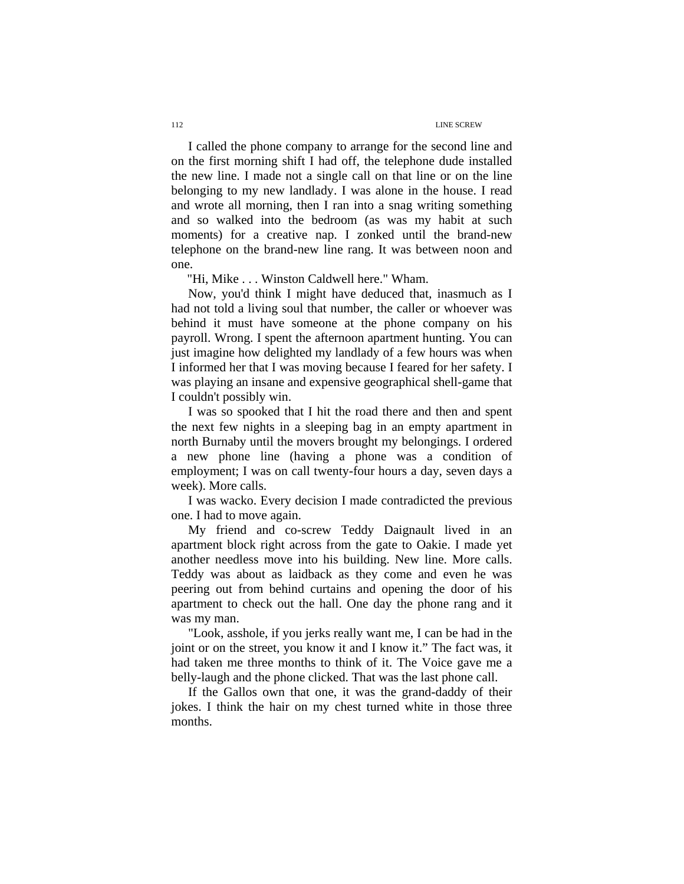I called the phone company to arrange for the second line and on the first morning shift I had off, the telephone dude installed the new line. I made not a single call on that line or on the line belonging to my new landlady. I was alone in the house. I read and wrote all morning, then I ran into a snag writing something and so walked into the bedroom (as was my habit at such moments) for a creative nap. I zonked until the brand-new telephone on the brand-new line rang. It was between noon and one.

"Hi, Mike . . . Winston Caldwell here." Wham.

Now, you'd think I might have deduced that, inasmuch as I had not told a living soul that number, the caller or whoever was behind it must have someone at the phone company on his payroll. Wrong. I spent the afternoon apartment hunting. You can just imagine how delighted my landlady of a few hours was when I informed her that I was moving because I feared for her safety. I was playing an insane and expensive geographical shell-game that I couldn't possibly win.

I was so spooked that I hit the road there and then and spent the next few nights in a sleeping bag in an empty apartment in north Burnaby until the movers brought my belongings. I ordered a new phone line (having a phone was a condition of employment; I was on call twenty-four hours a day, seven days a week). More calls.

I was wacko. Every decision I made contradicted the previous one. I had to move again.

My friend and co-screw Teddy Daignault lived in an apartment block right across from the gate to Oakie. I made yet another needless move into his building. New line. More calls. Teddy was about as laidback as they come and even he was peering out from behind curtains and opening the door of his apartment to check out the hall. One day the phone rang and it was my man.

"Look, asshole, if you jerks really want me, I can be had in the joint or on the street, you know it and I know it." The fact was, it had taken me three months to think of it. The Voice gave me a belly-laugh and the phone clicked. That was the last phone call.

If the Gallos own that one, it was the grand-daddy of their jokes. I think the hair on my chest turned white in those three months.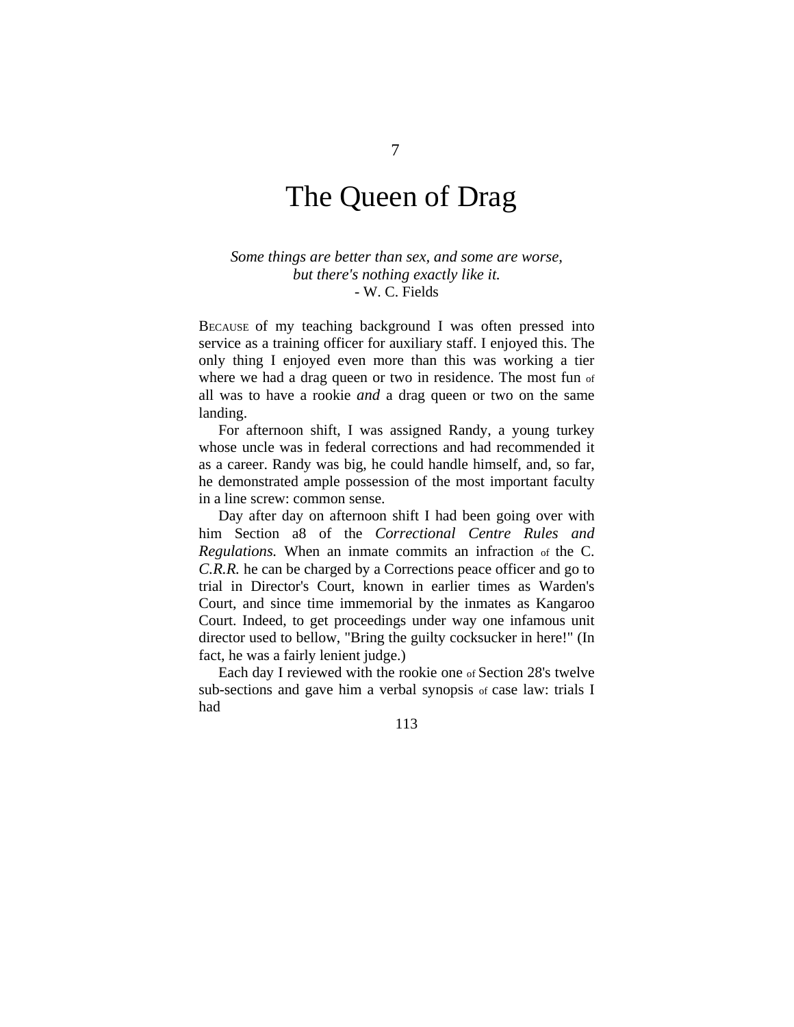# 7

# The Queen of Drag

*Some things are better than sex, and some are worse,*
*but there's nothing exactly like it.*
- W. C. Fields

BECAUSE of my teaching background I was often pressed into service as a training officer for auxiliary staff. I enjoyed this. The only thing I enjoyed even more than this was working a tier where we had a drag queen or two in residence. The most fun of all was to have a rookie *and* a drag queen or two on the same landing.

For afternoon shift, I was assigned Randy, a young turkey whose uncle was in federal corrections and had recommended it as a career. Randy was big, he could handle himself, and, so far, he demonstrated ample possession of the most important faculty in a line screw: common sense.

Day after day on afternoon shift I had been going over with him Section a8 of the *Correctional Centre Rules and Regulations.* When an inmate commits an infraction of the C. *C.R.R.* he can be charged by a Corrections peace officer and go to trial in Director's Court, known in earlier times as Warden's Court, and since time immemorial by the inmates as Kangaroo Court. Indeed, to get proceedings under way one infamous unit director used to bellow, "Bring the guilty cocksucker in here!" (In fact, he was a fairly lenient judge.)

Each day I reviewed with the rookie one of Section 28's twelve sub-sections and gave him a verbal synopsis of case law: trials I had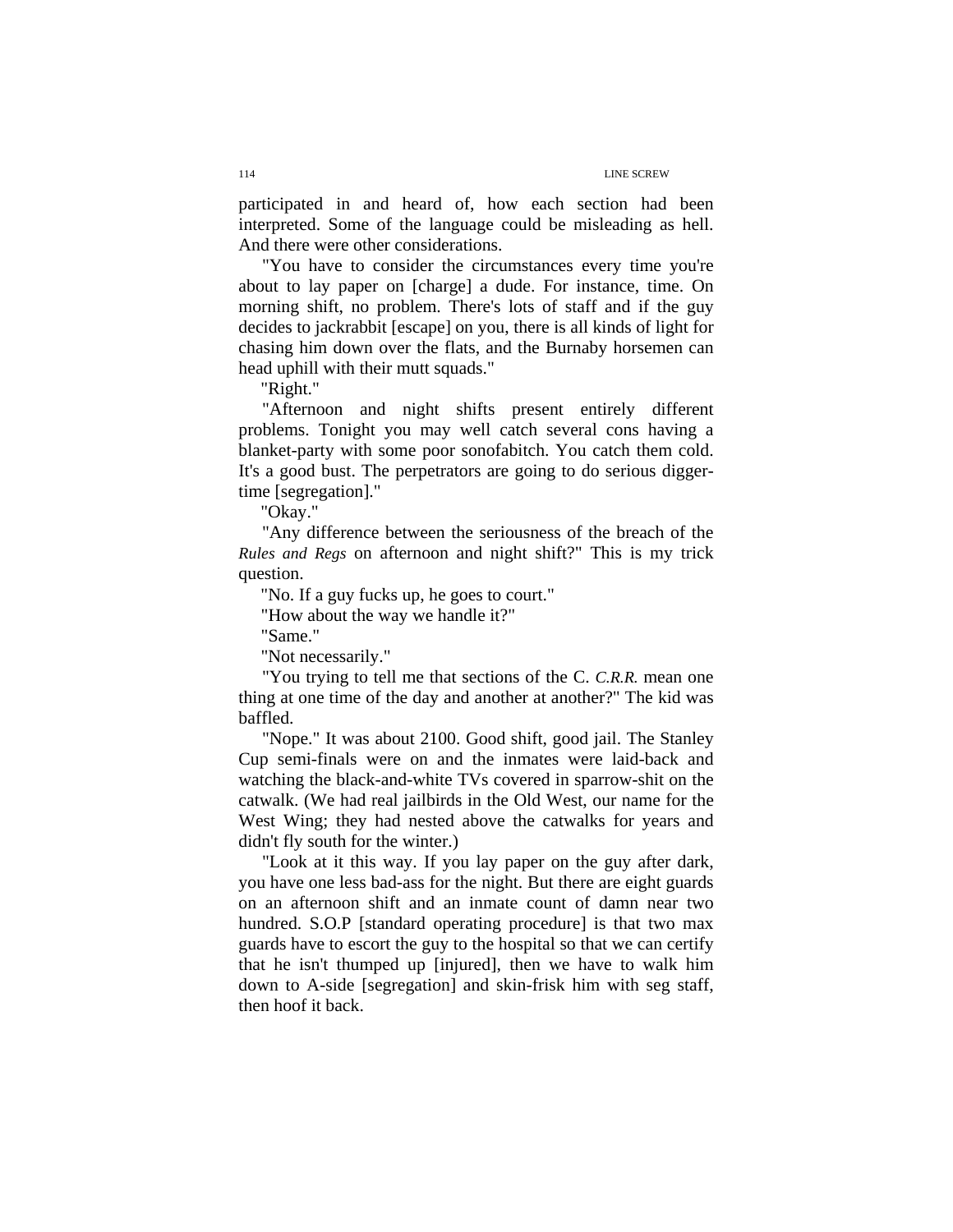participated in and heard of, how each section had been interpreted. Some of the language could be misleading as hell. And there were other considerations.

"You have to consider the circumstances every time you're about to lay paper on [charge] a dude. For instance, time. On morning shift, no problem. There's lots of staff and if the guy decides to jackrabbit [escape] on you, there is all kinds of light for chasing him down over the flats, and the Burnaby horsemen can head uphill with their mutt squads."

"Right."

"Afternoon and night shifts present entirely different problems. Tonight you may well catch several cons having a blanket-party with some poor sonofabitch. You catch them cold. It's a good bust. The perpetrators are going to do serious digger-time [segregation]."

"Okay."

"Any difference between the seriousness of the breach of the *Rules and Regs* on afternoon and night shift?" This is my trick question.

"No. If a guy fucks up, he goes to court."

"How about the way we handle it?"

"Same."

"Not necessarily."

"You trying to tell me that sections of the C. *C.R.R.* mean one thing at one time of the day and another at another?" The kid was baffled.

"Nope." It was about 2100. Good shift, good jail. The Stanley Cup semi-finals were on and the inmates were laid-back and watching the black-and-white TVs covered in sparrow-shit on the catwalk. (We had real jailbirds in the Old West, our name for the West Wing; they had nested above the catwalks for years and didn't fly south for the winter.)

"Look at it this way. If you lay paper on the guy after dark, you have one less bad-ass for the night. But there are eight guards on an afternoon shift and an inmate count of damn near two hundred. S.O.P [standard operating procedure] is that two max guards have to escort the guy to the hospital so that we can certify that he isn't thumped up [injured], then we have to walk him down to A-side [segregation] and skin-frisk him with seg staff, then hoof it back.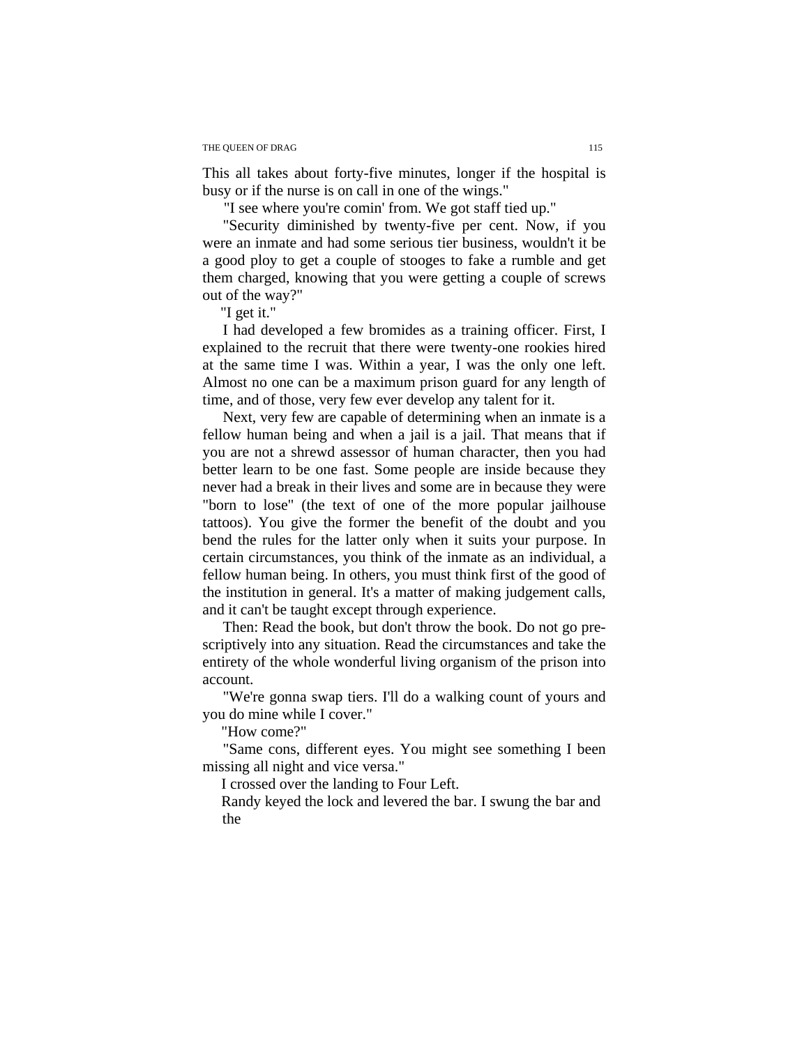This all takes about forty-five minutes, longer if the hospital is busy or if the nurse is on call in one of the wings."

"I see where you're comin' from. We got staff tied up."

"Security diminished by twenty-five per cent. Now, if you were an inmate and had some serious tier business, wouldn't it be a good ploy to get a couple of stooges to fake a rumble and get them charged, knowing that you were getting a couple of screws out of the way?"

"I get it."

I had developed a few bromides as a training officer. First, I explained to the recruit that there were twenty-one rookies hired at the same time I was. Within a year, I was the only one left. Almost no one can be a maximum prison guard for any length of time, and of those, very few ever develop any talent for it.

Next, very few are capable of determining when an inmate is a fellow human being and when a jail is a jail. That means that if you are not a shrewd assessor of human character, then you had better learn to be one fast. Some people are inside because they never had a break in their lives and some are in because they were "born to lose" (the text of one of the more popular jailhouse tattoos). You give the former the benefit of the doubt and you bend the rules for the latter only when it suits your purpose. In certain circumstances, you think of the inmate as an individual, a fellow human being. In others, you must think first of the good of the institution in general. It's a matter of making judgement calls, and it can't be taught except through experience.

Then: Read the book, but don't throw the book. Do not go prescriptively into any situation. Read the circumstances and take the entirety of the whole wonderful living organism of the prison into account.

"We're gonna swap tiers. I'll do a walking count of yours and you do mine while I cover."

"How come?"

"Same cons, different eyes. You might see something I been missing all night and vice versa."

I crossed over the landing to Four Left.

Randy keyed the lock and levered the bar. I swung the bar and the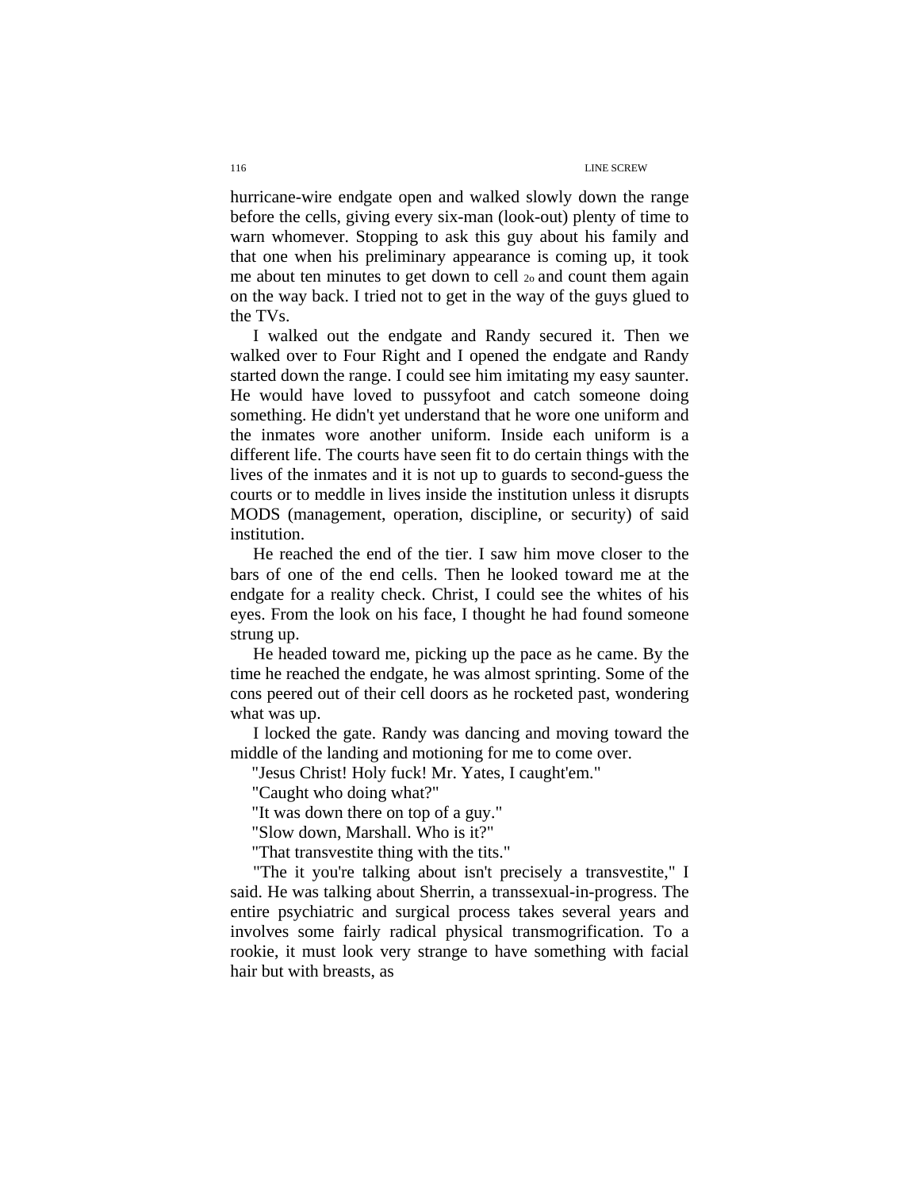hurricane-wire endgate open and walked slowly down the range before the cells, giving every six-man (look-out) plenty of time to warn whomever. Stopping to ask this guy about his family and that one when his preliminary appearance is coming up, it took me about ten minutes to get down to cell 20 and count them again on the way back. I tried not to get in the way of the guys glued to the TVs.

I walked out the endgate and Randy secured it. Then we walked over to Four Right and I opened the endgate and Randy started down the range. I could see him imitating my easy saunter. He would have loved to pussyfoot and catch someone doing something. He didn't yet understand that he wore one uniform and the inmates wore another uniform. Inside each uniform is a different life. The courts have seen fit to do certain things with the lives of the inmates and it is not up to guards to second-guess the courts or to meddle in lives inside the institution unless it disrupts MODS (management, operation, discipline, or security) of said institution.

He reached the end of the tier. I saw him move closer to the bars of one of the end cells. Then he looked toward me at the endgate for a reality check. Christ, I could see the whites of his eyes. From the look on his face, I thought he had found someone strung up.

He headed toward me, picking up the pace as he came. By the time he reached the endgate, he was almost sprinting. Some of the cons peered out of their cell doors as he rocketed past, wondering what was up.

I locked the gate. Randy was dancing and moving toward the middle of the landing and motioning for me to come over.

"Jesus Christ! Holy fuck! Mr. Yates, I caught'em."

"Caught who doing what?"

"It was down there on top of a guy."

"Slow down, Marshall. Who is it?"

"That transvestite thing with the tits."

"The it you're talking about isn't precisely a transvestite," I said. He was talking about Sherrin, a transsexual-in-progress. The entire psychiatric and surgical process takes several years and involves some fairly radical physical transmogrification. To a rookie, it must look very strange to have something with facial hair but with breasts, as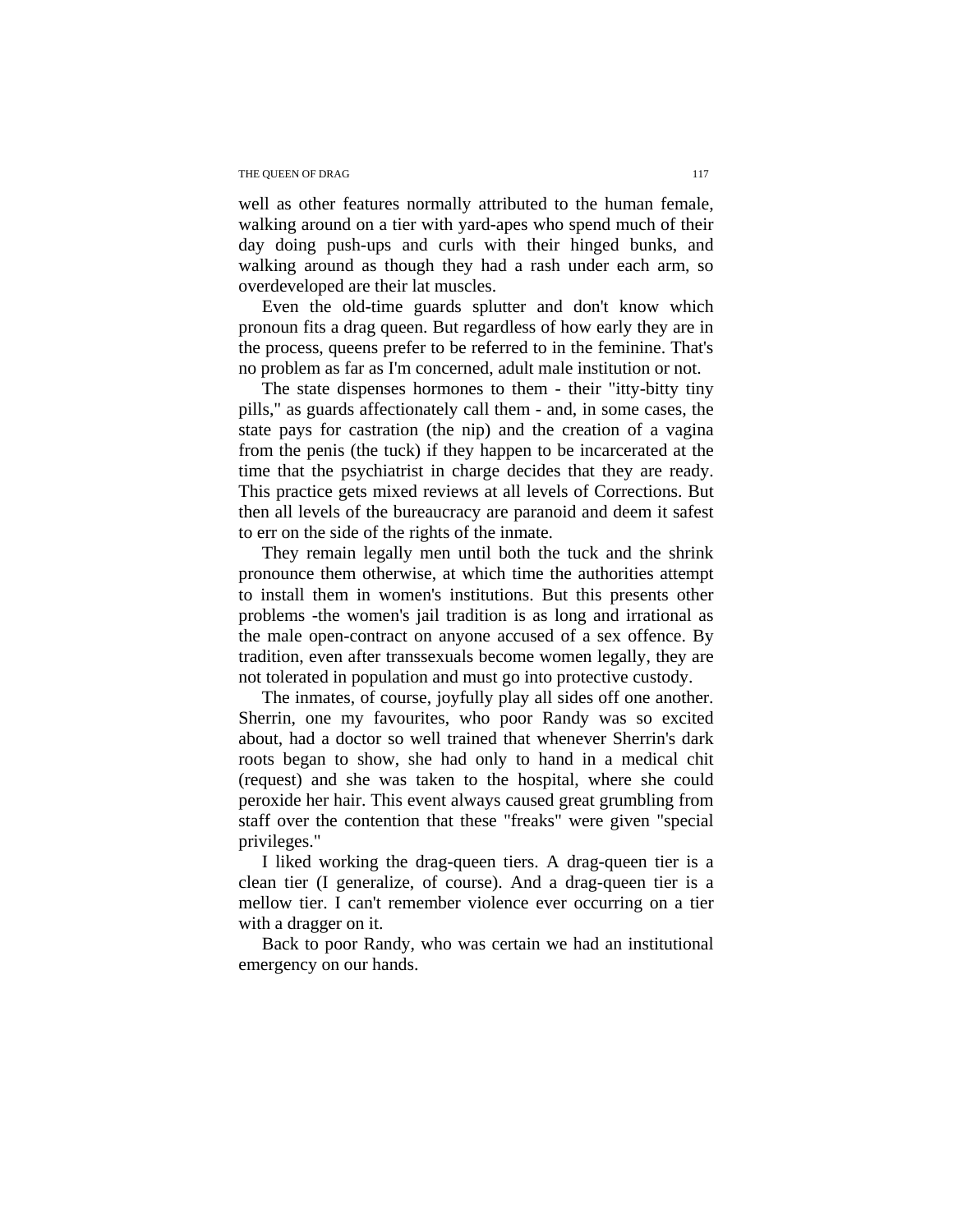well as other features normally attributed to the human female, walking around on a tier with yard-apes who spend much of their day doing push-ups and curls with their hinged bunks, and walking around as though they had a rash under each arm, so overdeveloped are their lat muscles.

Even the old-time guards splutter and don't know which pronoun fits a drag queen. But regardless of how early they are in the process, queens prefer to be referred to in the feminine. That's no problem as far as I'm concerned, adult male institution or not.

The state dispenses hormones to them - their "itty-bitty tiny pills," as guards affectionately call them - and, in some cases, the state pays for castration (the nip) and the creation of a vagina from the penis (the tuck) if they happen to be incarcerated at the time that the psychiatrist in charge decides that they are ready. This practice gets mixed reviews at all levels of Corrections. But then all levels of the bureaucracy are paranoid and deem it safest to err on the side of the rights of the inmate.

They remain legally men until both the tuck and the shrink pronounce them otherwise, at which time the authorities attempt to install them in women's institutions. But this presents other problems -the women's jail tradition is as long and irrational as the male open-contract on anyone accused of a sex offence. By tradition, even after transsexuals become women legally, they are not tolerated in population and must go into protective custody.

The inmates, of course, joyfully play all sides off one another. Sherrin, one my favourites, who poor Randy was so excited about, had a doctor so well trained that whenever Sherrin's dark roots began to show, she had only to hand in a medical chit (request) and she was taken to the hospital, where she could peroxide her hair. This event always caused great grumbling from staff over the contention that these "freaks" were given "special privileges."

I liked working the drag-queen tiers. A drag-queen tier is a clean tier (I generalize, of course). And a drag-queen tier is a mellow tier. I can't remember violence ever occurring on a tier with a dragger on it.

Back to poor Randy, who was certain we had an institutional emergency on our hands.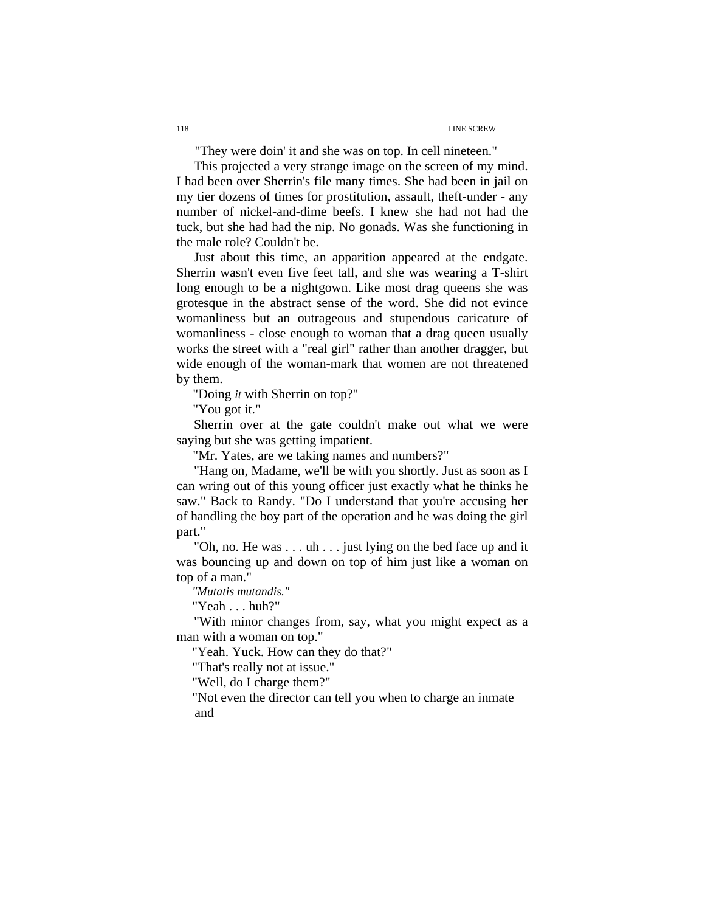"They were doin' it and she was on top. In cell nineteen."

This projected a very strange image on the screen of my mind. I had been over Sherrin's file many times. She had been in jail on my tier dozens of times for prostitution, assault, theft-under - any number of nickel-and-dime beefs. I knew she had not had the tuck, but she had had the nip. No gonads. Was she functioning in the male role? Couldn't be.

Just about this time, an apparition appeared at the endgate. Sherrin wasn't even five feet tall, and she was wearing a T-shirt long enough to be a nightgown. Like most drag queens she was grotesque in the abstract sense of the word. She did not evince womanliness but an outrageous and stupendous caricature of womanliness - close enough to woman that a drag queen usually works the street with a "real girl" rather than another dragger, but wide enough of the woman-mark that women are not threatened by them.

"Doing *it* with Sherrin on top?"

"You got it."

Sherrin over at the gate couldn't make out what we were saying but she was getting impatient.

"Mr. Yates, are we taking names and numbers?"

"Hang on, Madame, we'll be with you shortly. Just as soon as I can wring out of this young officer just exactly what he thinks he saw." Back to Randy. "Do I understand that you're accusing her of handling the boy part of the operation and he was doing the girl part."

"Oh, no. He was . . . uh . . . just lying on the bed face up and it was bouncing up and down on top of him just like a woman on top of a man."

*"Mutatis mutandis."*

"Yeah . . . huh?"

"With minor changes from, say, what you might expect as a man with a woman on top."

"Yeah. Yuck. How can they do that?"

"That's really not at issue."

"Well, do I charge them?"

"Not even the director can tell you when to charge an inmate and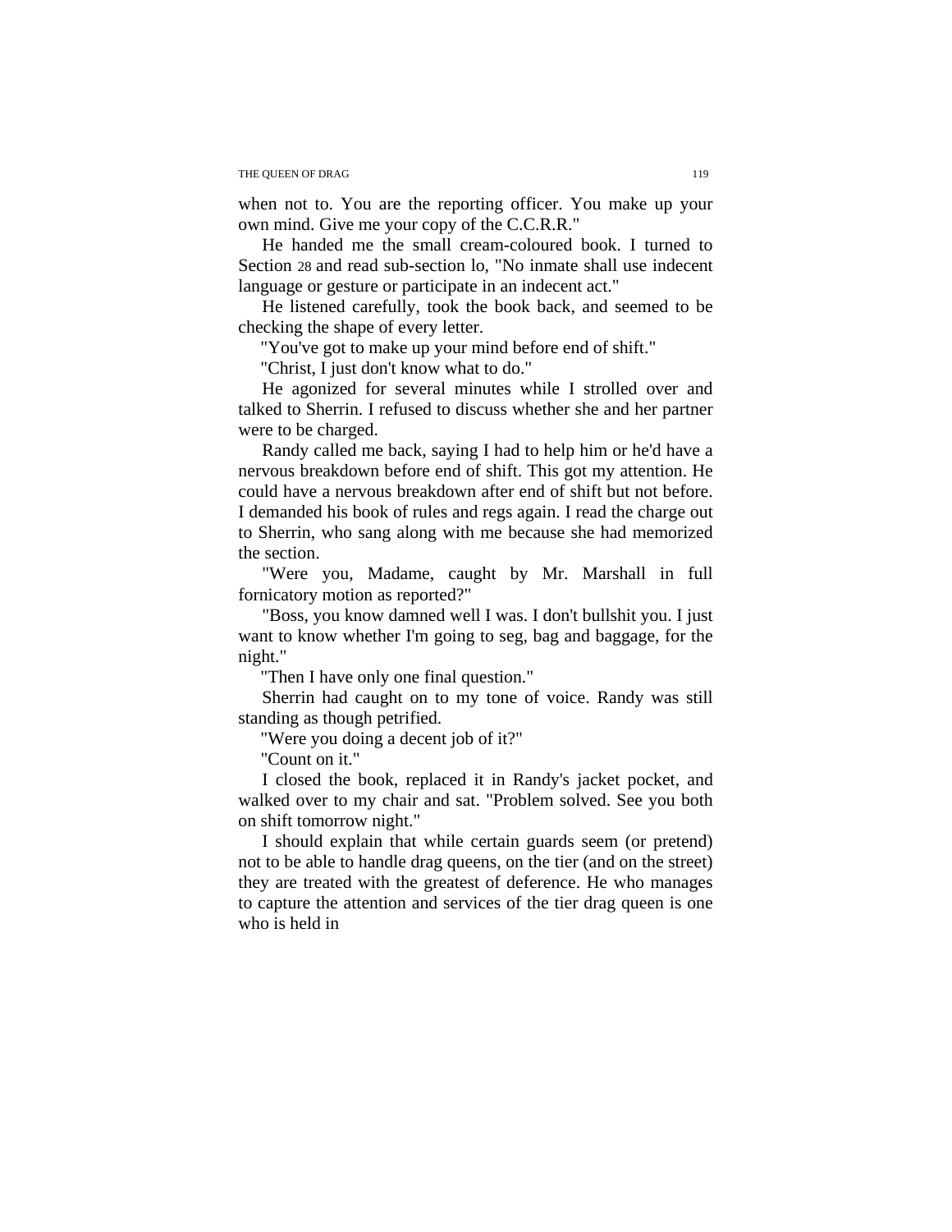when not to. You are the reporting officer. You make up your own mind. Give me your copy of the C.C.R.R."

He handed me the small cream-coloured book. I turned to Section 28 and read sub-section lo, "No inmate shall use indecent language or gesture or participate in an indecent act."

He listened carefully, took the book back, and seemed to be checking the shape of every letter.

"You've got to make up your mind before end of shift."

"Christ, I just don't know what to do."

He agonized for several minutes while I strolled over and talked to Sherrin. I refused to discuss whether she and her partner were to be charged.

Randy called me back, saying I had to help him or he'd have a nervous breakdown before end of shift. This got my attention. He could have a nervous breakdown after end of shift but not before. I demanded his book of rules and regs again. I read the charge out to Sherrin, who sang along with me because she had memorized the section.

"Were you, Madame, caught by Mr. Marshall in full fornicatory motion as reported?"

"Boss, you know damned well I was. I don't bullshit you. I just want to know whether I'm going to seg, bag and baggage, for the night."

"Then I have only one final question."

Sherrin had caught on to my tone of voice. Randy was still standing as though petrified.

"Were you doing a decent job of it?"

"Count on it."

I closed the book, replaced it in Randy's jacket pocket, and walked over to my chair and sat. "Problem solved. See you both on shift tomorrow night."

I should explain that while certain guards seem (or pretend) not to be able to handle drag queens, on the tier (and on the street) they are treated with the greatest of deference. He who manages to capture the attention and services of the tier drag queen is one who is held in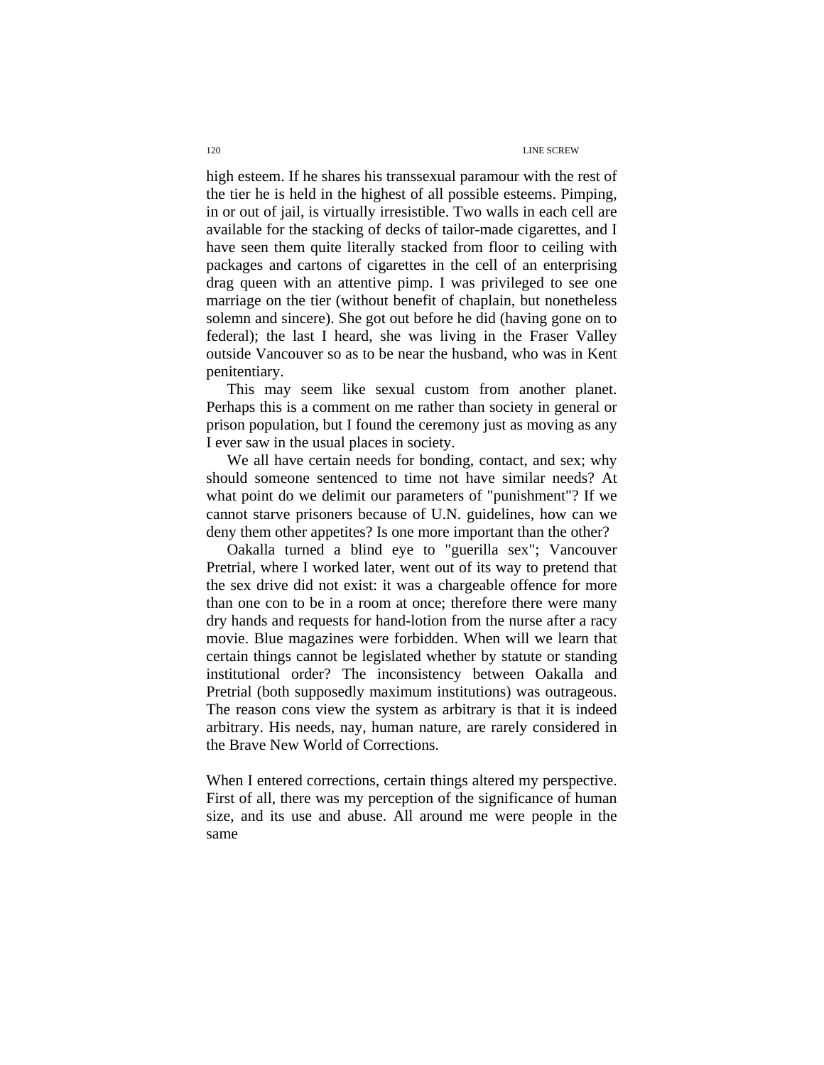high esteem. If he shares his transsexual paramour with the rest of the tier he is held in the highest of all possible esteems. Pimping, in or out of jail, is virtually irresistible. Two walls in each cell are available for the stacking of decks of tailor-made cigarettes, and I have seen them quite literally stacked from floor to ceiling with packages and cartons of cigarettes in the cell of an enterprising drag queen with an attentive pimp. I was privileged to see one marriage on the tier (without benefit of chaplain, but nonetheless solemn and sincere). She got out before he did (having gone on to federal); the last I heard, she was living in the Fraser Valley outside Vancouver so as to be near the husband, who was in Kent penitentiary.

This may seem like sexual custom from another planet. Perhaps this is a comment on me rather than society in general or prison population, but I found the ceremony just as moving as any I ever saw in the usual places in society.

We all have certain needs for bonding, contact, and sex; why should someone sentenced to time not have similar needs? At what point do we delimit our parameters of "punishment"? If we cannot starve prisoners because of U.N. guidelines, how can we deny them other appetites? Is one more important than the other?

Oakalla turned a blind eye to "guerilla sex"; Vancouver Pretrial, where I worked later, went out of its way to pretend that the sex drive did not exist: it was a chargeable offence for more than one con to be in a room at once; therefore there were many dry hands and requests for hand-lotion from the nurse after a racy movie. Blue magazines were forbidden. When will we learn that certain things cannot be legislated whether by statute or standing institutional order? The inconsistency between Oakalla and Pretrial (both supposedly maximum institutions) was outrageous. The reason cons view the system as arbitrary is that it is indeed arbitrary. His needs, nay, human nature, are rarely considered in the Brave New World of Corrections.

When I entered corrections, certain things altered my perspective. First of all, there was my perception of the significance of human size, and its use and abuse. All around me were people in the same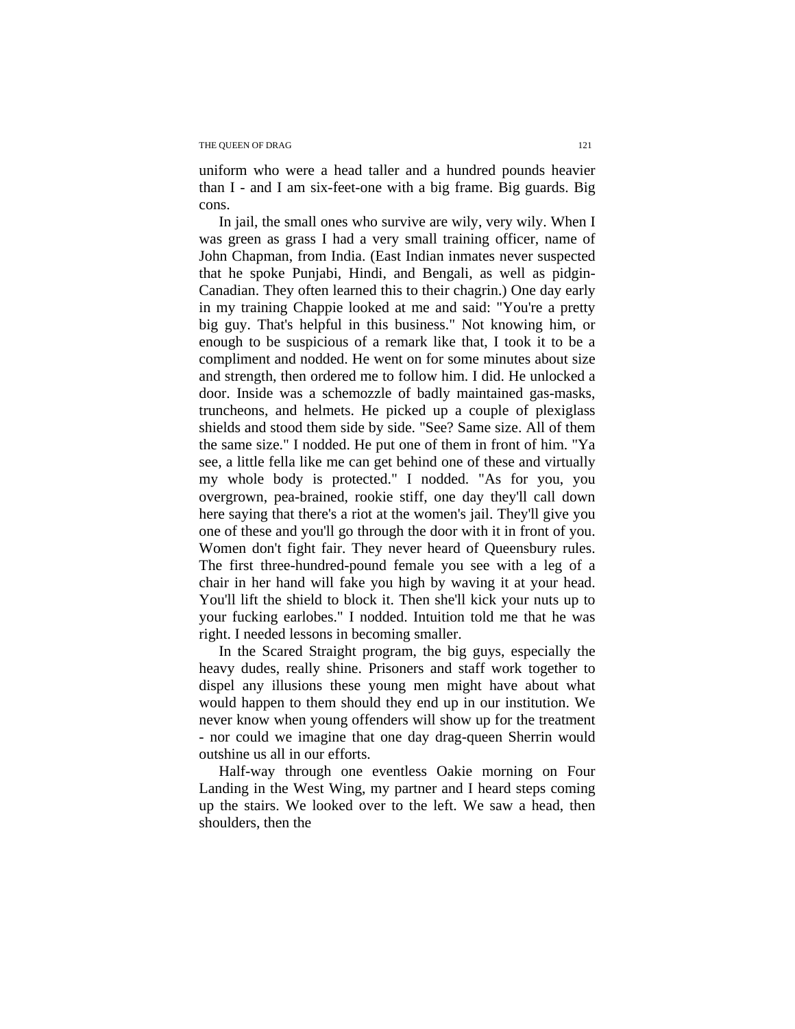uniform who were a head taller and a hundred pounds heavier than I - and I am six-feet-one with a big frame. Big guards. Big cons.

In jail, the small ones who survive are wily, very wily. When I was green as grass I had a very small training officer, name of John Chapman, from India. (East Indian inmates never suspected that he spoke Punjabi, Hindi, and Bengali, as well as pidgin-Canadian. They often learned this to their chagrin.) One day early in my training Chappie looked at me and said: "You're a pretty big guy. That's helpful in this business." Not knowing him, or enough to be suspicious of a remark like that, I took it to be a compliment and nodded. He went on for some minutes about size and strength, then ordered me to follow him. I did. He unlocked a door. Inside was a schemozzle of badly maintained gas-masks, truncheons, and helmets. He picked up a couple of plexiglass shields and stood them side by side. "See? Same size. All of them the same size." I nodded. He put one of them in front of him. "Ya see, a little fella like me can get behind one of these and virtually my whole body is protected." I nodded. "As for you, you overgrown, pea-brained, rookie stiff, one day they'll call down here saying that there's a riot at the women's jail. They'll give you one of these and you'll go through the door with it in front of you. Women don't fight fair. They never heard of Queensbury rules. The first three-hundred-pound female you see with a leg of a chair in her hand will fake you high by waving it at your head. You'll lift the shield to block it. Then she'll kick your nuts up to your fucking earlobes." I nodded. Intuition told me that he was right. I needed lessons in becoming smaller.

In the Scared Straight program, the big guys, especially the heavy dudes, really shine. Prisoners and staff work together to dispel any illusions these young men might have about what would happen to them should they end up in our institution. We never know when young offenders will show up for the treatment - nor could we imagine that one day drag-queen Sherrin would outshine us all in our efforts.

Half-way through one eventless Oakie morning on Four Landing in the West Wing, my partner and I heard steps coming up the stairs. We looked over to the left. We saw a head, then shoulders, then the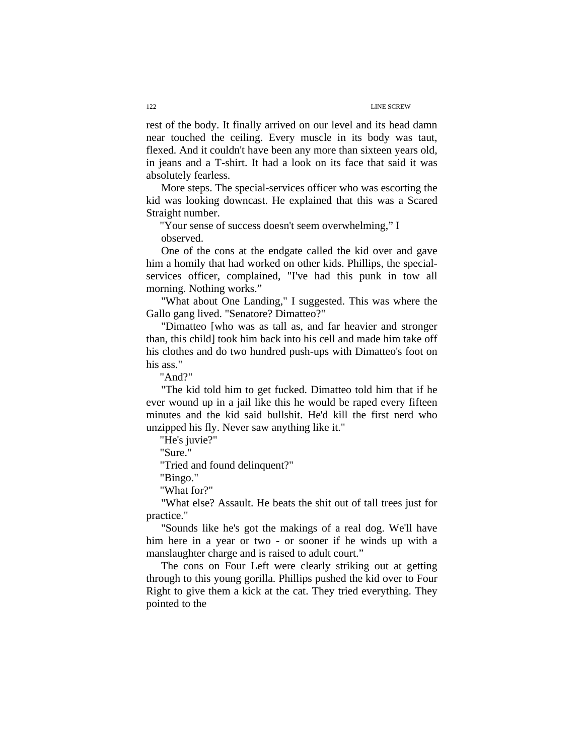rest of the body. It finally arrived on our level and its head damn near touched the ceiling. Every muscle in its body was taut, flexed. And it couldn't have been any more than sixteen years old, in jeans and a T-shirt. It had a look on its face that said it was absolutely fearless.

More steps. The special-services officer who was escorting the kid was looking downcast. He explained that this was a Scared Straight number.

"Your sense of success doesn't seem overwhelming," I observed.

One of the cons at the endgate called the kid over and gave him a homily that had worked on other kids. Phillips, the special-services officer, complained, "I've had this punk in tow all morning. Nothing works."

"What about One Landing," I suggested. This was where the Gallo gang lived. "Senatore? Dimatteo?"

"Dimatteo [who was as tall as, and far heavier and stronger than, this child] took him back into his cell and made him take off his clothes and do two hundred push-ups with Dimatteo's foot on his ass."

"And?"

"The kid told him to get fucked. Dimatteo told him that if he ever wound up in a jail like this he would be raped every fifteen minutes and the kid said bullshit. He'd kill the first nerd who unzipped his fly. Never saw anything like it."

"He's juvie?"

"Sure."

"Tried and found delinquent?"

"Bingo."

"What for?"

"What else? Assault. He beats the shit out of tall trees just for practice."

"Sounds like he's got the makings of a real dog. We'll have him here in a year or two - or sooner if he winds up with a manslaughter charge and is raised to adult court."

The cons on Four Left were clearly striking out at getting through to this young gorilla. Phillips pushed the kid over to Four Right to give them a kick at the cat. They tried everything. They pointed to the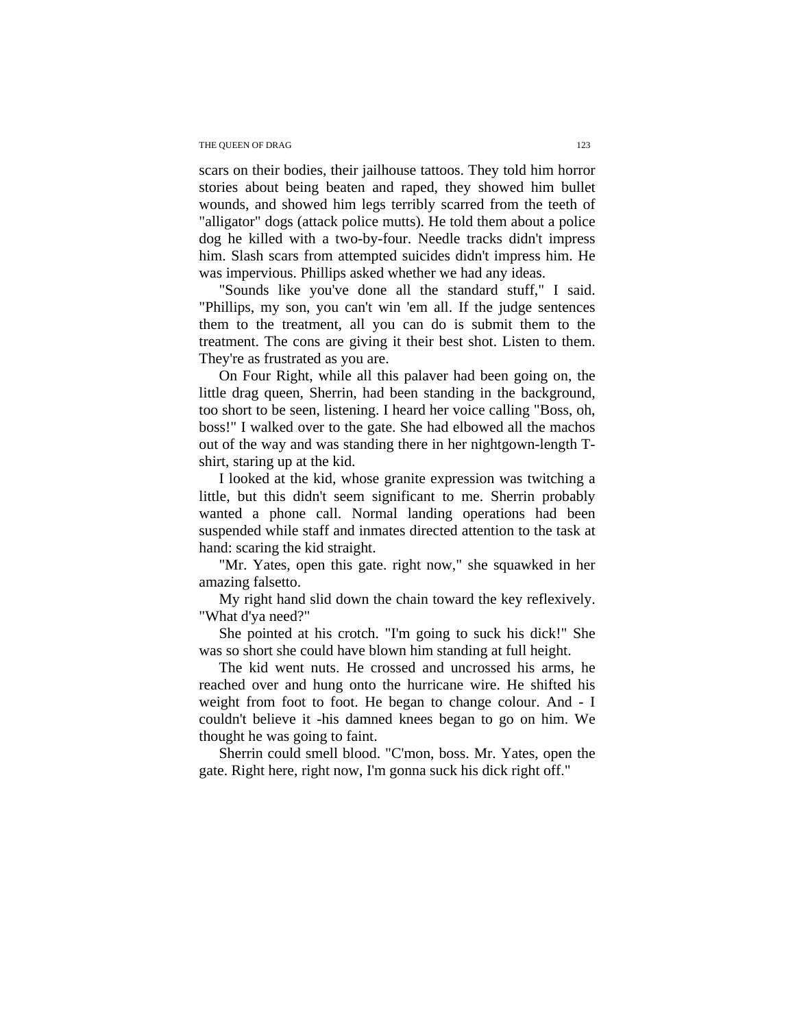scars on their bodies, their jailhouse tattoos. They told him horror stories about being beaten and raped, they showed him bullet wounds, and showed him legs terribly scarred from the teeth of "alligator" dogs (attack police mutts). He told them about a police dog he killed with a two-by-four. Needle tracks didn't impress him. Slash scars from attempted suicides didn't impress him. He was impervious. Phillips asked whether we had any ideas.

"Sounds like you've done all the standard stuff," I said. "Phillips, my son, you can't win 'em all. If the judge sentences them to the treatment, all you can do is submit them to the treatment. The cons are giving it their best shot. Listen to them. They're as frustrated as you are.

On Four Right, while all this palaver had been going on, the little drag queen, Sherrin, had been standing in the background, too short to be seen, listening. I heard her voice calling "Boss, oh, boss!" I walked over to the gate. She had elbowed all the machos out of the way and was standing there in her nightgown-length T-shirt, staring up at the kid.

I looked at the kid, whose granite expression was twitching a little, but this didn't seem significant to me. Sherrin probably wanted a phone call. Normal landing operations had been suspended while staff and inmates directed attention to the task at hand: scaring the kid straight.

"Mr. Yates, open this gate. right now," she squawked in her amazing falsetto.

My right hand slid down the chain toward the key reflexively. "What d'ya need?"

She pointed at his crotch. "I'm going to suck his dick!" She was so short she could have blown him standing at full height.

The kid went nuts. He crossed and uncrossed his arms, he reached over and hung onto the hurricane wire. He shifted his weight from foot to foot. He began to change colour. And - I couldn't believe it -his damned knees began to go on him. We thought he was going to faint.

Sherrin could smell blood. "C'mon, boss. Mr. Yates, open the gate. Right here, right now, I'm gonna suck his dick right off."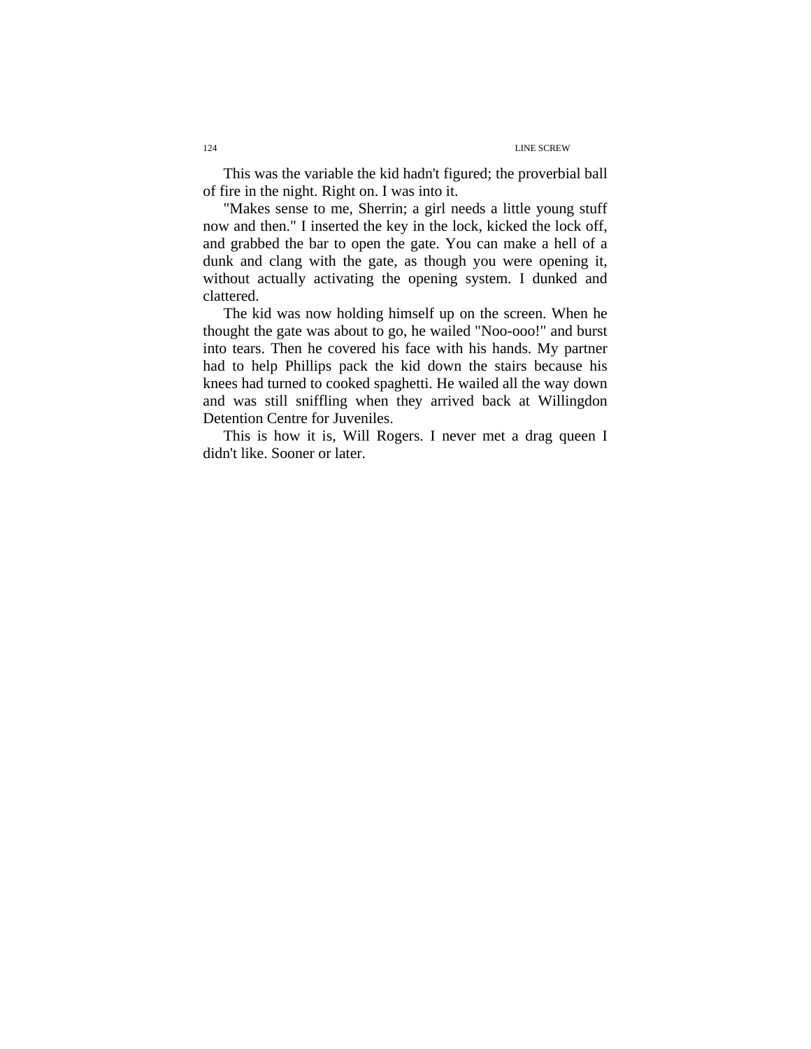This was the variable the kid hadn't figured; the proverbial ball of fire in the night. Right on. I was into it.

"Makes sense to me, Sherrin; a girl needs a little young stuff now and then." I inserted the key in the lock, kicked the lock off, and grabbed the bar to open the gate. You can make a hell of a dunk and clang with the gate, as though you were opening it, without actually activating the opening system. I dunked and clattered.

The kid was now holding himself up on the screen. When he thought the gate was about to go, he wailed "Noo-ooo!" and burst into tears. Then he covered his face with his hands. My partner had to help Phillips pack the kid down the stairs because his knees had turned to cooked spaghetti. He wailed all the way down and was still sniffling when they arrived back at Willingdon Detention Centre for Juveniles.

This is how it is, Will Rogers. I never met a drag queen I didn't like. Sooner or later.